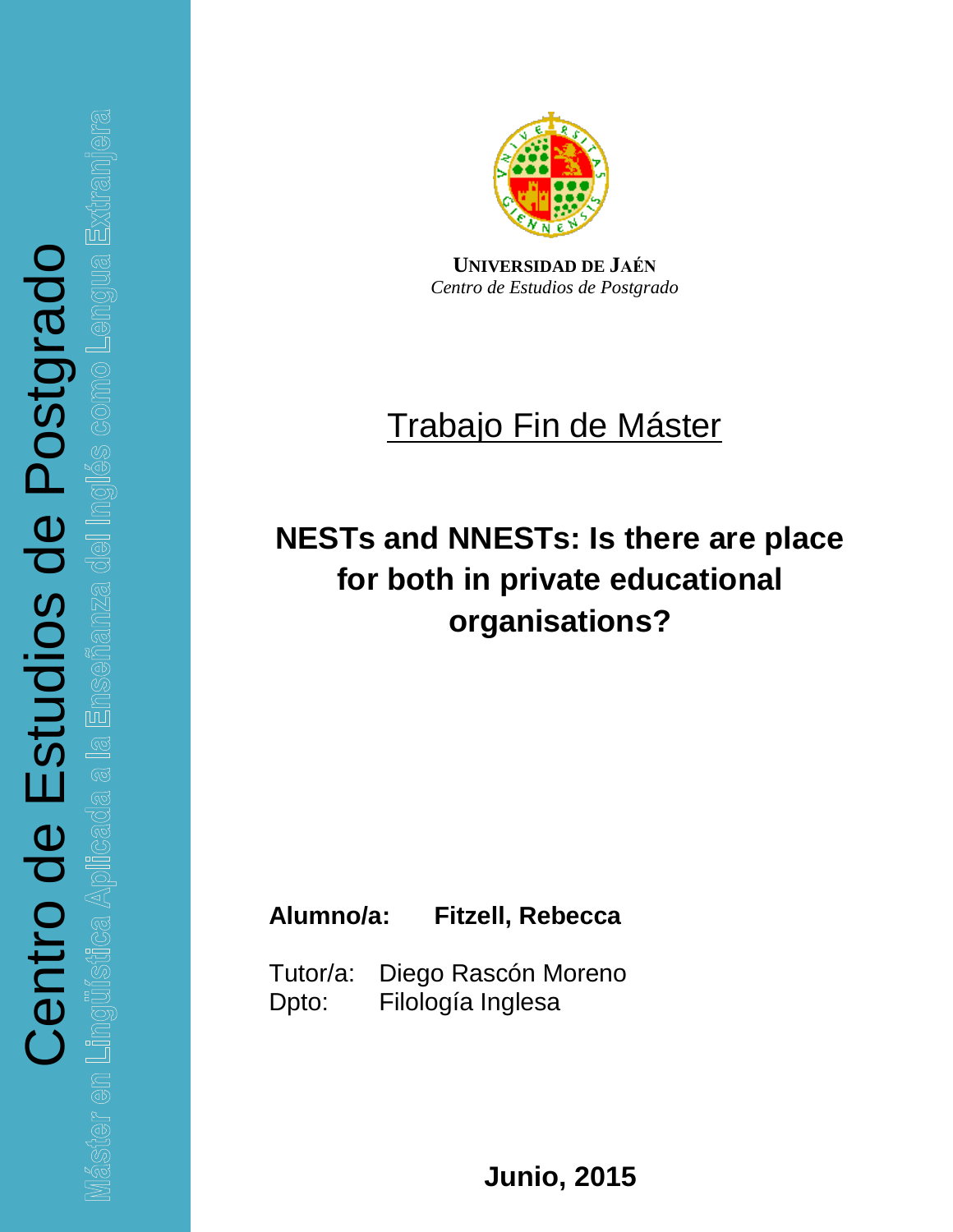Centro de Estudios de Postgrado

Máster en Lingüística Aplicada a la Enseñanza del Inglés como Lengua Extranjera

**UNIVERSIDAD DE JAÉN**
*Centro de Estudios de Postgrado*

# Trabajo Fin de Máster

## NESTs and NNESTs: Is there are place for both in private educational organisations?

**Alumno/a: Fitzell, Rebecca**

Tutor/a: Diego Rascón Moreno
Dpto: Filología Inglesa

**Junio, 2015**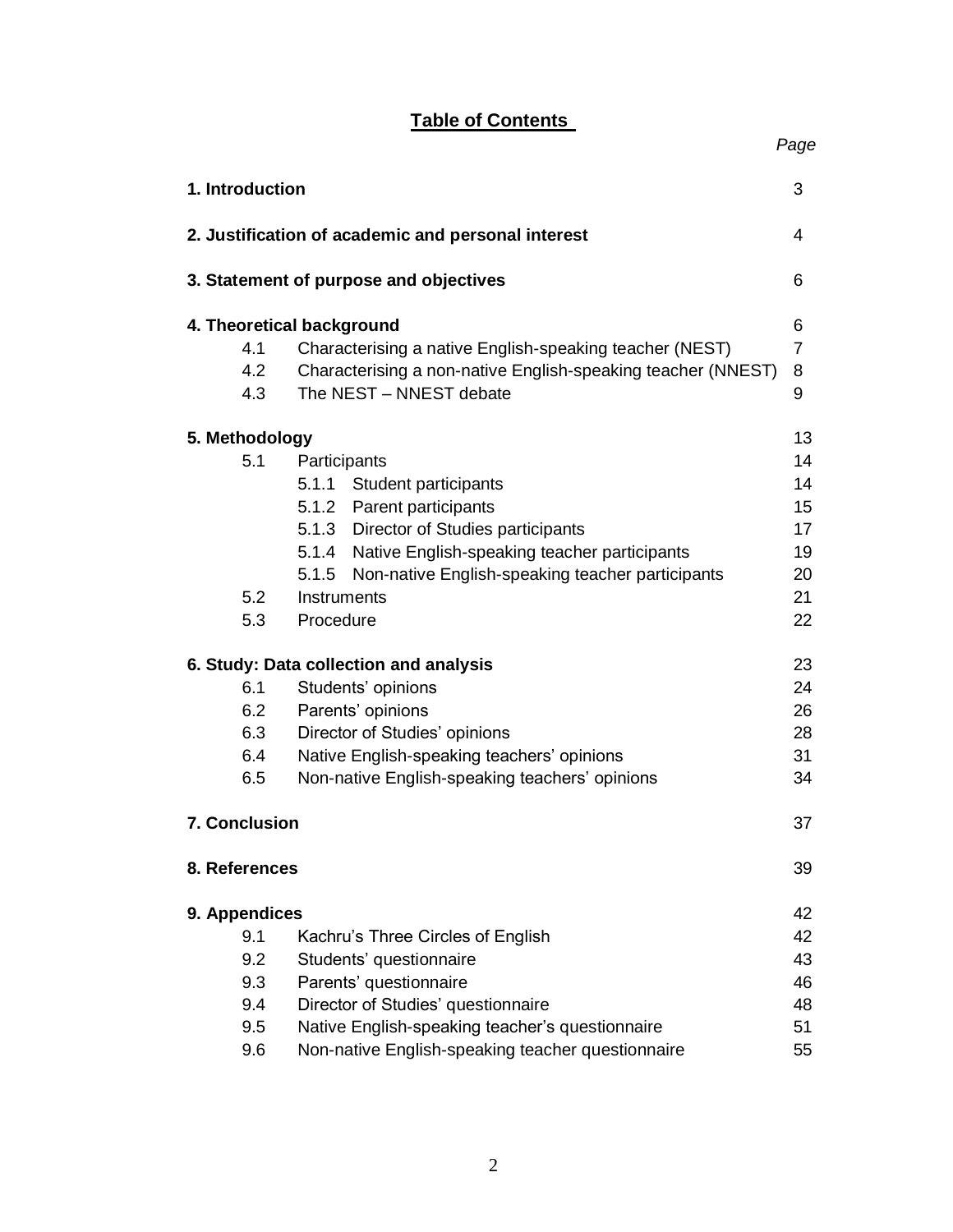# Table of Contents

| | *Page* |
|---|---|
| **1. Introduction** | 3 |
| **2. Justification of academic and personal interest** | 4 |
| **3. Statement of purpose and objectives** | 6 |
| **4. Theoretical background** | 6 |
| 4.1 Characterising a native English-speaking teacher (NEST) | 7 |
| 4.2 Characterising a non-native English-speaking teacher (NNEST) | 8 |
| 4.3 The NEST – NNEST debate | 9 |
| **5. Methodology** | 13 |
| 5.1 Participants | 14 |
| 5.1.1 Student participants | 14 |
| 5.1.2 Parent participants | 15 |
| 5.1.3 Director of Studies participants | 17 |
| 5.1.4 Native English-speaking teacher participants | 19 |
| 5.1.5 Non-native English-speaking teacher participants | 20 |
| 5.2 Instruments | 21 |
| 5.3 Procedure | 22 |
| **6. Study: Data collection and analysis** | 23 |
| 6.1 Students' opinions | 24 |
| 6.2 Parents' opinions | 26 |
| 6.3 Director of Studies' opinions | 28 |
| 6.4 Native English-speaking teachers' opinions | 31 |
| 6.5 Non-native English-speaking teachers' opinions | 34 |
| **7. Conclusion** | 37 |
| **8. References** | 39 |
| **9. Appendices** | 42 |
| 9.1 Kachru's Three Circles of English | 42 |
| 9.2 Students' questionnaire | 43 |
| 9.3 Parents' questionnaire | 46 |
| 9.4 Director of Studies' questionnaire | 48 |
| 9.5 Native English-speaking teacher's questionnaire | 51 |
| 9.6 Non-native English-speaking teacher questionnaire | 55 |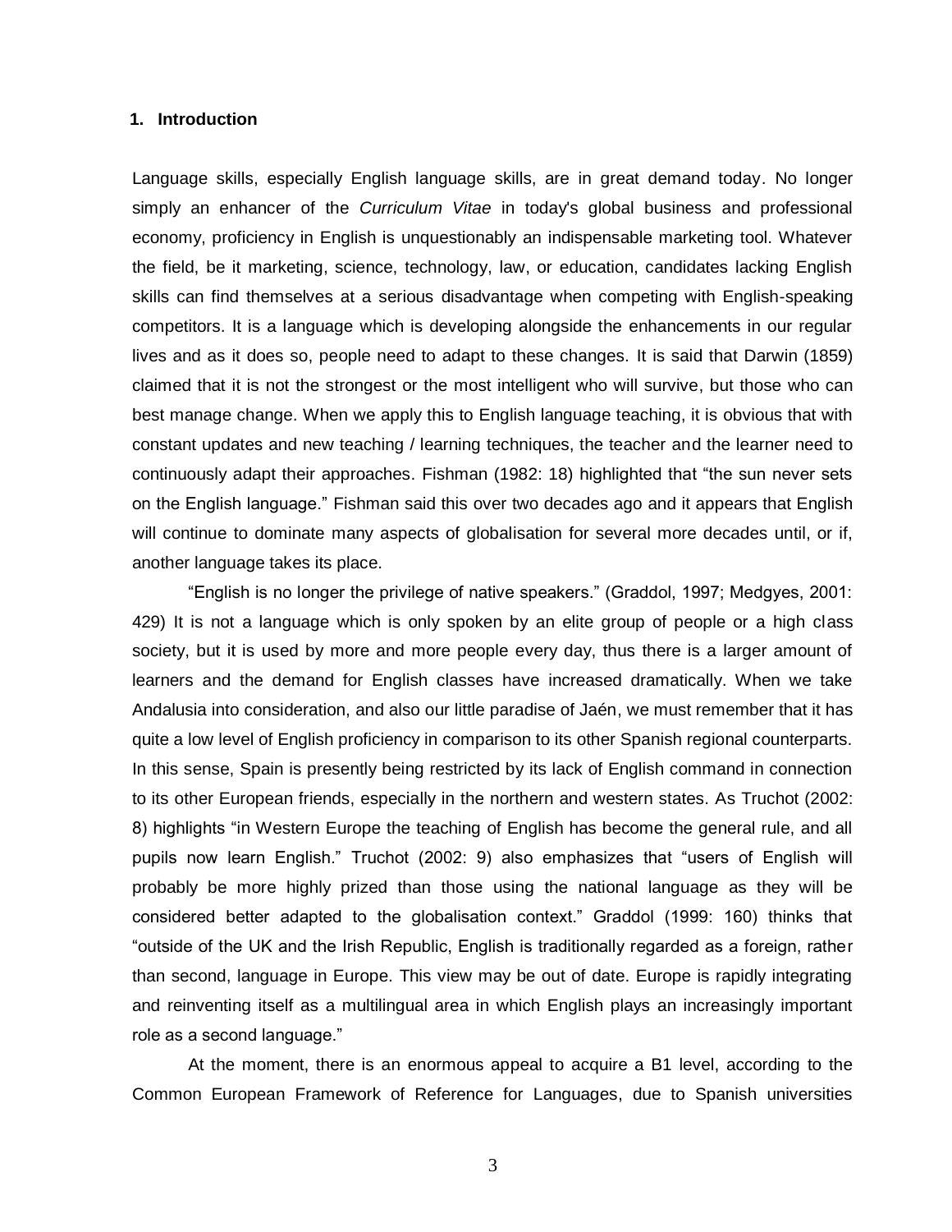## 1. Introduction

Language skills, especially English language skills, are in great demand today. No longer simply an enhancer of the *Curriculum Vitae* in today's global business and professional economy, proficiency in English is unquestionably an indispensable marketing tool. Whatever the field, be it marketing, science, technology, law, or education, candidates lacking English skills can find themselves at a serious disadvantage when competing with English-speaking competitors. It is a language which is developing alongside the enhancements in our regular lives and as it does so, people need to adapt to these changes. It is said that Darwin (1859) claimed that it is not the strongest or the most intelligent who will survive, but those who can best manage change. When we apply this to English language teaching, it is obvious that with constant updates and new teaching / learning techniques, the teacher and the learner need to continuously adapt their approaches. Fishman (1982: 18) highlighted that "the sun never sets on the English language." Fishman said this over two decades ago and it appears that English will continue to dominate many aspects of globalisation for several more decades until, or if, another language takes its place.

"English is no longer the privilege of native speakers." (Graddol, 1997; Medgyes, 2001: 429) It is not a language which is only spoken by an elite group of people or a high class society, but it is used by more and more people every day, thus there is a larger amount of learners and the demand for English classes have increased dramatically. When we take Andalusia into consideration, and also our little paradise of Jaén, we must remember that it has quite a low level of English proficiency in comparison to its other Spanish regional counterparts. In this sense, Spain is presently being restricted by its lack of English command in connection to its other European friends, especially in the northern and western states. As Truchot (2002: 8) highlights "in Western Europe the teaching of English has become the general rule, and all pupils now learn English." Truchot (2002: 9) also emphasizes that "users of English will probably be more highly prized than those using the national language as they will be considered better adapted to the globalisation context." Graddol (1999: 160) thinks that "outside of the UK and the Irish Republic, English is traditionally regarded as a foreign, rather than second, language in Europe. This view may be out of date. Europe is rapidly integrating and reinventing itself as a multilingual area in which English plays an increasingly important role as a second language."

At the moment, there is an enormous appeal to acquire a B1 level, according to the Common European Framework of Reference for Languages, due to Spanish universities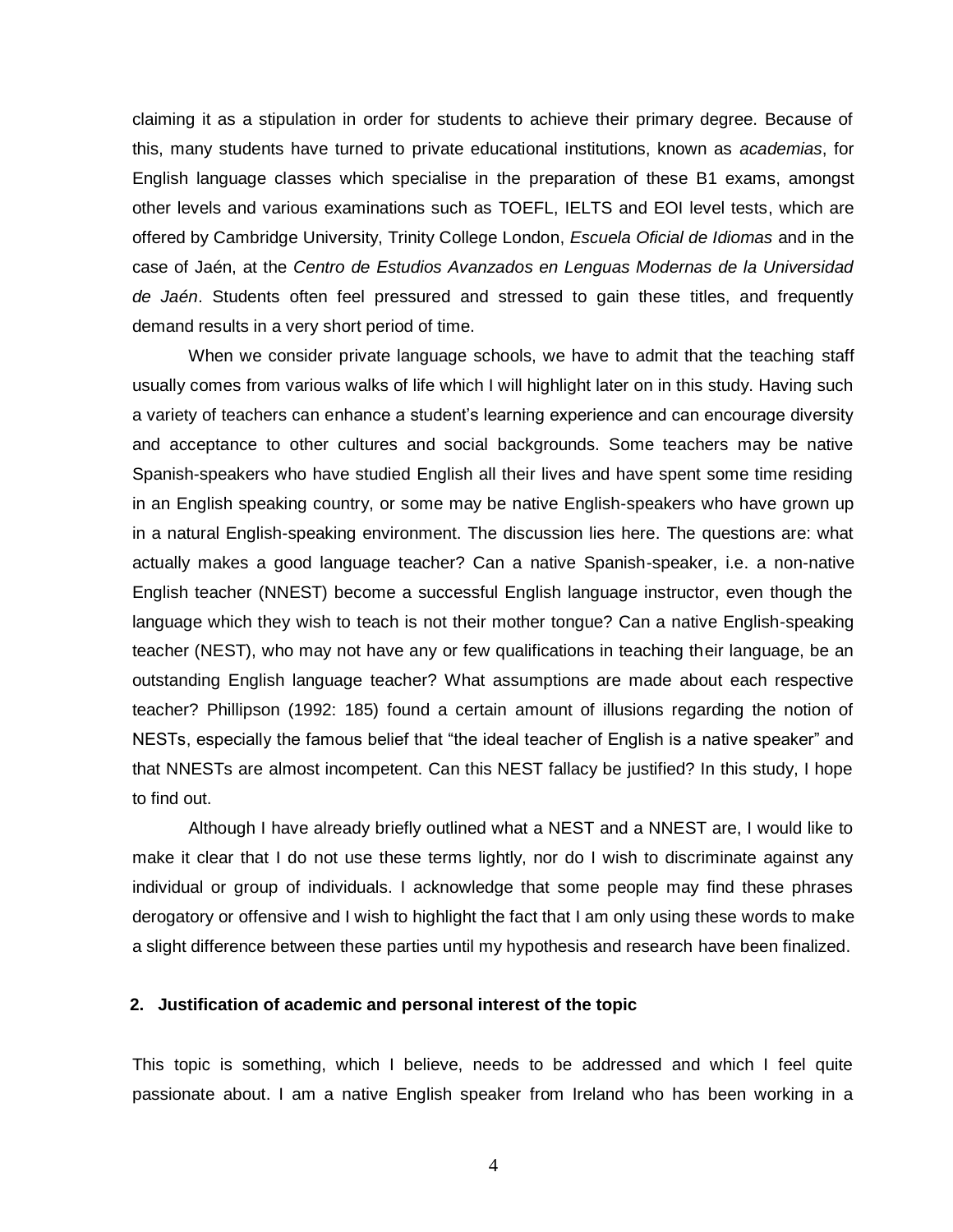claiming it as a stipulation in order for students to achieve their primary degree. Because of this, many students have turned to private educational institutions, known as *academias*, for English language classes which specialise in the preparation of these B1 exams, amongst other levels and various examinations such as TOEFL, IELTS and EOI level tests, which are offered by Cambridge University, Trinity College London, *Escuela Oficial de Idiomas* and in the case of Jaén, at the *Centro de Estudios Avanzados en Lenguas Modernas de la Universidad de Jaén*. Students often feel pressured and stressed to gain these titles, and frequently demand results in a very short period of time.

When we consider private language schools, we have to admit that the teaching staff usually comes from various walks of life which I will highlight later on in this study. Having such a variety of teachers can enhance a student's learning experience and can encourage diversity and acceptance to other cultures and social backgrounds. Some teachers may be native Spanish-speakers who have studied English all their lives and have spent some time residing in an English speaking country, or some may be native English-speakers who have grown up in a natural English-speaking environment. The discussion lies here. The questions are: what actually makes a good language teacher? Can a native Spanish-speaker, i.e. a non-native English teacher (NNEST) become a successful English language instructor, even though the language which they wish to teach is not their mother tongue? Can a native English-speaking teacher (NEST), who may not have any or few qualifications in teaching their language, be an outstanding English language teacher? What assumptions are made about each respective teacher? Phillipson (1992: 185) found a certain amount of illusions regarding the notion of NESTs, especially the famous belief that "the ideal teacher of English is a native speaker" and that NNESTs are almost incompetent. Can this NEST fallacy be justified? In this study, I hope to find out.

Although I have already briefly outlined what a NEST and a NNEST are, I would like to make it clear that I do not use these terms lightly, nor do I wish to discriminate against any individual or group of individuals. I acknowledge that some people may find these phrases derogatory or offensive and I wish to highlight the fact that I am only using these words to make a slight difference between these parties until my hypothesis and research have been finalized.

## 2. Justification of academic and personal interest of the topic

This topic is something, which I believe, needs to be addressed and which I feel quite passionate about. I am a native English speaker from Ireland who has been working in a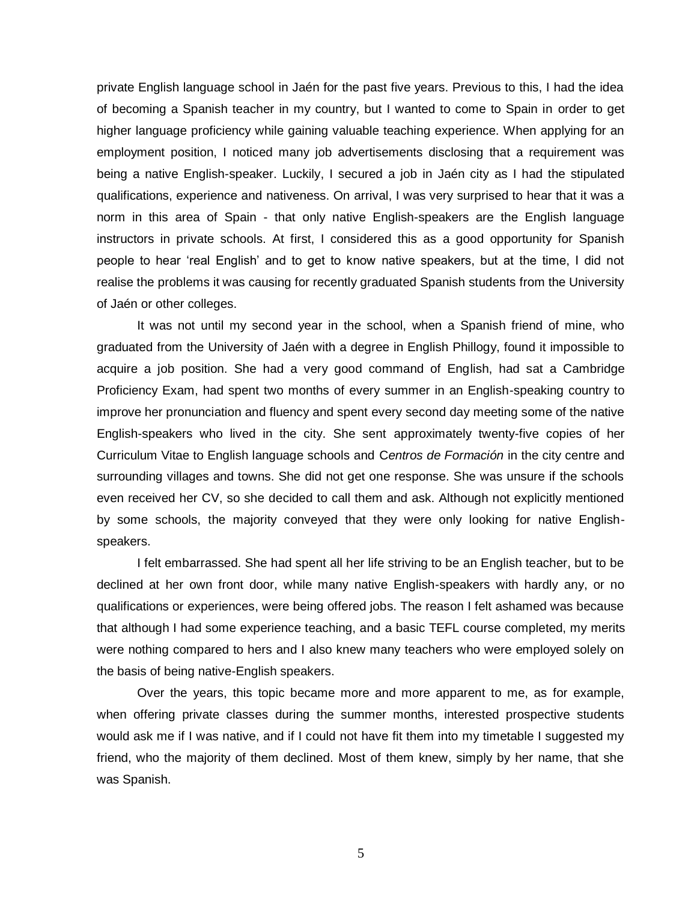private English language school in Jaén for the past five years. Previous to this, I had the idea of becoming a Spanish teacher in my country, but I wanted to come to Spain in order to get higher language proficiency while gaining valuable teaching experience. When applying for an employment position, I noticed many job advertisements disclosing that a requirement was being a native English-speaker. Luckily, I secured a job in Jaén city as I had the stipulated qualifications, experience and nativeness. On arrival, I was very surprised to hear that it was a norm in this area of Spain - that only native English-speakers are the English language instructors in private schools. At first, I considered this as a good opportunity for Spanish people to hear 'real English' and to get to know native speakers, but at the time, I did not realise the problems it was causing for recently graduated Spanish students from the University of Jaén or other colleges.

It was not until my second year in the school, when a Spanish friend of mine, who graduated from the University of Jaén with a degree in English Phillogy, found it impossible to acquire a job position. She had a very good command of English, had sat a Cambridge Proficiency Exam, had spent two months of every summer in an English-speaking country to improve her pronunciation and fluency and spent every second day meeting some of the native English-speakers who lived in the city. She sent approximately twenty-five copies of her Curriculum Vitae to English language schools and C*entros de Formación* in the city centre and surrounding villages and towns. She did not get one response. She was unsure if the schools even received her CV, so she decided to call them and ask. Although not explicitly mentioned by some schools, the majority conveyed that they were only looking for native English-speakers.

I felt embarrassed. She had spent all her life striving to be an English teacher, but to be declined at her own front door, while many native English-speakers with hardly any, or no qualifications or experiences, were being offered jobs. The reason I felt ashamed was because that although I had some experience teaching, and a basic TEFL course completed, my merits were nothing compared to hers and I also knew many teachers who were employed solely on the basis of being native-English speakers.

Over the years, this topic became more and more apparent to me, as for example, when offering private classes during the summer months, interested prospective students would ask me if I was native, and if I could not have fit them into my timetable I suggested my friend, who the majority of them declined. Most of them knew, simply by her name, that she was Spanish.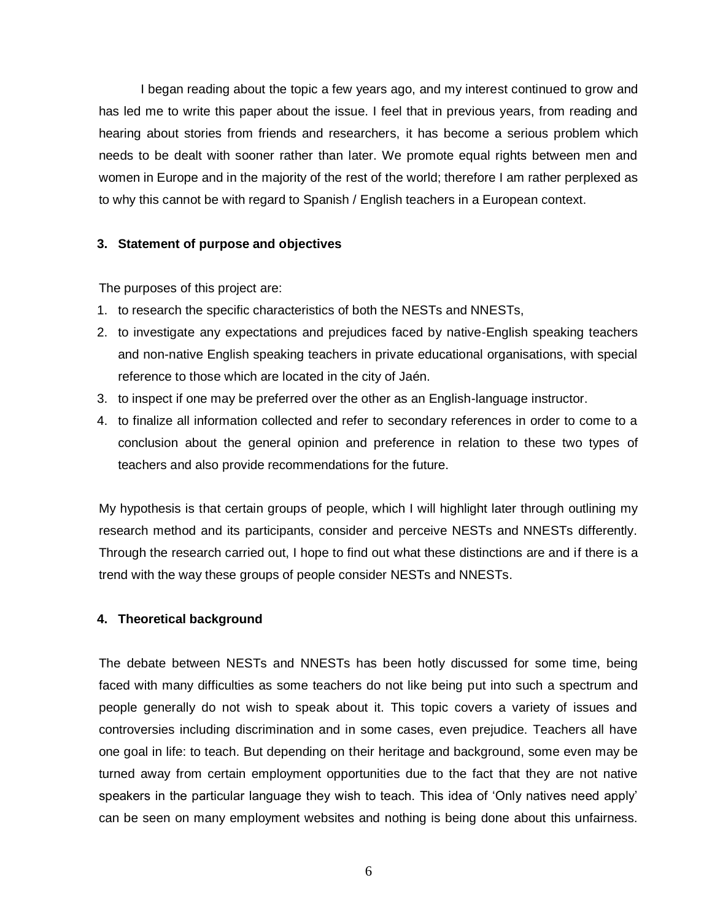I began reading about the topic a few years ago, and my interest continued to grow and has led me to write this paper about the issue. I feel that in previous years, from reading and hearing about stories from friends and researchers, it has become a serious problem which needs to be dealt with sooner rather than later. We promote equal rights between men and women in Europe and in the majority of the rest of the world; therefore I am rather perplexed as to why this cannot be with regard to Spanish / English teachers in a European context.

## 3. Statement of purpose and objectives

The purposes of this project are:

1. to research the specific characteristics of both the NESTs and NNESTs,
2. to investigate any expectations and prejudices faced by native-English speaking teachers and non-native English speaking teachers in private educational organisations, with special reference to those which are located in the city of Jaén.
3. to inspect if one may be preferred over the other as an English-language instructor.
4. to finalize all information collected and refer to secondary references in order to come to a conclusion about the general opinion and preference in relation to these two types of teachers and also provide recommendations for the future.

My hypothesis is that certain groups of people, which I will highlight later through outlining my research method and its participants, consider and perceive NESTs and NNESTs differently. Through the research carried out, I hope to find out what these distinctions are and if there is a trend with the way these groups of people consider NESTs and NNESTs.

## 4. Theoretical background

The debate between NESTs and NNESTs has been hotly discussed for some time, being faced with many difficulties as some teachers do not like being put into such a spectrum and people generally do not wish to speak about it. This topic covers a variety of issues and controversies including discrimination and in some cases, even prejudice. Teachers all have one goal in life: to teach. But depending on their heritage and background, some even may be turned away from certain employment opportunities due to the fact that they are not native speakers in the particular language they wish to teach. This idea of 'Only natives need apply' can be seen on many employment websites and nothing is being done about this unfairness.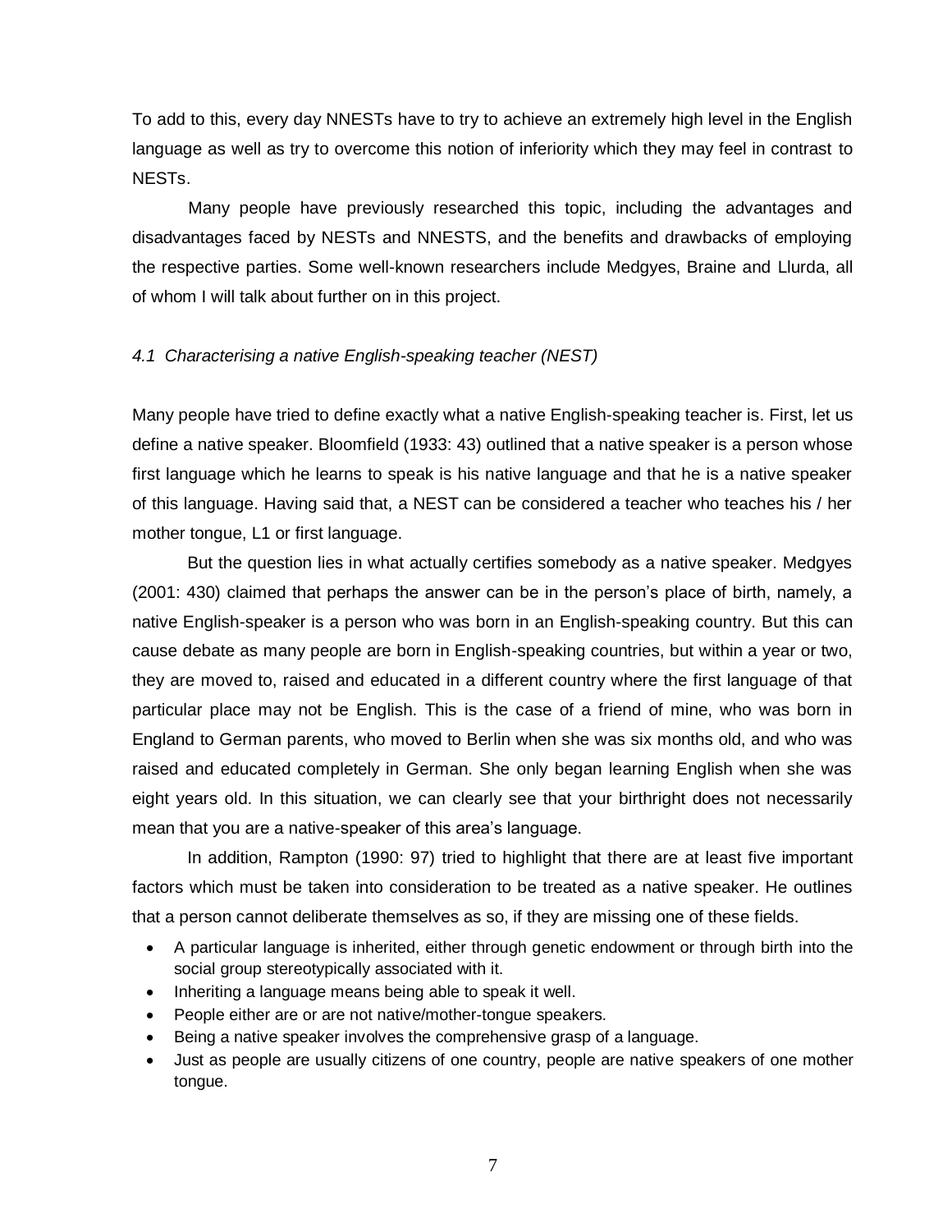To add to this, every day NNESTs have to try to achieve an extremely high level in the English language as well as try to overcome this notion of inferiority which they may feel in contrast to NESTs.

Many people have previously researched this topic, including the advantages and disadvantages faced by NESTs and NNESTS, and the benefits and drawbacks of employing the respective parties. Some well-known researchers include Medgyes, Braine and Llurda, all of whom I will talk about further on in this project.

### *4.1 Characterising a native English-speaking teacher (NEST)*

Many people have tried to define exactly what a native English-speaking teacher is. First, let us define a native speaker. Bloomfield (1933: 43) outlined that a native speaker is a person whose first language which he learns to speak is his native language and that he is a native speaker of this language. Having said that, a NEST can be considered a teacher who teaches his / her mother tongue, L1 or first language.

But the question lies in what actually certifies somebody as a native speaker. Medgyes (2001: 430) claimed that perhaps the answer can be in the person's place of birth, namely, a native English-speaker is a person who was born in an English-speaking country. But this can cause debate as many people are born in English-speaking countries, but within a year or two, they are moved to, raised and educated in a different country where the first language of that particular place may not be English. This is the case of a friend of mine, who was born in England to German parents, who moved to Berlin when she was six months old, and who was raised and educated completely in German. She only began learning English when she was eight years old. In this situation, we can clearly see that your birthright does not necessarily mean that you are a native-speaker of this area's language.

In addition, Rampton (1990: 97) tried to highlight that there are at least five important factors which must be taken into consideration to be treated as a native speaker. He outlines that a person cannot deliberate themselves as so, if they are missing one of these fields.

- A particular language is inherited, either through genetic endowment or through birth into the social group stereotypically associated with it.
- Inheriting a language means being able to speak it well.
- People either are or are not native/mother-tongue speakers.
- Being a native speaker involves the comprehensive grasp of a language.
- Just as people are usually citizens of one country, people are native speakers of one mother tongue.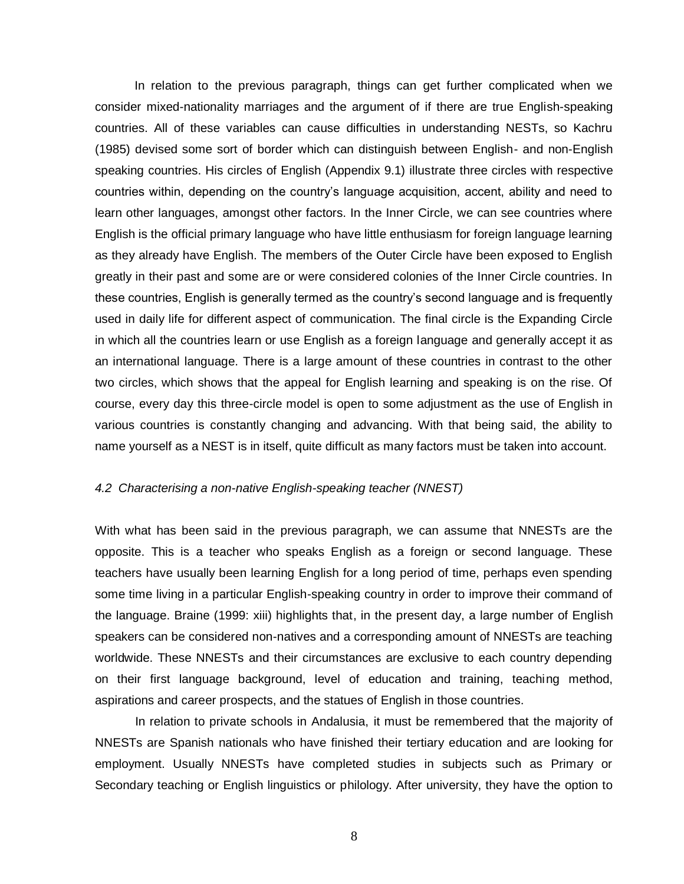In relation to the previous paragraph, things can get further complicated when we consider mixed-nationality marriages and the argument of if there are true English-speaking countries. All of these variables can cause difficulties in understanding NESTs, so Kachru (1985) devised some sort of border which can distinguish between English- and non-English speaking countries. His circles of English (Appendix 9.1) illustrate three circles with respective countries within, depending on the country's language acquisition, accent, ability and need to learn other languages, amongst other factors. In the Inner Circle, we can see countries where English is the official primary language who have little enthusiasm for foreign language learning as they already have English. The members of the Outer Circle have been exposed to English greatly in their past and some are or were considered colonies of the Inner Circle countries. In these countries, English is generally termed as the country's second language and is frequently used in daily life for different aspect of communication. The final circle is the Expanding Circle in which all the countries learn or use English as a foreign language and generally accept it as an international language. There is a large amount of these countries in contrast to the other two circles, which shows that the appeal for English learning and speaking is on the rise. Of course, every day this three-circle model is open to some adjustment as the use of English in various countries is constantly changing and advancing. With that being said, the ability to name yourself as a NEST is in itself, quite difficult as many factors must be taken into account.

### *4.2 Characterising a non-native English-speaking teacher (NNEST)*

With what has been said in the previous paragraph, we can assume that NNESTs are the opposite. This is a teacher who speaks English as a foreign or second language. These teachers have usually been learning English for a long period of time, perhaps even spending some time living in a particular English-speaking country in order to improve their command of the language. Braine (1999: xiii) highlights that, in the present day, a large number of English speakers can be considered non-natives and a corresponding amount of NNESTs are teaching worldwide. These NNESTs and their circumstances are exclusive to each country depending on their first language background, level of education and training, teaching method, aspirations and career prospects, and the statues of English in those countries.

In relation to private schools in Andalusia, it must be remembered that the majority of NNESTs are Spanish nationals who have finished their tertiary education and are looking for employment. Usually NNESTs have completed studies in subjects such as Primary or Secondary teaching or English linguistics or philology. After university, they have the option to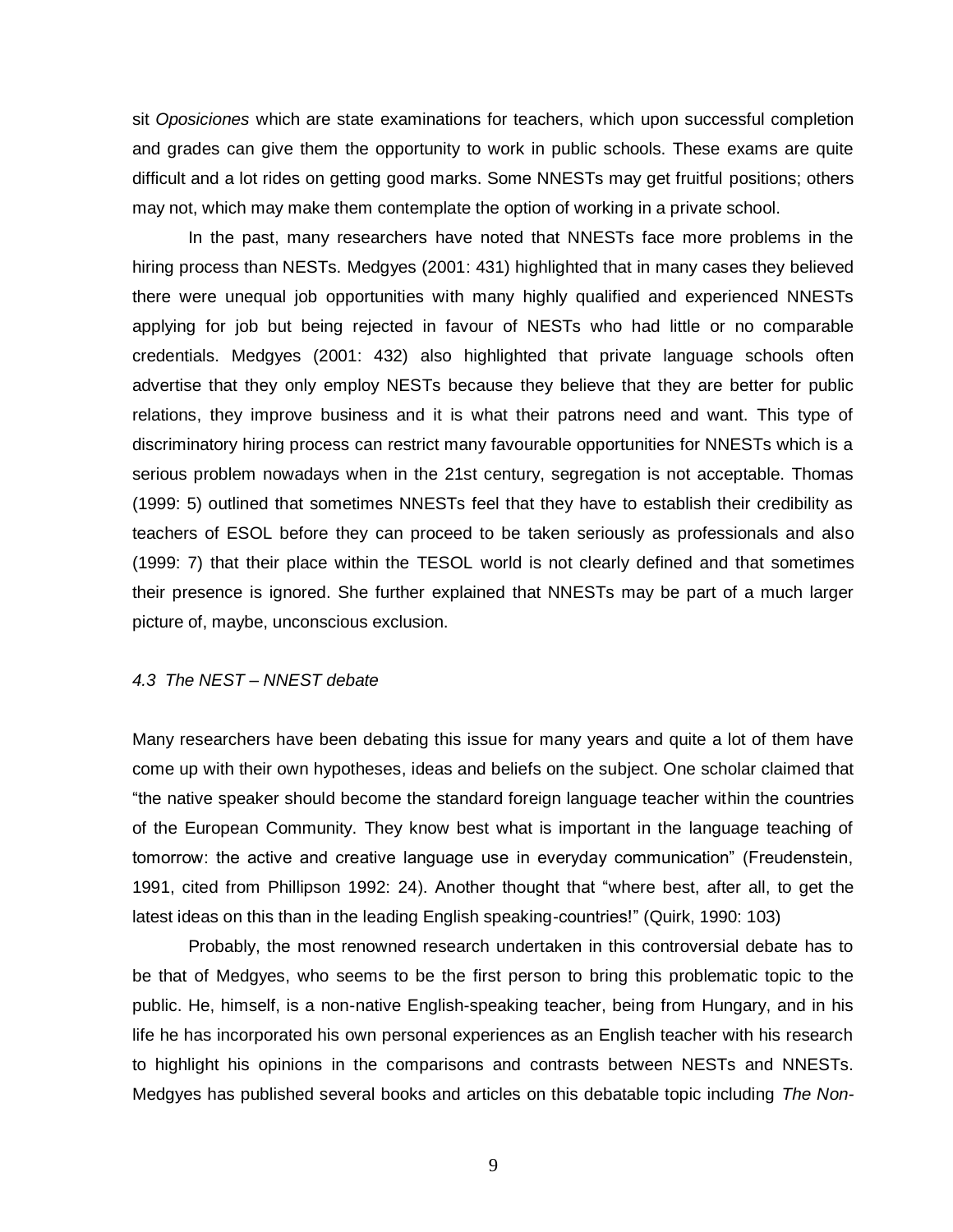sit *Oposiciones* which are state examinations for teachers, which upon successful completion and grades can give them the opportunity to work in public schools. These exams are quite difficult and a lot rides on getting good marks. Some NNESTs may get fruitful positions; others may not, which may make them contemplate the option of working in a private school.

In the past, many researchers have noted that NNESTs face more problems in the hiring process than NESTs. Medgyes (2001: 431) highlighted that in many cases they believed there were unequal job opportunities with many highly qualified and experienced NNESTs applying for job but being rejected in favour of NESTs who had little or no comparable credentials. Medgyes (2001: 432) also highlighted that private language schools often advertise that they only employ NESTs because they believe that they are better for public relations, they improve business and it is what their patrons need and want. This type of discriminatory hiring process can restrict many favourable opportunities for NNESTs which is a serious problem nowadays when in the 21st century, segregation is not acceptable. Thomas (1999: 5) outlined that sometimes NNESTs feel that they have to establish their credibility as teachers of ESOL before they can proceed to be taken seriously as professionals and also (1999: 7) that their place within the TESOL world is not clearly defined and that sometimes their presence is ignored. She further explained that NNESTs may be part of a much larger picture of, maybe, unconscious exclusion.

### *4.3 The NEST – NNEST debate*

Many researchers have been debating this issue for many years and quite a lot of them have come up with their own hypotheses, ideas and beliefs on the subject. One scholar claimed that "the native speaker should become the standard foreign language teacher within the countries of the European Community. They know best what is important in the language teaching of tomorrow: the active and creative language use in everyday communication" (Freudenstein, 1991, cited from Phillipson 1992: 24). Another thought that "where best, after all, to get the latest ideas on this than in the leading English speaking-countries!" (Quirk, 1990: 103)

Probably, the most renowned research undertaken in this controversial debate has to be that of Medgyes, who seems to be the first person to bring this problematic topic to the public. He, himself, is a non-native English-speaking teacher, being from Hungary, and in his life he has incorporated his own personal experiences as an English teacher with his research to highlight his opinions in the comparisons and contrasts between NESTs and NNESTs. Medgyes has published several books and articles on this debatable topic including *The Non-*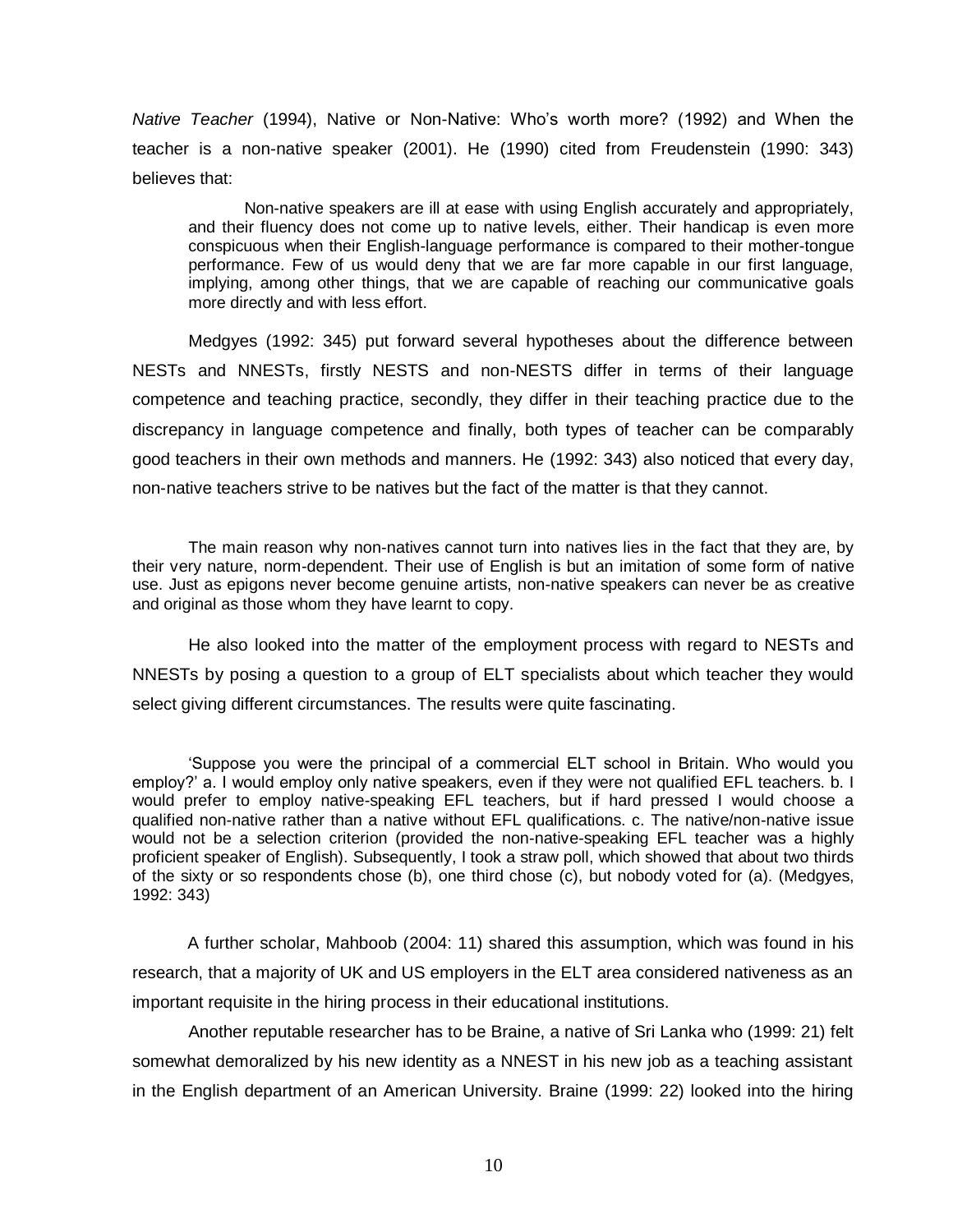*Native Teacher* (1994), Native or Non-Native: Who's worth more? (1992) and When the teacher is a non-native speaker (2001). He (1990) cited from Freudenstein (1990: 343) believes that:

> Non-native speakers are ill at ease with using English accurately and appropriately, and their fluency does not come up to native levels, either. Their handicap is even more conspicuous when their English-language performance is compared to their mother-tongue performance. Few of us would deny that we are far more capable in our first language, implying, among other things, that we are capable of reaching our communicative goals more directly and with less effort.

Medgyes (1992: 345) put forward several hypotheses about the difference between NESTs and NNESTs, firstly NESTS and non-NESTS differ in terms of their language competence and teaching practice, secondly, they differ in their teaching practice due to the discrepancy in language competence and finally, both types of teacher can be comparably good teachers in their own methods and manners. He (1992: 343) also noticed that every day, non-native teachers strive to be natives but the fact of the matter is that they cannot.

> The main reason why non-natives cannot turn into natives lies in the fact that they are, by their very nature, norm-dependent. Their use of English is but an imitation of some form of native use. Just as epigons never become genuine artists, non-native speakers can never be as creative and original as those whom they have learnt to copy.

He also looked into the matter of the employment process with regard to NESTs and NNESTs by posing a question to a group of ELT specialists about which teacher they would select giving different circumstances. The results were quite fascinating.

> 'Suppose you were the principal of a commercial ELT school in Britain. Who would you employ?' a. I would employ only native speakers, even if they were not qualified EFL teachers. b. I would prefer to employ native-speaking EFL teachers, but if hard pressed I would choose a qualified non-native rather than a native without EFL qualifications. c. The native/non-native issue would not be a selection criterion (provided the non-native-speaking EFL teacher was a highly proficient speaker of English). Subsequently, I took a straw poll, which showed that about two thirds of the sixty or so respondents chose (b), one third chose (c), but nobody voted for (a). (Medgyes, 1992: 343)

A further scholar, Mahboob (2004: 11) shared this assumption, which was found in his research, that a majority of UK and US employers in the ELT area considered nativeness as an important requisite in the hiring process in their educational institutions.

Another reputable researcher has to be Braine, a native of Sri Lanka who (1999: 21) felt somewhat demoralized by his new identity as a NNEST in his new job as a teaching assistant in the English department of an American University. Braine (1999: 22) looked into the hiring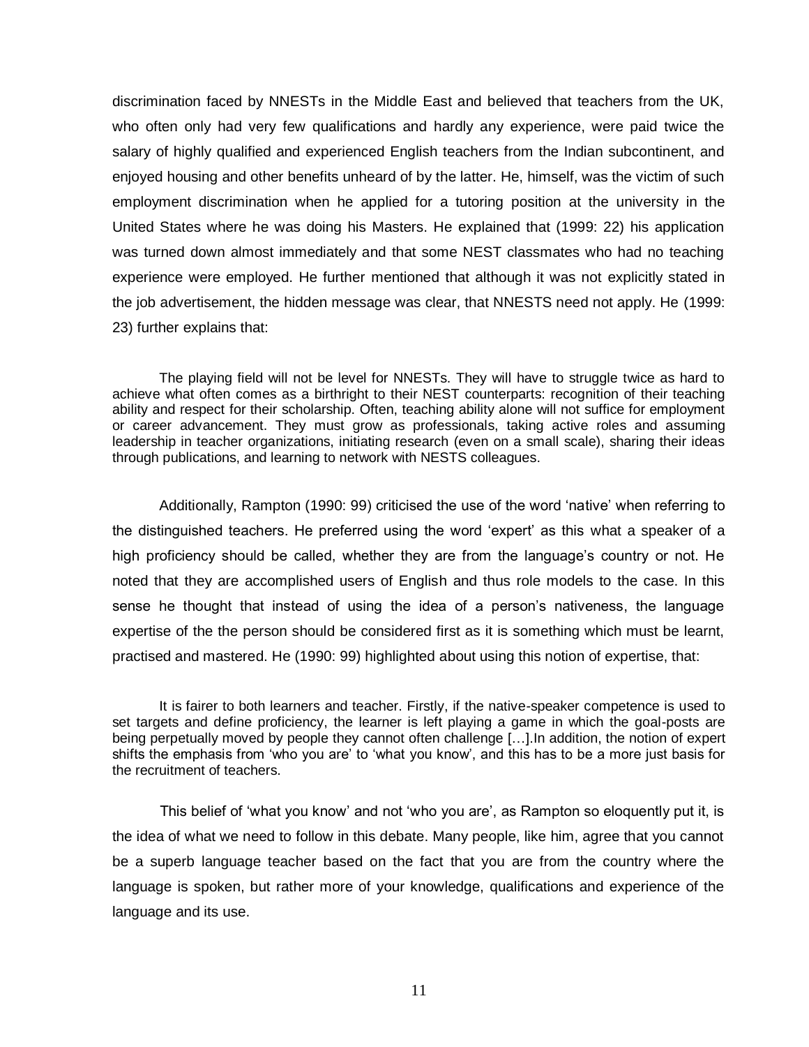discrimination faced by NNESTs in the Middle East and believed that teachers from the UK, who often only had very few qualifications and hardly any experience, were paid twice the salary of highly qualified and experienced English teachers from the Indian subcontinent, and enjoyed housing and other benefits unheard of by the latter. He, himself, was the victim of such employment discrimination when he applied for a tutoring position at the university in the United States where he was doing his Masters. He explained that (1999: 22) his application was turned down almost immediately and that some NEST classmates who had no teaching experience were employed. He further mentioned that although it was not explicitly stated in the job advertisement, the hidden message was clear, that NNESTS need not apply. He (1999: 23) further explains that:

> The playing field will not be level for NNESTs. They will have to struggle twice as hard to achieve what often comes as a birthright to their NEST counterparts: recognition of their teaching ability and respect for their scholarship. Often, teaching ability alone will not suffice for employment or career advancement. They must grow as professionals, taking active roles and assuming leadership in teacher organizations, initiating research (even on a small scale), sharing their ideas through publications, and learning to network with NESTS colleagues.

Additionally, Rampton (1990: 99) criticised the use of the word 'native' when referring to the distinguished teachers. He preferred using the word 'expert' as this what a speaker of a high proficiency should be called, whether they are from the language's country or not. He noted that they are accomplished users of English and thus role models to the case. In this sense he thought that instead of using the idea of a person's nativeness, the language expertise of the the person should be considered first as it is something which must be learnt, practised and mastered. He (1990: 99) highlighted about using this notion of expertise, that:

> It is fairer to both learners and teacher. Firstly, if the native-speaker competence is used to set targets and define proficiency, the learner is left playing a game in which the goal-posts are being perpetually moved by people they cannot often challenge […].In addition, the notion of expert shifts the emphasis from 'who you are' to 'what you know', and this has to be a more just basis for the recruitment of teachers.

This belief of 'what you know' and not 'who you are', as Rampton so eloquently put it, is the idea of what we need to follow in this debate. Many people, like him, agree that you cannot be a superb language teacher based on the fact that you are from the country where the language is spoken, but rather more of your knowledge, qualifications and experience of the language and its use.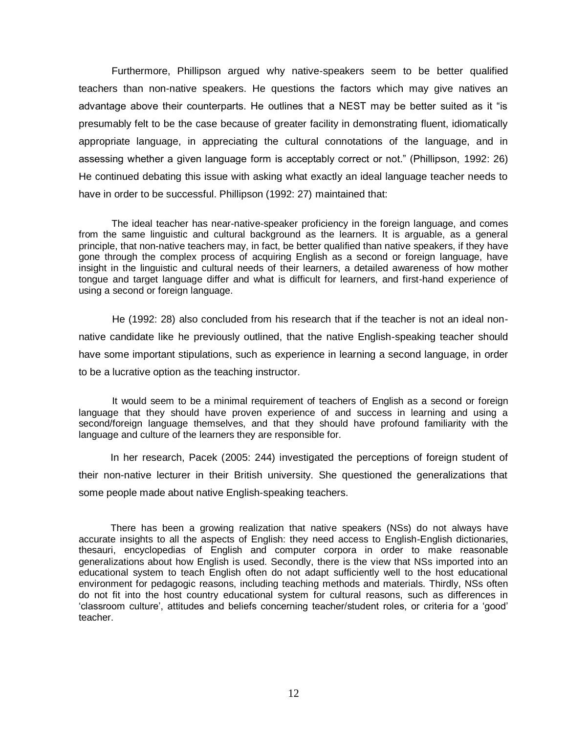Furthermore, Phillipson argued why native-speakers seem to be better qualified teachers than non-native speakers. He questions the factors which may give natives an advantage above their counterparts. He outlines that a NEST may be better suited as it "is presumably felt to be the case because of greater facility in demonstrating fluent, idiomatically appropriate language, in appreciating the cultural connotations of the language, and in assessing whether a given language form is acceptably correct or not." (Phillipson, 1992: 26) He continued debating this issue with asking what exactly an ideal language teacher needs to have in order to be successful. Phillipson (1992: 27) maintained that:

> The ideal teacher has near-native-speaker proficiency in the foreign language, and comes from the same linguistic and cultural background as the learners. It is arguable, as a general principle, that non-native teachers may, in fact, be better qualified than native speakers, if they have gone through the complex process of acquiring English as a second or foreign language, have insight in the linguistic and cultural needs of their learners, a detailed awareness of how mother tongue and target language differ and what is difficult for learners, and first-hand experience of using a second or foreign language.

He (1992: 28) also concluded from his research that if the teacher is not an ideal non-native candidate like he previously outlined, that the native English-speaking teacher should have some important stipulations, such as experience in learning a second language, in order to be a lucrative option as the teaching instructor.

> It would seem to be a minimal requirement of teachers of English as a second or foreign language that they should have proven experience of and success in learning and using a second/foreign language themselves, and that they should have profound familiarity with the language and culture of the learners they are responsible for.

In her research, Pacek (2005: 244) investigated the perceptions of foreign student of their non-native lecturer in their British university. She questioned the generalizations that some people made about native English-speaking teachers.

> There has been a growing realization that native speakers (NSs) do not always have accurate insights to all the aspects of English: they need access to English-English dictionaries, thesauri, encyclopedias of English and computer corpora in order to make reasonable generalizations about how English is used. Secondly, there is the view that NSs imported into an educational system to teach English often do not adapt sufficiently well to the host educational environment for pedagogic reasons, including teaching methods and materials. Thirdly, NSs often do not fit into the host country educational system for cultural reasons, such as differences in 'classroom culture', attitudes and beliefs concerning teacher/student roles, or criteria for a 'good' teacher.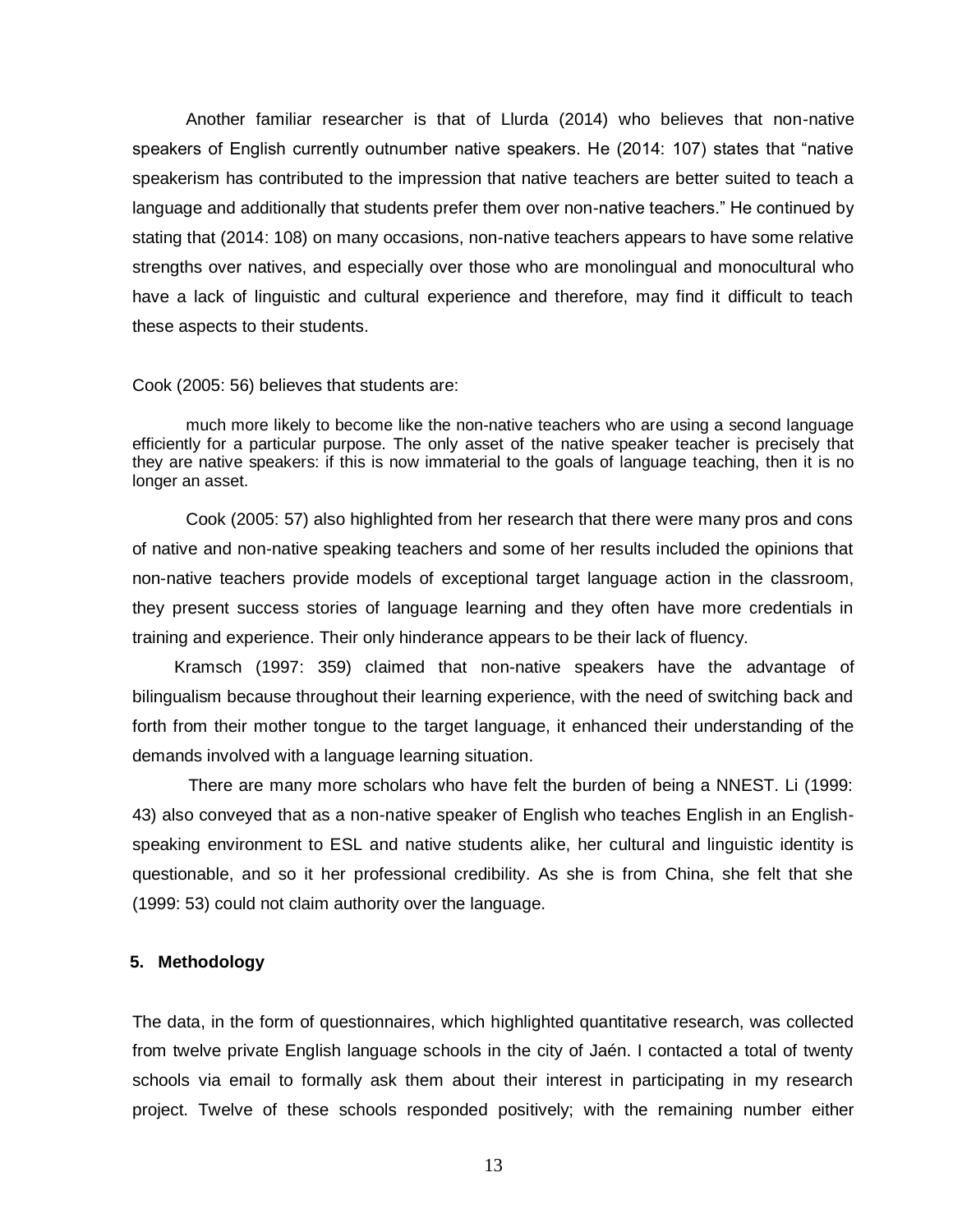Another familiar researcher is that of Llurda (2014) who believes that non-native speakers of English currently outnumber native speakers. He (2014: 107) states that "native speakerism has contributed to the impression that native teachers are better suited to teach a language and additionally that students prefer them over non-native teachers." He continued by stating that (2014: 108) on many occasions, non-native teachers appears to have some relative strengths over natives, and especially over those who are monolingual and monocultural who have a lack of linguistic and cultural experience and therefore, may find it difficult to teach these aspects to their students.

Cook (2005: 56) believes that students are:

> much more likely to become like the non-native teachers who are using a second language efficiently for a particular purpose. The only asset of the native speaker teacher is precisely that they are native speakers: if this is now immaterial to the goals of language teaching, then it is no longer an asset.

Cook (2005: 57) also highlighted from her research that there were many pros and cons of native and non-native speaking teachers and some of her results included the opinions that non-native teachers provide models of exceptional target language action in the classroom, they present success stories of language learning and they often have more credentials in training and experience. Their only hinderance appears to be their lack of fluency.

Kramsch (1997: 359) claimed that non-native speakers have the advantage of bilingualism because throughout their learning experience, with the need of switching back and forth from their mother tongue to the target language, it enhanced their understanding of the demands involved with a language learning situation.

There are many more scholars who have felt the burden of being a NNEST. Li (1999: 43) also conveyed that as a non-native speaker of English who teaches English in an English-speaking environment to ESL and native students alike, her cultural and linguistic identity is questionable, and so it her professional credibility. As she is from China, she felt that she (1999: 53) could not claim authority over the language.

## 5. Methodology

The data, in the form of questionnaires, which highlighted quantitative research, was collected from twelve private English language schools in the city of Jaén. I contacted a total of twenty schools via email to formally ask them about their interest in participating in my research project. Twelve of these schools responded positively; with the remaining number either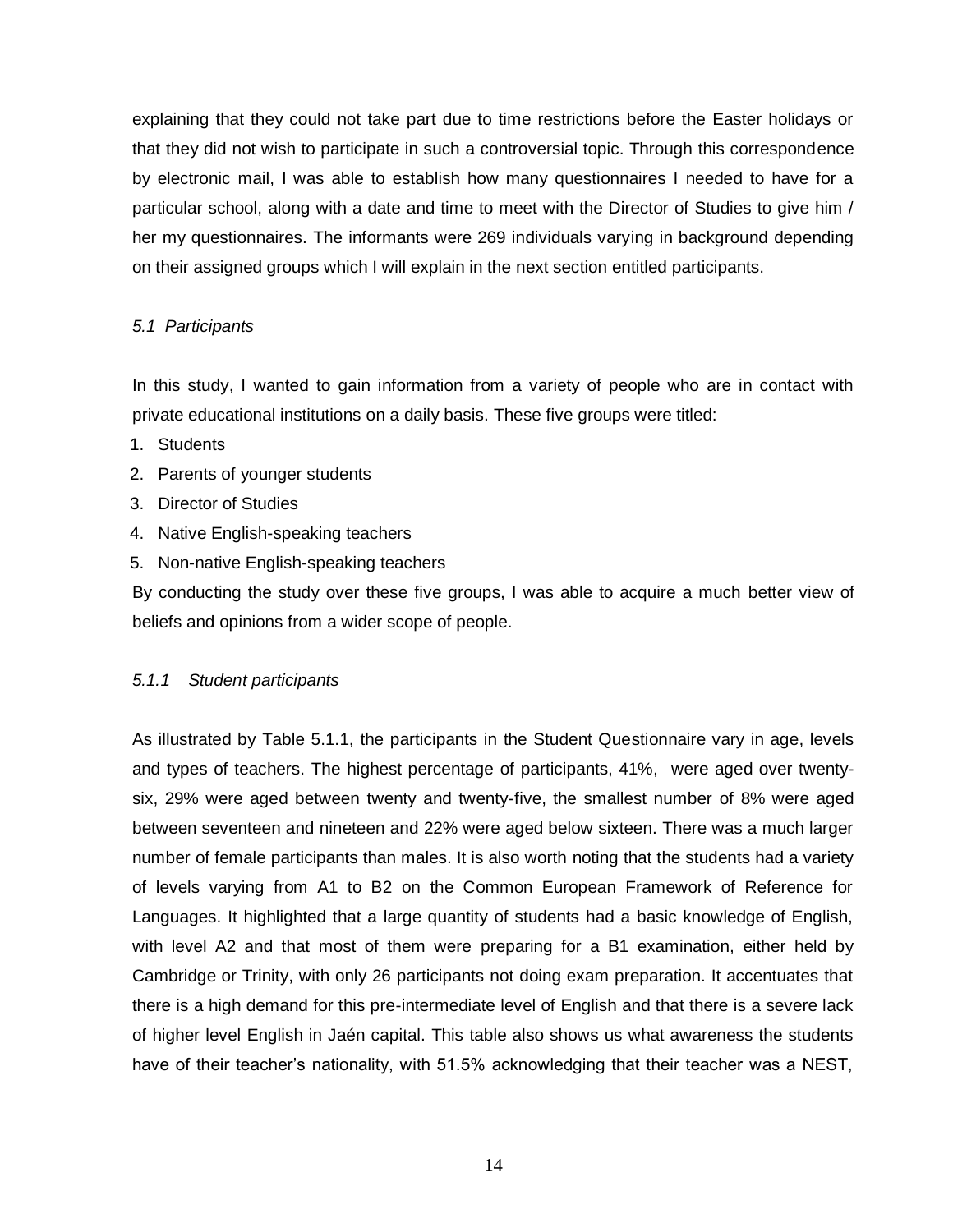explaining that they could not take part due to time restrictions before the Easter holidays or that they did not wish to participate in such a controversial topic. Through this correspondence by electronic mail, I was able to establish how many questionnaires I needed to have for a particular school, along with a date and time to meet with the Director of Studies to give him / her my questionnaires. The informants were 269 individuals varying in background depending on their assigned groups which I will explain in the next section entitled participants.

### *5.1 Participants*

In this study, I wanted to gain information from a variety of people who are in contact with private educational institutions on a daily basis. These five groups were titled:

1. Students
2. Parents of younger students
3. Director of Studies
4. Native English-speaking teachers
5. Non-native English-speaking teachers

By conducting the study over these five groups, I was able to acquire a much better view of beliefs and opinions from a wider scope of people.

#### *5.1.1 Student participants*

As illustrated by Table 5.1.1, the participants in the Student Questionnaire vary in age, levels and types of teachers. The highest percentage of participants, 41%, were aged over twenty-six, 29% were aged between twenty and twenty-five, the smallest number of 8% were aged between seventeen and nineteen and 22% were aged below sixteen. There was a much larger number of female participants than males. It is also worth noting that the students had a variety of levels varying from A1 to B2 on the Common European Framework of Reference for Languages. It highlighted that a large quantity of students had a basic knowledge of English, with level A2 and that most of them were preparing for a B1 examination, either held by Cambridge or Trinity, with only 26 participants not doing exam preparation. It accentuates that there is a high demand for this pre-intermediate level of English and that there is a severe lack of higher level English in Jaén capital. This table also shows us what awareness the students have of their teacher's nationality, with 51.5% acknowledging that their teacher was a NEST,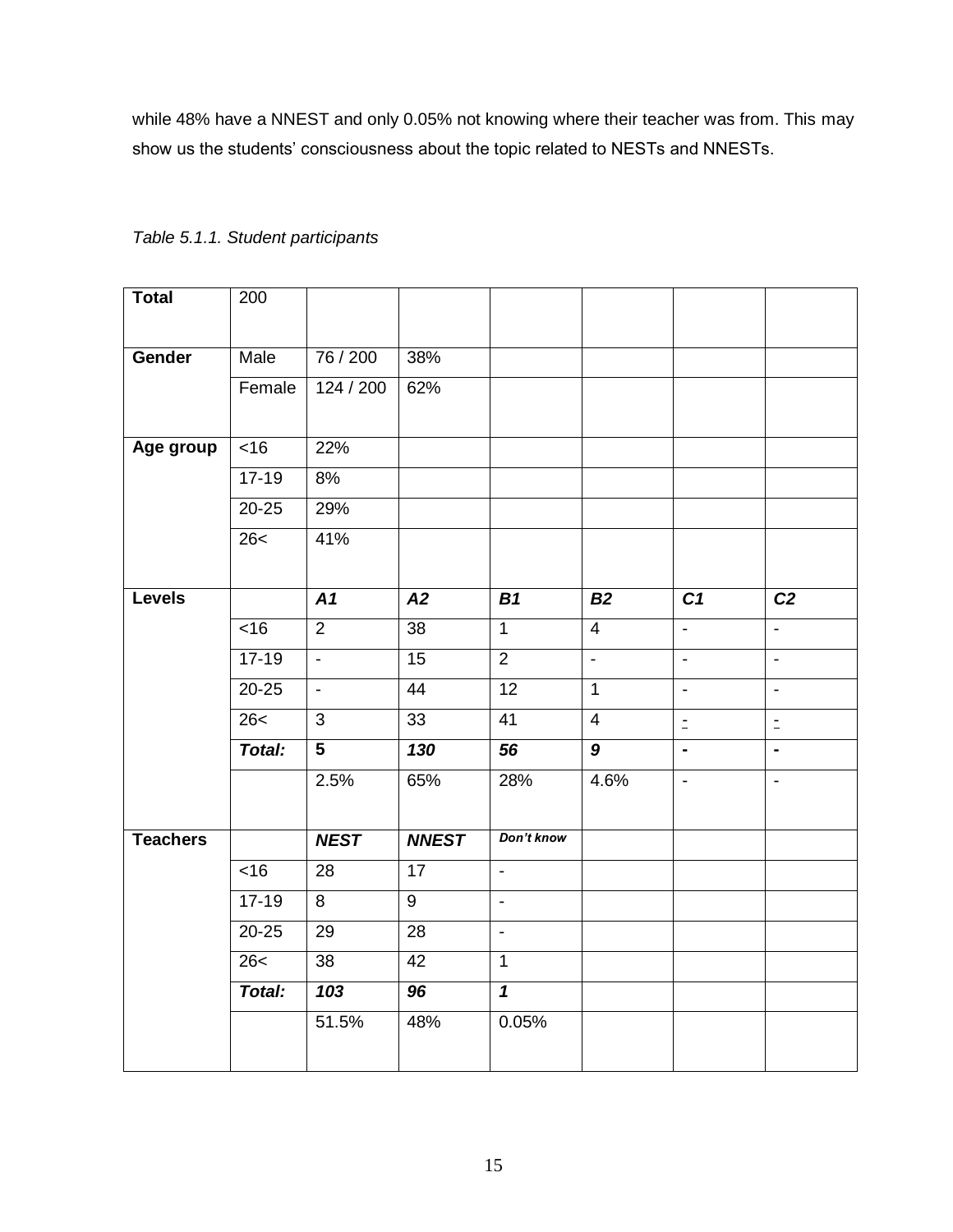while 48% have a NNEST and only 0.05% not knowing where their teacher was from. This may show us the students' consciousness about the topic related to NESTs and NNESTs.

*Table 5.1.1. Student participants*

| **Total** | 200 | | | | | | |
|---|---|---|---|---|---|---|---|
| **Gender** | Male | 76 / 200 | 38% | | | | |
| | Female | 124 / 200 | 62% | | | | |
| **Age group** | <16 | 22% | | | | | |
| | 17-19 | 8% | | | | | |
| | 20-25 | 29% | | | | | |
| | 26< | 41% | | | | | |
| **Levels** | | ***A1*** | ***A2*** | ***B1*** | ***B2*** | ***C1*** | ***C2*** |
| | <16 | 2 | 38 | 1 | 4 | - | - |
| | 17-19 | - | 15 | 2 | - | - | - |
| | 20-25 | - | 44 | 12 | 1 | - | - |
| | 26< | 3 | 33 | 41 | 4 | - | - |
| | ***Total:*** | **5** | ***130*** | ***56*** | ***9*** | **-** | **-** |
| | | 2.5% | 65% | 28% | 4.6% | - | - |
| **Teachers** | | ***NEST*** | ***NNEST*** | ***Don't know*** | | | |
| | <16 | 28 | 17 | - | | | |
| | 17-19 | 8 | 9 | - | | | |
| | 20-25 | 29 | 28 | - | | | |
| | 26< | 38 | 42 | 1 | | | |
| | ***Total:*** | ***103*** | ***96*** | ***1*** | | | |
| | | 51.5% | 48% | 0.05% | | | |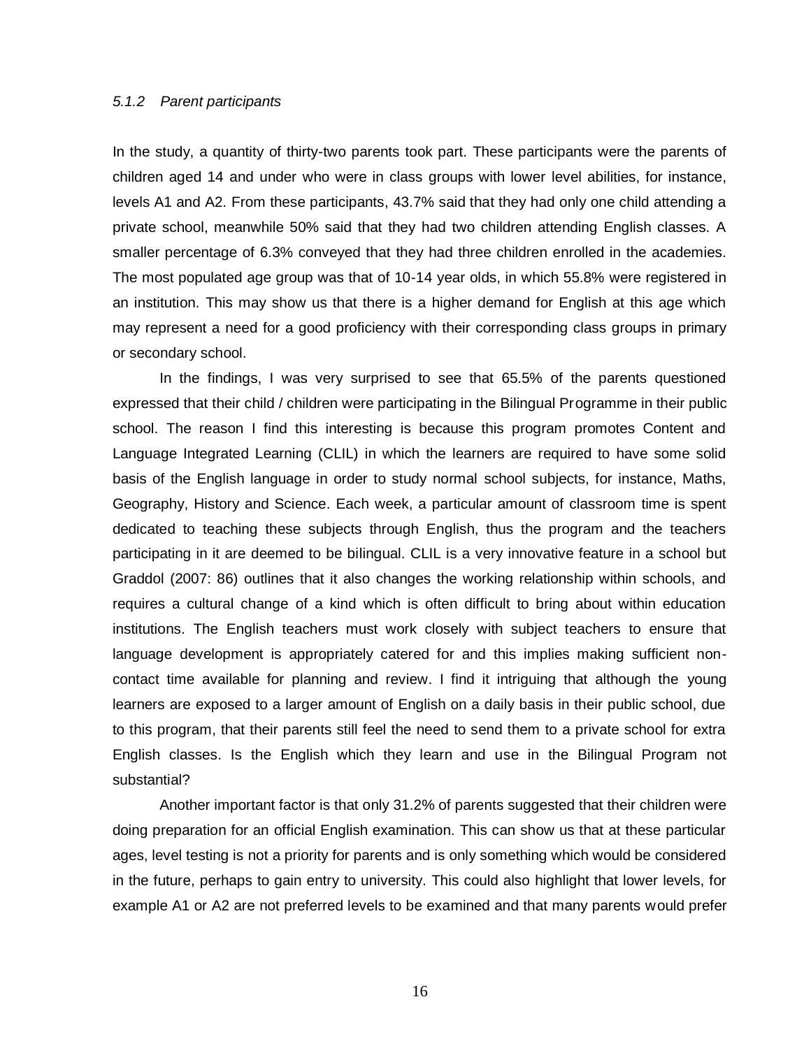#### *5.1.2 Parent participants*

In the study, a quantity of thirty-two parents took part. These participants were the parents of children aged 14 and under who were in class groups with lower level abilities, for instance, levels A1 and A2. From these participants, 43.7% said that they had only one child attending a private school, meanwhile 50% said that they had two children attending English classes. A smaller percentage of 6.3% conveyed that they had three children enrolled in the academies. The most populated age group was that of 10-14 year olds, in which 55.8% were registered in an institution. This may show us that there is a higher demand for English at this age which may represent a need for a good proficiency with their corresponding class groups in primary or secondary school.

In the findings, I was very surprised to see that 65.5% of the parents questioned expressed that their child / children were participating in the Bilingual Programme in their public school. The reason I find this interesting is because this program promotes Content and Language Integrated Learning (CLIL) in which the learners are required to have some solid basis of the English language in order to study normal school subjects, for instance, Maths, Geography, History and Science. Each week, a particular amount of classroom time is spent dedicated to teaching these subjects through English, thus the program and the teachers participating in it are deemed to be bilingual. CLIL is a very innovative feature in a school but Graddol (2007: 86) outlines that it also changes the working relationship within schools, and requires a cultural change of a kind which is often difficult to bring about within education institutions. The English teachers must work closely with subject teachers to ensure that language development is appropriately catered for and this implies making sufficient non-contact time available for planning and review. I find it intriguing that although the young learners are exposed to a larger amount of English on a daily basis in their public school, due to this program, that their parents still feel the need to send them to a private school for extra English classes. Is the English which they learn and use in the Bilingual Program not substantial?

Another important factor is that only 31.2% of parents suggested that their children were doing preparation for an official English examination. This can show us that at these particular ages, level testing is not a priority for parents and is only something which would be considered in the future, perhaps to gain entry to university. This could also highlight that lower levels, for example A1 or A2 are not preferred levels to be examined and that many parents would prefer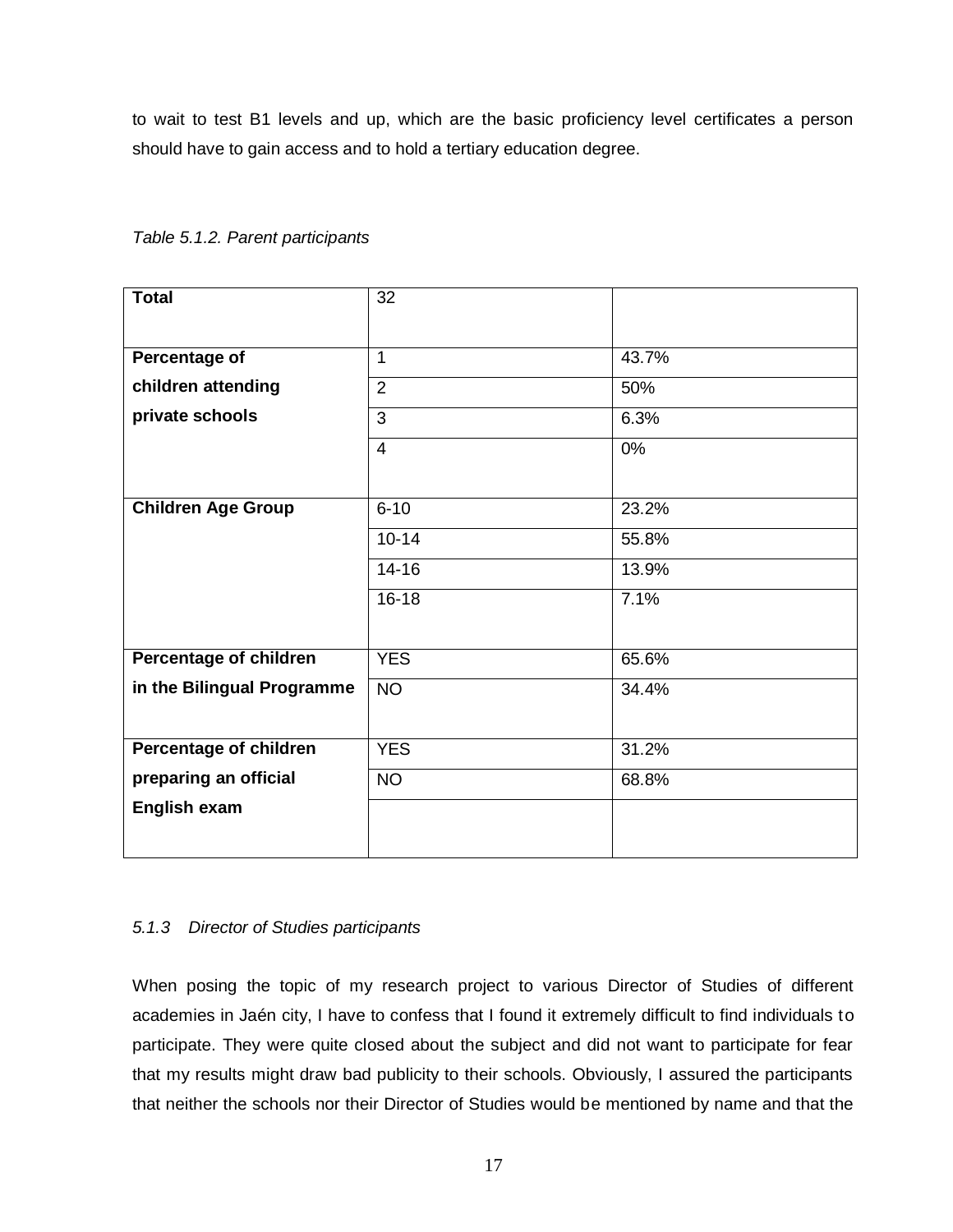to wait to test B1 levels and up, which are the basic proficiency level certificates a person should have to gain access and to hold a tertiary education degree.

*Table 5.1.2. Parent participants*

| **Total** | 32 | |
|---|---|---|
| **Percentage of children attending private schools** | 1 | 43.7% |
| | 2 | 50% |
| | 3 | 6.3% |
| | 4 | 0% |
| **Children Age Group** | 6-10 | 23.2% |
| | 10-14 | 55.8% |
| | 14-16 | 13.9% |
| | 16-18 | 7.1% |
| **Percentage of children in the Bilingual Programme** | YES | 65.6% |
| | NO | 34.4% |
| **Percentage of children preparing an official English exam** | YES | 31.2% |
| | NO | 68.8% |
| | | |

### *5.1.3 Director of Studies participants*

When posing the topic of my research project to various Director of Studies of different academies in Jaén city, I have to confess that I found it extremely difficult to find individuals to participate. They were quite closed about the subject and did not want to participate for fear that my results might draw bad publicity to their schools. Obviously, I assured the participants that neither the schools nor their Director of Studies would be mentioned by name and that the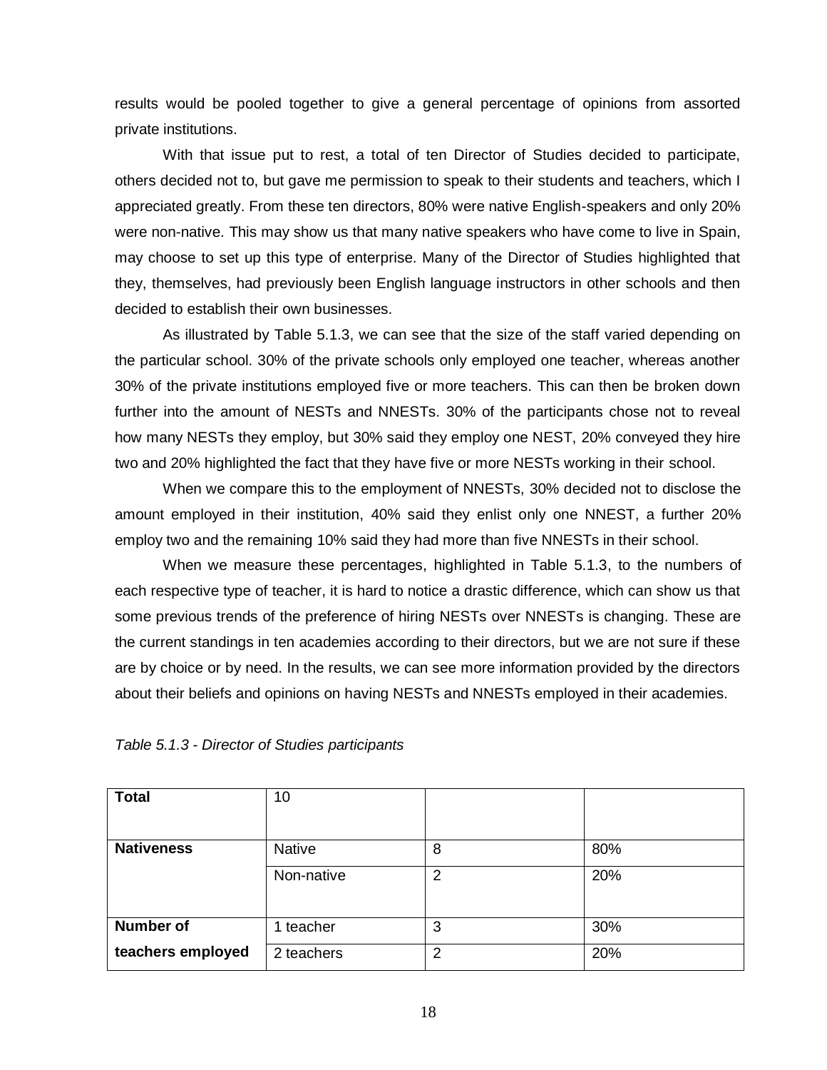results would be pooled together to give a general percentage of opinions from assorted private institutions.

With that issue put to rest, a total of ten Director of Studies decided to participate, others decided not to, but gave me permission to speak to their students and teachers, which I appreciated greatly. From these ten directors, 80% were native English-speakers and only 20% were non-native. This may show us that many native speakers who have come to live in Spain, may choose to set up this type of enterprise. Many of the Director of Studies highlighted that they, themselves, had previously been English language instructors in other schools and then decided to establish their own businesses.

As illustrated by Table 5.1.3, we can see that the size of the staff varied depending on the particular school. 30% of the private schools only employed one teacher, whereas another 30% of the private institutions employed five or more teachers. This can then be broken down further into the amount of NESTs and NNESTs. 30% of the participants chose not to reveal how many NESTs they employ, but 30% said they employ one NEST, 20% conveyed they hire two and 20% highlighted the fact that they have five or more NESTs working in their school.

When we compare this to the employment of NNESTs, 30% decided not to disclose the amount employed in their institution, 40% said they enlist only one NNEST, a further 20% employ two and the remaining 10% said they had more than five NNESTs in their school.

When we measure these percentages, highlighted in Table 5.1.3, to the numbers of each respective type of teacher, it is hard to notice a drastic difference, which can show us that some previous trends of the preference of hiring NESTs over NNESTs is changing. These are the current standings in ten academies according to their directors, but we are not sure if these are by choice or by need. In the results, we can see more information provided by the directors about their beliefs and opinions on having NESTs and NNESTs employed in their academies.

*Table 5.1.3 - Director of Studies participants*

| **Total** | 10 | | |
|---|---|---|---|
| **Nativeness** | Native | 8 | 80% |
| | Non-native | 2 | 20% |
| **Number of teachers employed** | 1 teacher | 3 | 30% |
| | 2 teachers | 2 | 20% |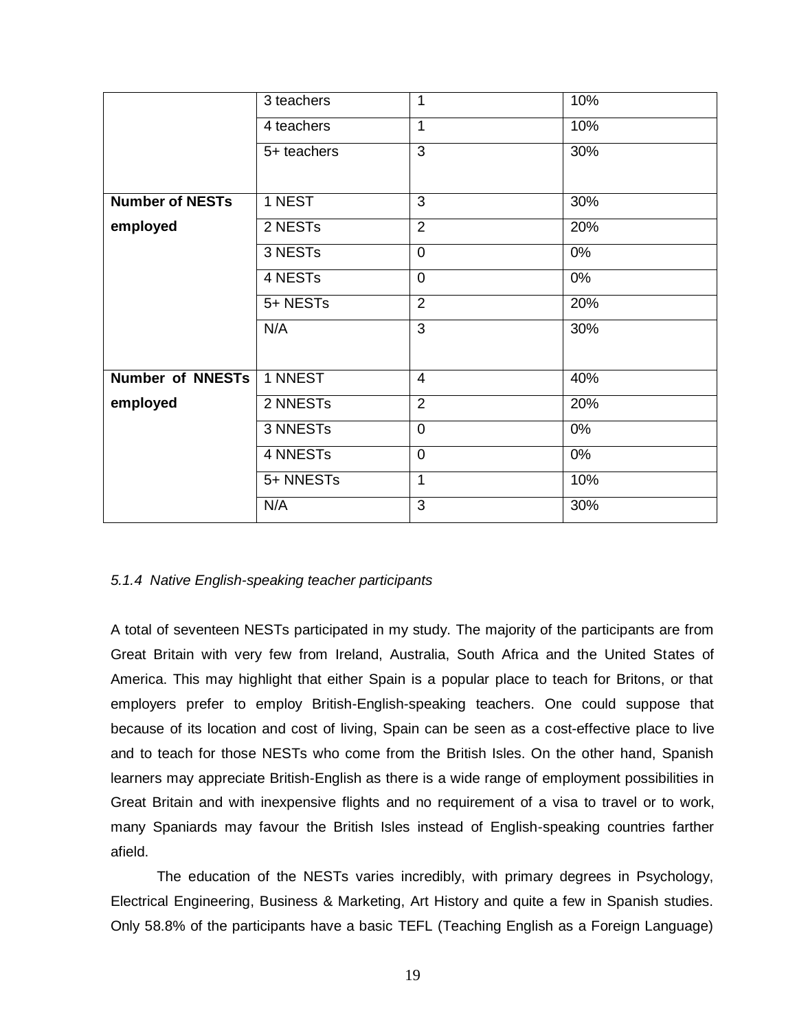| | | | |
|---|---|---|---|
| | 3 teachers | 1 | 10% |
| | 4 teachers | 1 | 10% |
| | 5+ teachers | 3 | 30% |
| **Number of NESTs employed** | 1 NEST | 3 | 30% |
| | 2 NESTs | 2 | 20% |
| | 3 NESTs | 0 | 0% |
| | 4 NESTs | 0 | 0% |
| | 5+ NESTs | 2 | 20% |
| | N/A | 3 | 30% |
| **Number of NNESTs employed** | 1 NNEST | 4 | 40% |
| | 2 NNESTs | 2 | 20% |
| | 3 NNESTs | 0 | 0% |
| | 4 NNESTs | 0 | 0% |
| | 5+ NNESTs | 1 | 10% |
| | N/A | 3 | 30% |

#### *5.1.4 Native English-speaking teacher participants*

A total of seventeen NESTs participated in my study. The majority of the participants are from Great Britain with very few from Ireland, Australia, South Africa and the United States of America. This may highlight that either Spain is a popular place to teach for Britons, or that employers prefer to employ British-English-speaking teachers. One could suppose that because of its location and cost of living, Spain can be seen as a cost-effective place to live and to teach for those NESTs who come from the British Isles. On the other hand, Spanish learners may appreciate British-English as there is a wide range of employment possibilities in Great Britain and with inexpensive flights and no requirement of a visa to travel or to work, many Spaniards may favour the British Isles instead of English-speaking countries farther afield.

The education of the NESTs varies incredibly, with primary degrees in Psychology, Electrical Engineering, Business & Marketing, Art History and quite a few in Spanish studies. Only 58.8% of the participants have a basic TEFL (Teaching English as a Foreign Language)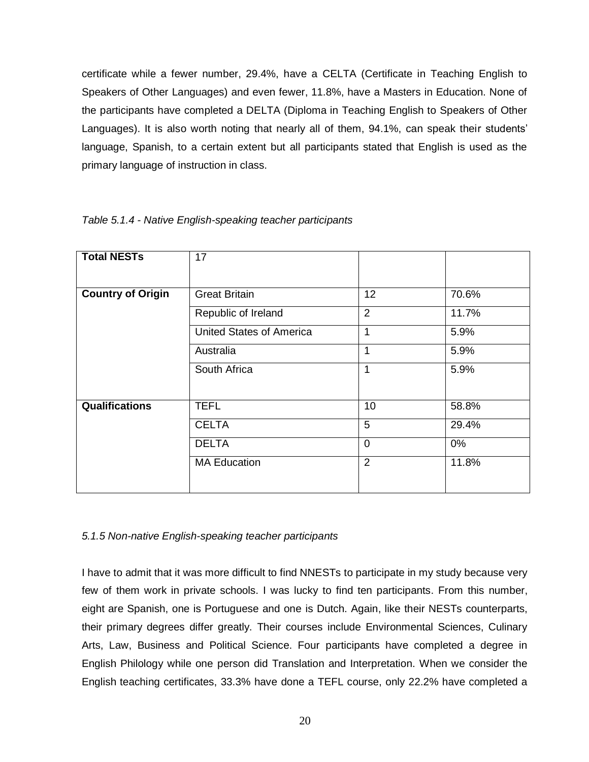certificate while a fewer number, 29.4%, have a CELTA (Certificate in Teaching English to Speakers of Other Languages) and even fewer, 11.8%, have a Masters in Education. None of the participants have completed a DELTA (Diploma in Teaching English to Speakers of Other Languages). It is also worth noting that nearly all of them, 94.1%, can speak their students' language, Spanish, to a certain extent but all participants stated that English is used as the primary language of instruction in class.

*Table 5.1.4 - Native English-speaking teacher participants*

| **Total NESTs** | 17 | | |
|---|---|---|---|
| **Country of Origin** | Great Britain | 12 | 70.6% |
| | Republic of Ireland | 2 | 11.7% |
| | United States of America | 1 | 5.9% |
| | Australia | 1 | 5.9% |
| | South Africa | 1 | 5.9% |
| **Qualifications** | TEFL | 10 | 58.8% |
| | CELTA | 5 | 29.4% |
| | DELTA | 0 | 0% |
| | MA Education | 2 | 11.8% |

*5.1.5 Non-native English-speaking teacher participants*

I have to admit that it was more difficult to find NNESTs to participate in my study because very few of them work in private schools. I was lucky to find ten participants. From this number, eight are Spanish, one is Portuguese and one is Dutch. Again, like their NESTs counterparts, their primary degrees differ greatly. Their courses include Environmental Sciences, Culinary Arts, Law, Business and Political Science. Four participants have completed a degree in English Philology while one person did Translation and Interpretation. When we consider the English teaching certificates, 33.3% have done a TEFL course, only 22.2% have completed a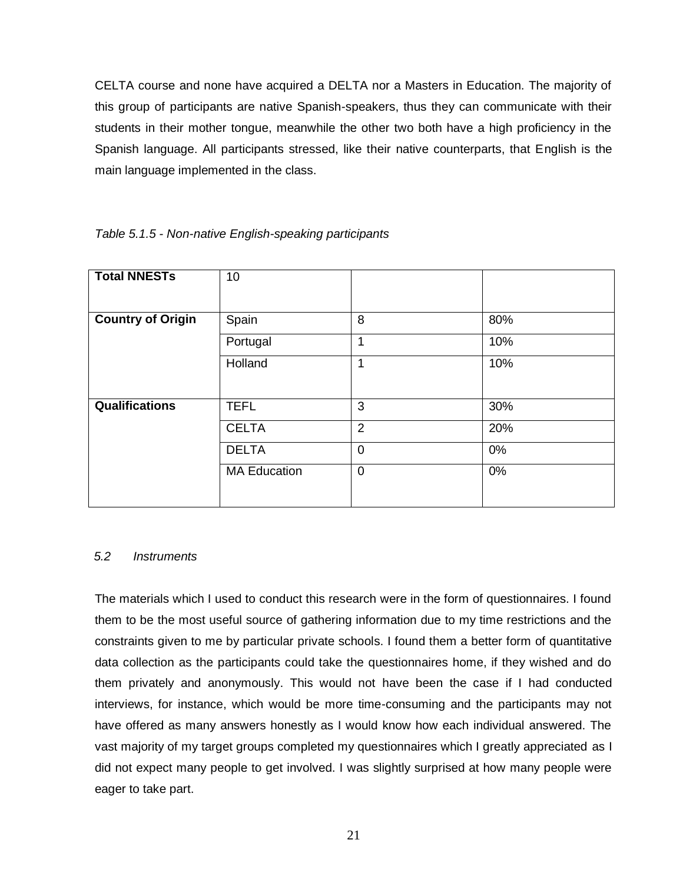CELTA course and none have acquired a DELTA nor a Masters in Education. The majority of this group of participants are native Spanish-speakers, thus they can communicate with their students in their mother tongue, meanwhile the other two both have a high proficiency in the Spanish language. All participants stressed, like their native counterparts, that English is the main language implemented in the class.

*Table 5.1.5 - Non-native English-speaking participants*

| **Total NNESTs** | 10 | | |
|---|---|---|---|
| **Country of Origin** | Spain | 8 | 80% |
| | Portugal | 1 | 10% |
| | Holland | 1 | 10% |
| **Qualifications** | TEFL | 3 | 30% |
| | CELTA | 2 | 20% |
| | DELTA | 0 | 0% |
| | MA Education | 0 | 0% |

### *5.2 Instruments*

The materials which I used to conduct this research were in the form of questionnaires. I found them to be the most useful source of gathering information due to my time restrictions and the constraints given to me by particular private schools. I found them a better form of quantitative data collection as the participants could take the questionnaires home, if they wished and do them privately and anonymously. This would not have been the case if I had conducted interviews, for instance, which would be more time-consuming and the participants may not have offered as many answers honestly as I would know how each individual answered. The vast majority of my target groups completed my questionnaires which I greatly appreciated as I did not expect many people to get involved. I was slightly surprised at how many people were eager to take part.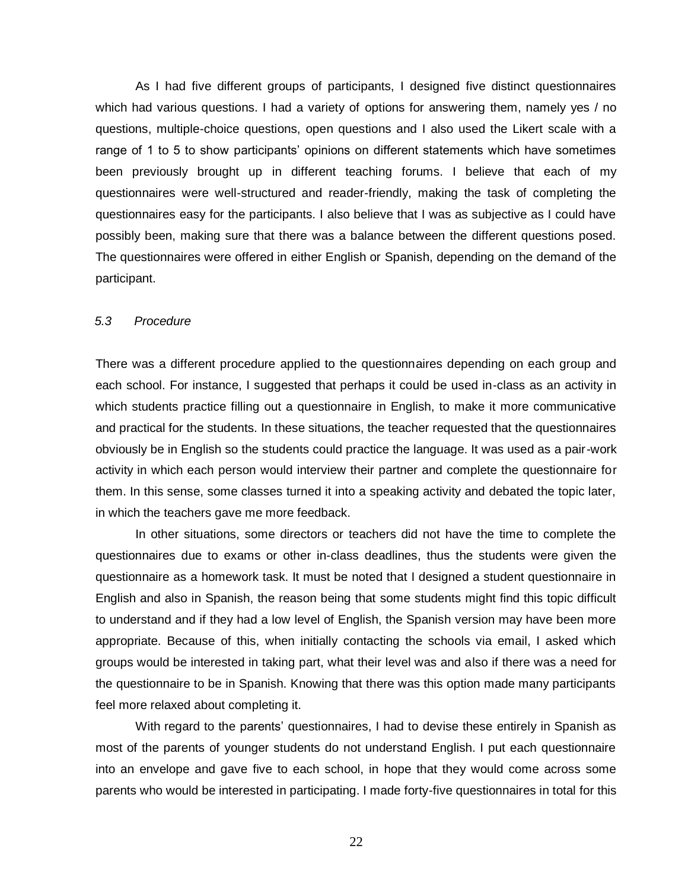As I had five different groups of participants, I designed five distinct questionnaires which had various questions. I had a variety of options for answering them, namely yes / no questions, multiple-choice questions, open questions and I also used the Likert scale with a range of 1 to 5 to show participants' opinions on different statements which have sometimes been previously brought up in different teaching forums. I believe that each of my questionnaires were well-structured and reader-friendly, making the task of completing the questionnaires easy for the participants. I also believe that I was as subjective as I could have possibly been, making sure that there was a balance between the different questions posed. The questionnaires were offered in either English or Spanish, depending on the demand of the participant.

### *5.3 Procedure*

There was a different procedure applied to the questionnaires depending on each group and each school. For instance, I suggested that perhaps it could be used in-class as an activity in which students practice filling out a questionnaire in English, to make it more communicative and practical for the students. In these situations, the teacher requested that the questionnaires obviously be in English so the students could practice the language. It was used as a pair-work activity in which each person would interview their partner and complete the questionnaire for them. In this sense, some classes turned it into a speaking activity and debated the topic later, in which the teachers gave me more feedback.

In other situations, some directors or teachers did not have the time to complete the questionnaires due to exams or other in-class deadlines, thus the students were given the questionnaire as a homework task. It must be noted that I designed a student questionnaire in English and also in Spanish, the reason being that some students might find this topic difficult to understand and if they had a low level of English, the Spanish version may have been more appropriate. Because of this, when initially contacting the schools via email, I asked which groups would be interested in taking part, what their level was and also if there was a need for the questionnaire to be in Spanish. Knowing that there was this option made many participants feel more relaxed about completing it.

With regard to the parents' questionnaires, I had to devise these entirely in Spanish as most of the parents of younger students do not understand English. I put each questionnaire into an envelope and gave five to each school, in hope that they would come across some parents who would be interested in participating. I made forty-five questionnaires in total for this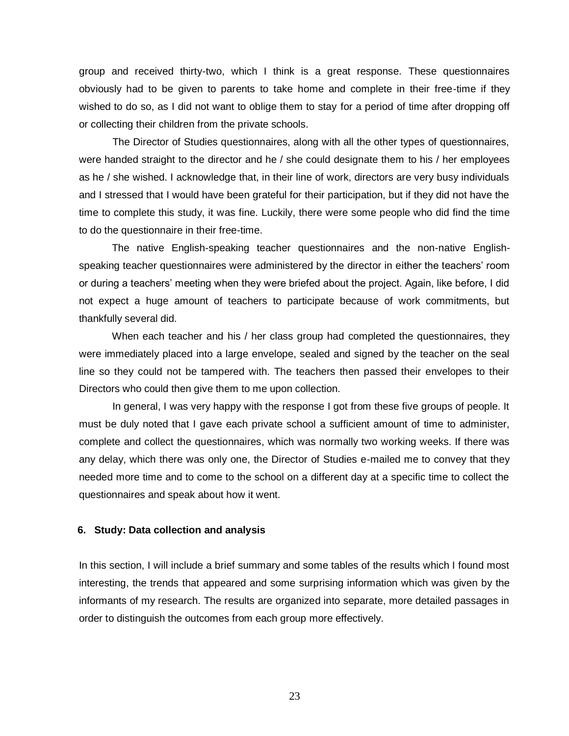group and received thirty-two, which I think is a great response. These questionnaires obviously had to be given to parents to take home and complete in their free-time if they wished to do so, as I did not want to oblige them to stay for a period of time after dropping off or collecting their children from the private schools.

The Director of Studies questionnaires, along with all the other types of questionnaires, were handed straight to the director and he / she could designate them to his / her employees as he / she wished. I acknowledge that, in their line of work, directors are very busy individuals and I stressed that I would have been grateful for their participation, but if they did not have the time to complete this study, it was fine. Luckily, there were some people who did find the time to do the questionnaire in their free-time.

The native English-speaking teacher questionnaires and the non-native English-speaking teacher questionnaires were administered by the director in either the teachers' room or during a teachers' meeting when they were briefed about the project. Again, like before, I did not expect a huge amount of teachers to participate because of work commitments, but thankfully several did.

When each teacher and his / her class group had completed the questionnaires, they were immediately placed into a large envelope, sealed and signed by the teacher on the seal line so they could not be tampered with. The teachers then passed their envelopes to their Directors who could then give them to me upon collection.

In general, I was very happy with the response I got from these five groups of people. It must be duly noted that I gave each private school a sufficient amount of time to administer, complete and collect the questionnaires, which was normally two working weeks. If there was any delay, which there was only one, the Director of Studies e-mailed me to convey that they needed more time and to come to the school on a different day at a specific time to collect the questionnaires and speak about how it went.

## 6. Study: Data collection and analysis

In this section, I will include a brief summary and some tables of the results which I found most interesting, the trends that appeared and some surprising information which was given by the informants of my research. The results are organized into separate, more detailed passages in order to distinguish the outcomes from each group more effectively.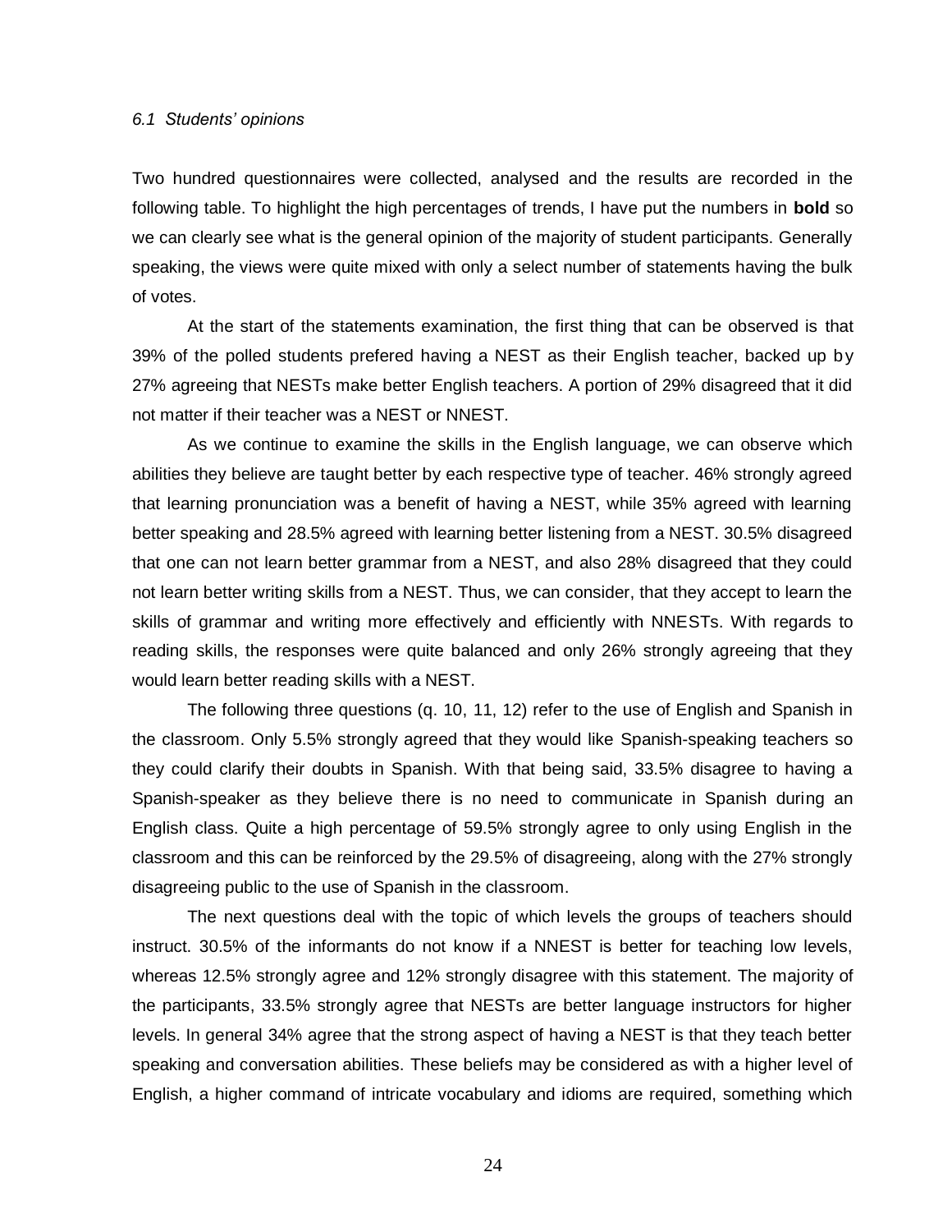### *6.1 Students' opinions*

Two hundred questionnaires were collected, analysed and the results are recorded in the following table. To highlight the high percentages of trends, I have put the numbers in **bold** so we can clearly see what is the general opinion of the majority of student participants. Generally speaking, the views were quite mixed with only a select number of statements having the bulk of votes.

At the start of the statements examination, the first thing that can be observed is that 39% of the polled students prefered having a NEST as their English teacher, backed up by 27% agreeing that NESTs make better English teachers. A portion of 29% disagreed that it did not matter if their teacher was a NEST or NNEST.

As we continue to examine the skills in the English language, we can observe which abilities they believe are taught better by each respective type of teacher. 46% strongly agreed that learning pronunciation was a benefit of having a NEST, while 35% agreed with learning better speaking and 28.5% agreed with learning better listening from a NEST. 30.5% disagreed that one can not learn better grammar from a NEST, and also 28% disagreed that they could not learn better writing skills from a NEST. Thus, we can consider, that they accept to learn the skills of grammar and writing more effectively and efficiently with NNESTs. With regards to reading skills, the responses were quite balanced and only 26% strongly agreeing that they would learn better reading skills with a NEST.

The following three questions (q. 10, 11, 12) refer to the use of English and Spanish in the classroom. Only 5.5% strongly agreed that they would like Spanish-speaking teachers so they could clarify their doubts in Spanish. With that being said, 33.5% disagree to having a Spanish-speaker as they believe there is no need to communicate in Spanish during an English class. Quite a high percentage of 59.5% strongly agree to only using English in the classroom and this can be reinforced by the 29.5% of disagreeing, along with the 27% strongly disagreeing public to the use of Spanish in the classroom.

The next questions deal with the topic of which levels the groups of teachers should instruct. 30.5% of the informants do not know if a NNEST is better for teaching low levels, whereas 12.5% strongly agree and 12% strongly disagree with this statement. The majority of the participants, 33.5% strongly agree that NESTs are better language instructors for higher levels. In general 34% agree that the strong aspect of having a NEST is that they teach better speaking and conversation abilities. These beliefs may be considered as with a higher level of English, a higher command of intricate vocabulary and idioms are required, something which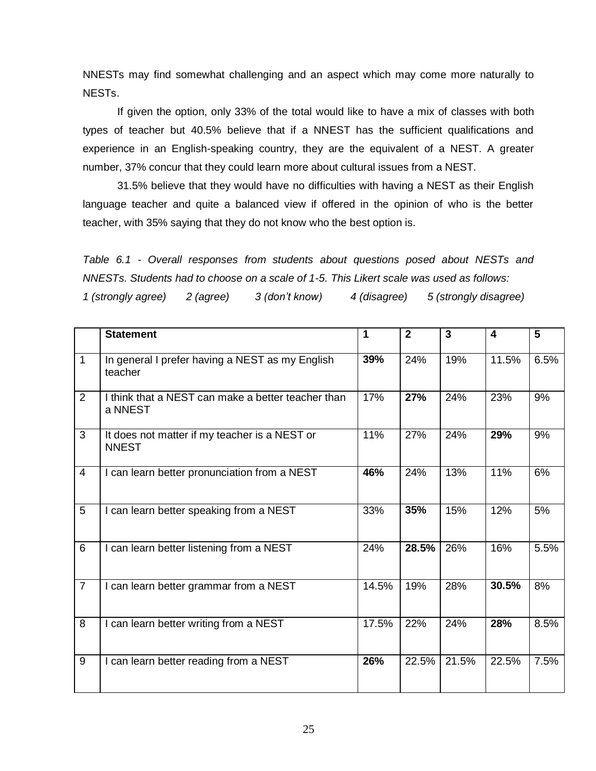NNESTs may find somewhat challenging and an aspect which may come more naturally to NESTs.

If given the option, only 33% of the total would like to have a mix of classes with both types of teacher but 40.5% believe that if a NNEST has the sufficient qualifications and experience in an English-speaking country, they are the equivalent of a NEST. A greater number, 37% concur that they could learn more about cultural issues from a NEST.

31.5% believe that they would have no difficulties with having a NEST as their English language teacher and quite a balanced view if offered in the opinion of who is the better teacher, with 35% saying that they do not know who the best option is.

*Table 6.1 - Overall responses from students about questions posed about NESTs and NNESTs. Students had to choose on a scale of 1-5. This Likert scale was used as follows:*

*1 (strongly agree) 2 (agree) 3 (don't know) 4 (disagree) 5 (strongly disagree)*

| | **Statement** | **1** | **2** | **3** | **4** | **5** |
|---|---|---|---|---|---|---|
| 1 | In general I prefer having a NEST as my English teacher | **39%** | 24% | 19% | 11.5% | 6.5% |
| 2 | I think that a NEST can make a better teacher than a NNEST | 17% | **27%** | 24% | 23% | 9% |
| 3 | It does not matter if my teacher is a NEST or NNEST | 11% | 27% | 24% | **29%** | 9% |
| 4 | I can learn better pronunciation from a NEST | **46%** | 24% | 13% | 11% | 6% |
| 5 | I can learn better speaking from a NEST | 33% | **35%** | 15% | 12% | 5% |
| 6 | I can learn better listening from a NEST | 24% | **28.5%** | 26% | 16% | 5.5% |
| 7 | I can learn better grammar from a NEST | 14.5% | 19% | 28% | **30.5%** | 8% |
| 8 | I can learn better writing from a NEST | 17.5% | 22% | 24% | **28%** | 8.5% |
| 9 | I can learn better reading from a NEST | **26%** | 22.5% | 21.5% | 22.5% | 7.5% |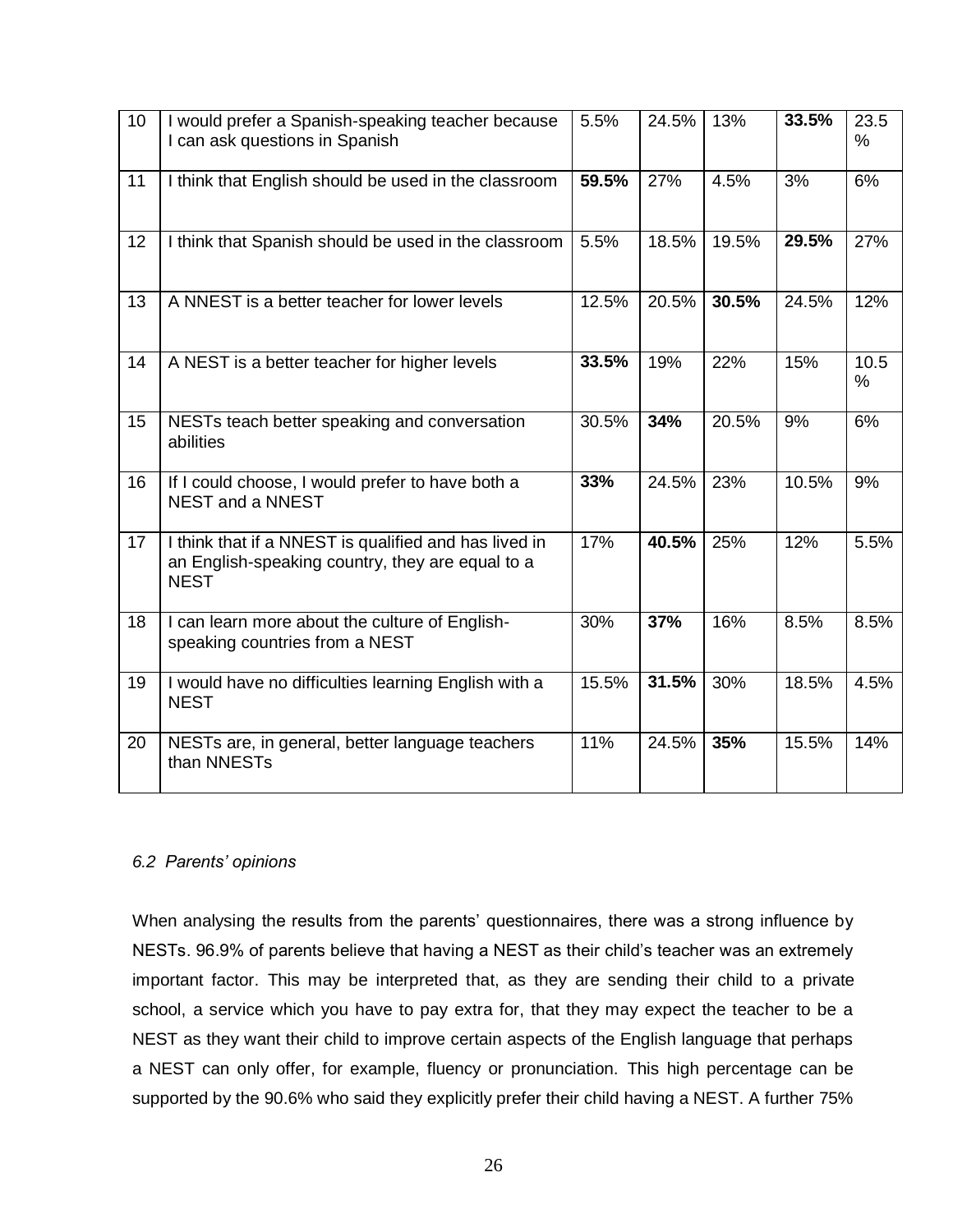| 10 | I would prefer a Spanish-speaking teacher because I can ask questions in Spanish | 5.5% | 24.5% | 13% | **33.5%** | 23.5 % |
|---|---|---|---|---|---|---|
| 11 | I think that English should be used in the classroom | **59.5%** | 27% | 4.5% | 3% | 6% |
| 12 | I think that Spanish should be used in the classroom | 5.5% | 18.5% | 19.5% | **29.5%** | 27% |
| 13 | A NNEST is a better teacher for lower levels | 12.5% | 20.5% | **30.5%** | 24.5% | 12% |
| 14 | A NEST is a better teacher for higher levels | **33.5%** | 19% | 22% | 15% | 10.5 % |
| 15 | NESTs teach better speaking and conversation abilities | 30.5% | **34%** | 20.5% | 9% | 6% |
| 16 | If I could choose, I would prefer to have both a NEST and a NNEST | **33%** | 24.5% | 23% | 10.5% | 9% |
| 17 | I think that if a NNEST is qualified and has lived in an English-speaking country, they are equal to a NEST | 17% | **40.5%** | 25% | 12% | 5.5% |
| 18 | I can learn more about the culture of English-speaking countries from a NEST | 30% | **37%** | 16% | 8.5% | 8.5% |
| 19 | I would have no difficulties learning English with a NEST | 15.5% | **31.5%** | 30% | 18.5% | 4.5% |
| 20 | NESTs are, in general, better language teachers than NNESTs | 11% | 24.5% | **35%** | 15.5% | 14% |

*6.2 Parents' opinions*

When analysing the results from the parents' questionnaires, there was a strong influence by NESTs. 96.9% of parents believe that having a NEST as their child's teacher was an extremely important factor. This may be interpreted that, as they are sending their child to a private school, a service which you have to pay extra for, that they may expect the teacher to be a NEST as they want their child to improve certain aspects of the English language that perhaps a NEST can only offer, for example, fluency or pronunciation. This high percentage can be supported by the 90.6% who said they explicitly prefer their child having a NEST. A further 75%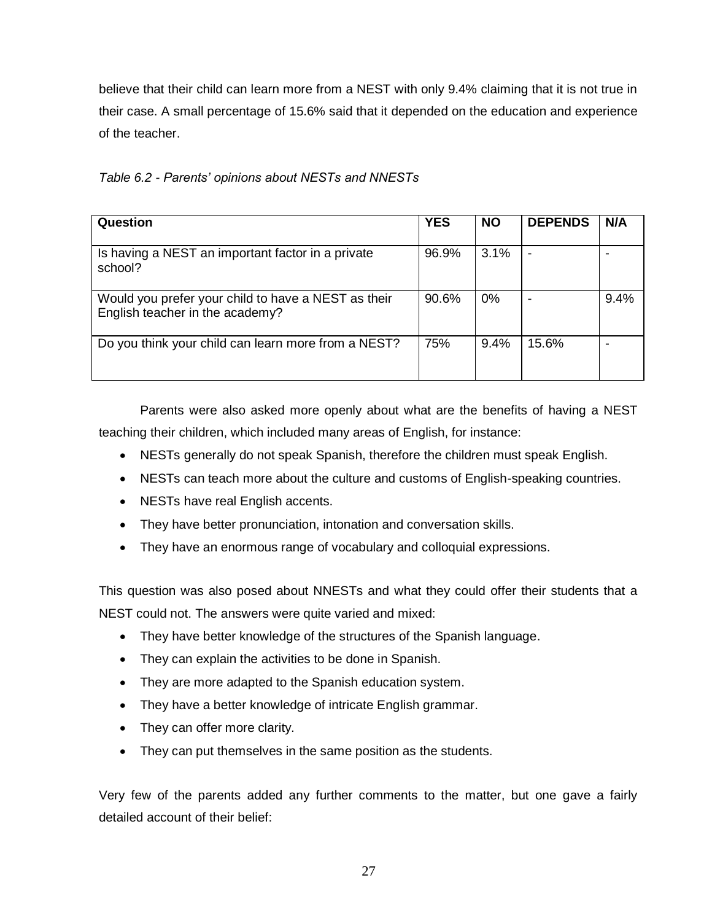believe that their child can learn more from a NEST with only 9.4% claiming that it is not true in their case. A small percentage of 15.6% said that it depended on the education and experience of the teacher.

*Table 6.2 - Parents' opinions about NESTs and NNESTs*

| Question | YES | NO | DEPENDS | N/A |
|---|---|---|---|---|
| Is having a NEST an important factor in a private school? | 96.9% | 3.1% | - | - |
| Would you prefer your child to have a NEST as their English teacher in the academy? | 90.6% | 0% | - | 9.4% |
| Do you think your child can learn more from a NEST? | 75% | 9.4% | 15.6% | - |

Parents were also asked more openly about what are the benefits of having a NEST teaching their children, which included many areas of English, for instance:

- NESTs generally do not speak Spanish, therefore the children must speak English.
- NESTs can teach more about the culture and customs of English-speaking countries.
- NESTs have real English accents.
- They have better pronunciation, intonation and conversation skills.
- They have an enormous range of vocabulary and colloquial expressions.

This question was also posed about NNESTs and what they could offer their students that a NEST could not. The answers were quite varied and mixed:

- They have better knowledge of the structures of the Spanish language.
- They can explain the activities to be done in Spanish.
- They are more adapted to the Spanish education system.
- They have a better knowledge of intricate English grammar.
- They can offer more clarity.
- They can put themselves in the same position as the students.

Very few of the parents added any further comments to the matter, but one gave a fairly detailed account of their belief: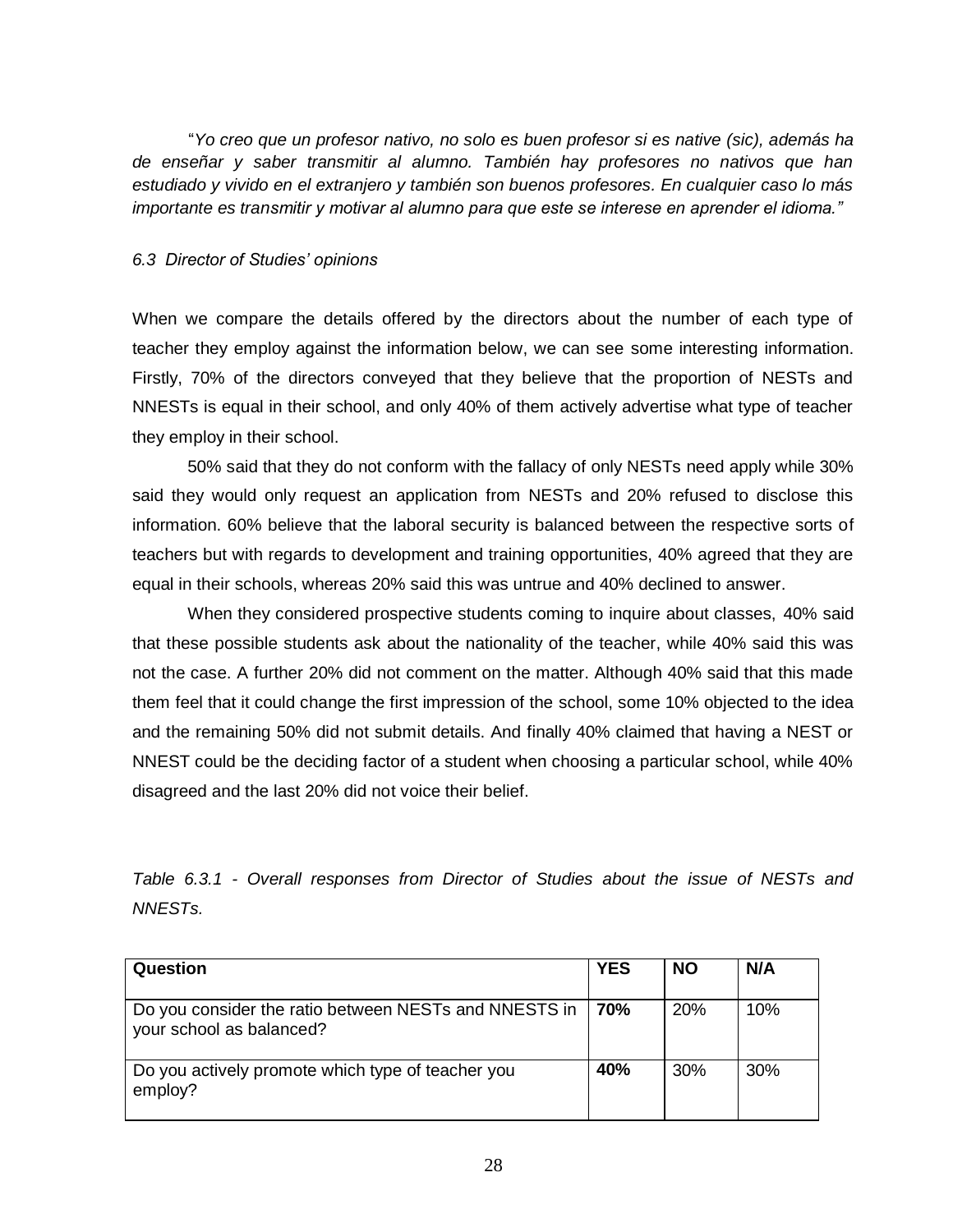"*Yo creo que un profesor nativo, no solo es buen profesor si es native (sic), además ha de enseñar y saber transmitir al alumno. También hay profesores no nativos que han estudiado y vivido en el extranjero y también son buenos profesores. En cualquier caso lo más importante es transmitir y motivar al alumno para que este se interese en aprender el idioma.*"

### *6.3 Director of Studies' opinions*

When we compare the details offered by the directors about the number of each type of teacher they employ against the information below, we can see some interesting information. Firstly, 70% of the directors conveyed that they believe that the proportion of NESTs and NNESTs is equal in their school, and only 40% of them actively advertise what type of teacher they employ in their school.

50% said that they do not conform with the fallacy of only NESTs need apply while 30% said they would only request an application from NESTs and 20% refused to disclose this information. 60% believe that the laboral security is balanced between the respective sorts of teachers but with regards to development and training opportunities, 40% agreed that they are equal in their schools, whereas 20% said this was untrue and 40% declined to answer.

When they considered prospective students coming to inquire about classes, 40% said that these possible students ask about the nationality of the teacher, while 40% said this was not the case. A further 20% did not comment on the matter. Although 40% said that this made them feel that it could change the first impression of the school, some 10% objected to the idea and the remaining 50% did not submit details. And finally 40% claimed that having a NEST or NNEST could be the deciding factor of a student when choosing a particular school, while 40% disagreed and the last 20% did not voice their belief.

*Table 6.3.1 - Overall responses from Director of Studies about the issue of NESTs and NNESTs.*

| **Question** | **YES** | **NO** | **N/A** |
| --- | --- | --- | --- |
| Do you consider the ratio between NESTs and NNESTS in your school as balanced? | **70%** | 20% | 10% |
| Do you actively promote which type of teacher you employ? | **40%** | 30% | 30% |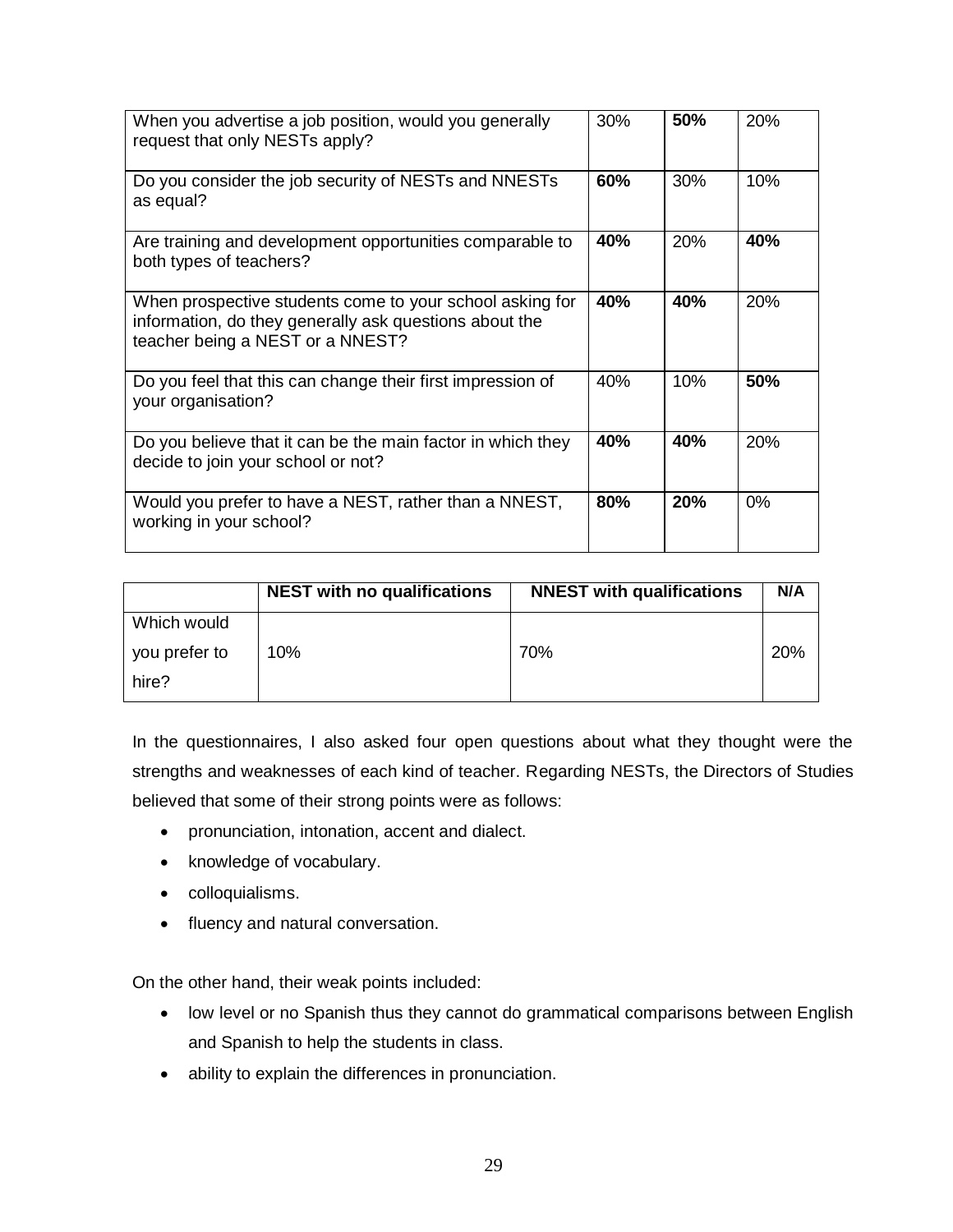| | | | |
|---|---|---|---|
| When you advertise a job position, would you generally request that only NESTs apply? | 30% | **50%** | 20% |
| Do you consider the job security of NESTs and NNESTs as equal? | **60%** | 30% | 10% |
| Are training and development opportunities comparable to both types of teachers? | **40%** | 20% | **40%** |
| When prospective students come to your school asking for information, do they generally ask questions about the teacher being a NEST or a NNEST? | **40%** | **40%** | 20% |
| Do you feel that this can change their first impression of your organisation? | 40% | 10% | **50%** |
| Do you believe that it can be the main factor in which they decide to join your school or not? | **40%** | **40%** | 20% |
| Would you prefer to have a NEST, rather than a NNEST, working in your school? | **80%** | **20%** | 0% |

| | NEST with no qualifications | NNEST with qualifications | N/A |
|---|---|---|---|
| Which would you prefer to hire? | 10% | 70% | 20% |

In the questionnaires, I also asked four open questions about what they thought were the strengths and weaknesses of each kind of teacher. Regarding NESTs, the Directors of Studies believed that some of their strong points were as follows:

- pronunciation, intonation, accent and dialect.
- knowledge of vocabulary.
- colloquialisms.
- fluency and natural conversation.

On the other hand, their weak points included:

- low level or no Spanish thus they cannot do grammatical comparisons between English and Spanish to help the students in class.
- ability to explain the differences in pronunciation.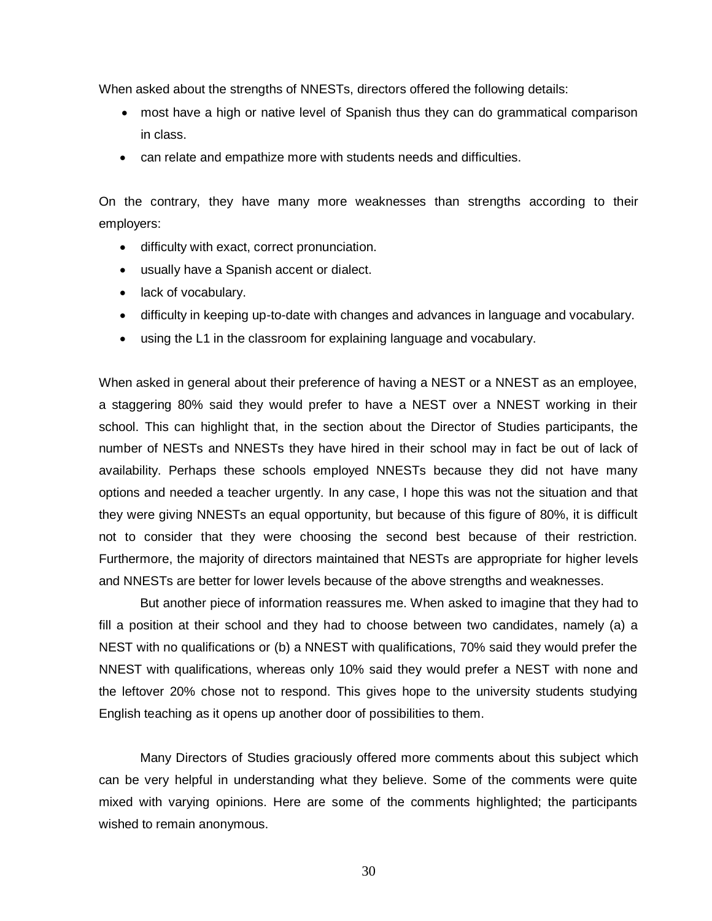When asked about the strengths of NNESTs, directors offered the following details:

- most have a high or native level of Spanish thus they can do grammatical comparison in class.
- can relate and empathize more with students needs and difficulties.

On the contrary, they have many more weaknesses than strengths according to their employers:

- difficulty with exact, correct pronunciation.
- usually have a Spanish accent or dialect.
- lack of vocabulary.
- difficulty in keeping up-to-date with changes and advances in language and vocabulary.
- using the L1 in the classroom for explaining language and vocabulary.

When asked in general about their preference of having a NEST or a NNEST as an employee, a staggering 80% said they would prefer to have a NEST over a NNEST working in their school. This can highlight that, in the section about the Director of Studies participants, the number of NESTs and NNESTs they have hired in their school may in fact be out of lack of availability. Perhaps these schools employed NNESTs because they did not have many options and needed a teacher urgently. In any case, I hope this was not the situation and that they were giving NNESTs an equal opportunity, but because of this figure of 80%, it is difficult not to consider that they were choosing the second best because of their restriction. Furthermore, the majority of directors maintained that NESTs are appropriate for higher levels and NNESTs are better for lower levels because of the above strengths and weaknesses.

But another piece of information reassures me. When asked to imagine that they had to fill a position at their school and they had to choose between two candidates, namely (a) a NEST with no qualifications or (b) a NNEST with qualifications, 70% said they would prefer the NNEST with qualifications, whereas only 10% said they would prefer a NEST with none and the leftover 20% chose not to respond. This gives hope to the university students studying English teaching as it opens up another door of possibilities to them.

Many Directors of Studies graciously offered more comments about this subject which can be very helpful in understanding what they believe. Some of the comments were quite mixed with varying opinions. Here are some of the comments highlighted; the participants wished to remain anonymous.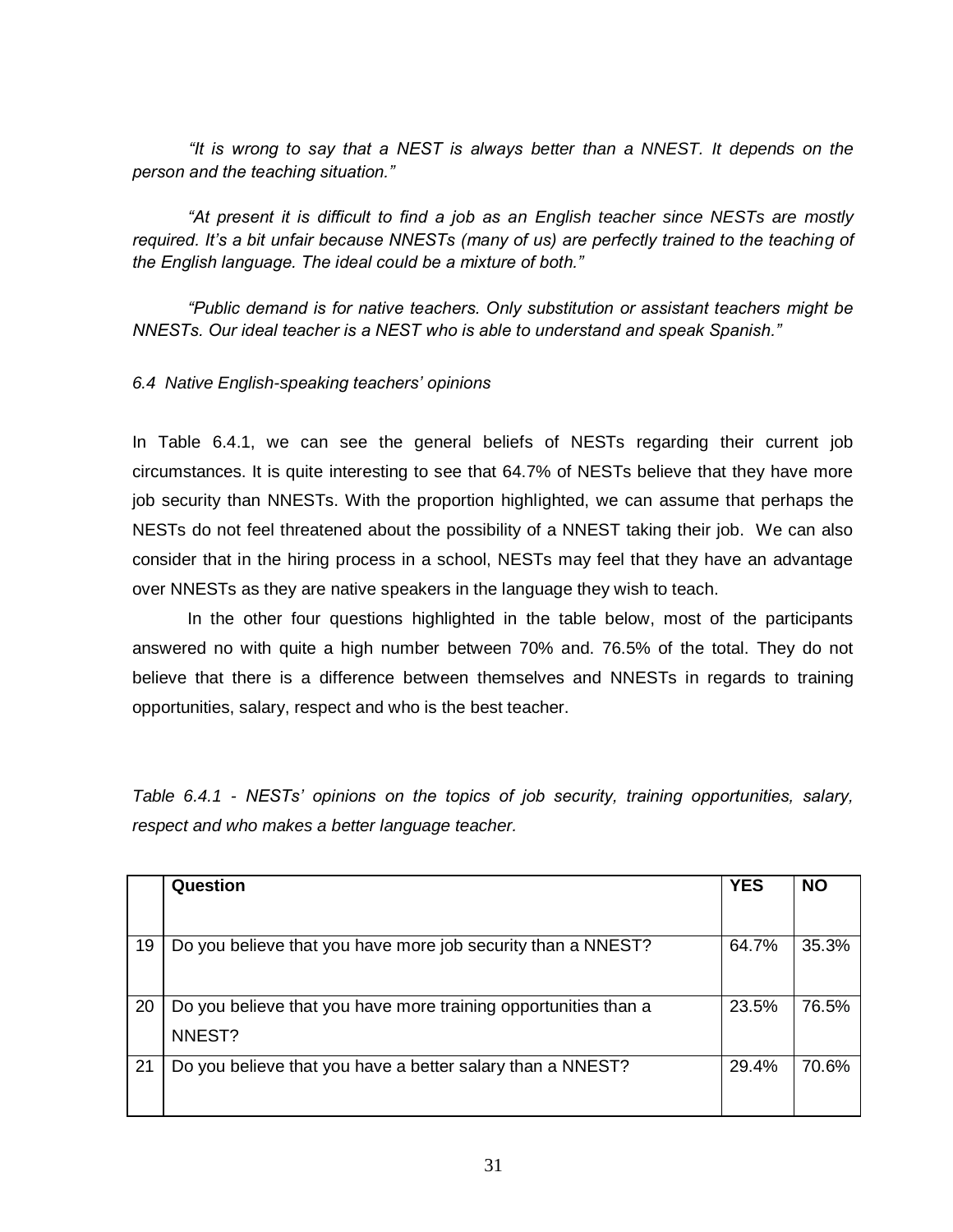*"It is wrong to say that a NEST is always better than a NNEST. It depends on the person and the teaching situation."*

*"At present it is difficult to find a job as an English teacher since NESTs are mostly required. It's a bit unfair because NNESTs (many of us) are perfectly trained to the teaching of the English language. The ideal could be a mixture of both."*

*"Public demand is for native teachers. Only substitution or assistant teachers might be NNESTs. Our ideal teacher is a NEST who is able to understand and speak Spanish."*

### *6.4 Native English-speaking teachers' opinions*

In Table 6.4.1, we can see the general beliefs of NESTs regarding their current job circumstances. It is quite interesting to see that 64.7% of NESTs believe that they have more job security than NNESTs. With the proportion highlighted, we can assume that perhaps the NESTs do not feel threatened about the possibility of a NNEST taking their job. We can also consider that in the hiring process in a school, NESTs may feel that they have an advantage over NNESTs as they are native speakers in the language they wish to teach.

In the other four questions highlighted in the table below, most of the participants answered no with quite a high number between 70% and. 76.5% of the total. They do not believe that there is a difference between themselves and NNESTs in regards to training opportunities, salary, respect and who is the best teacher.

*Table 6.4.1 - NESTs' opinions on the topics of job security, training opportunities, salary, respect and who makes a better language teacher.*

| | **Question** | **YES** | **NO** |
|---|---|---|---|
| 19 | Do you believe that you have more job security than a NNEST? | 64.7% | 35.3% |
| 20 | Do you believe that you have more training opportunities than a NNEST? | 23.5% | 76.5% |
| 21 | Do you believe that you have a better salary than a NNEST? | 29.4% | 70.6% |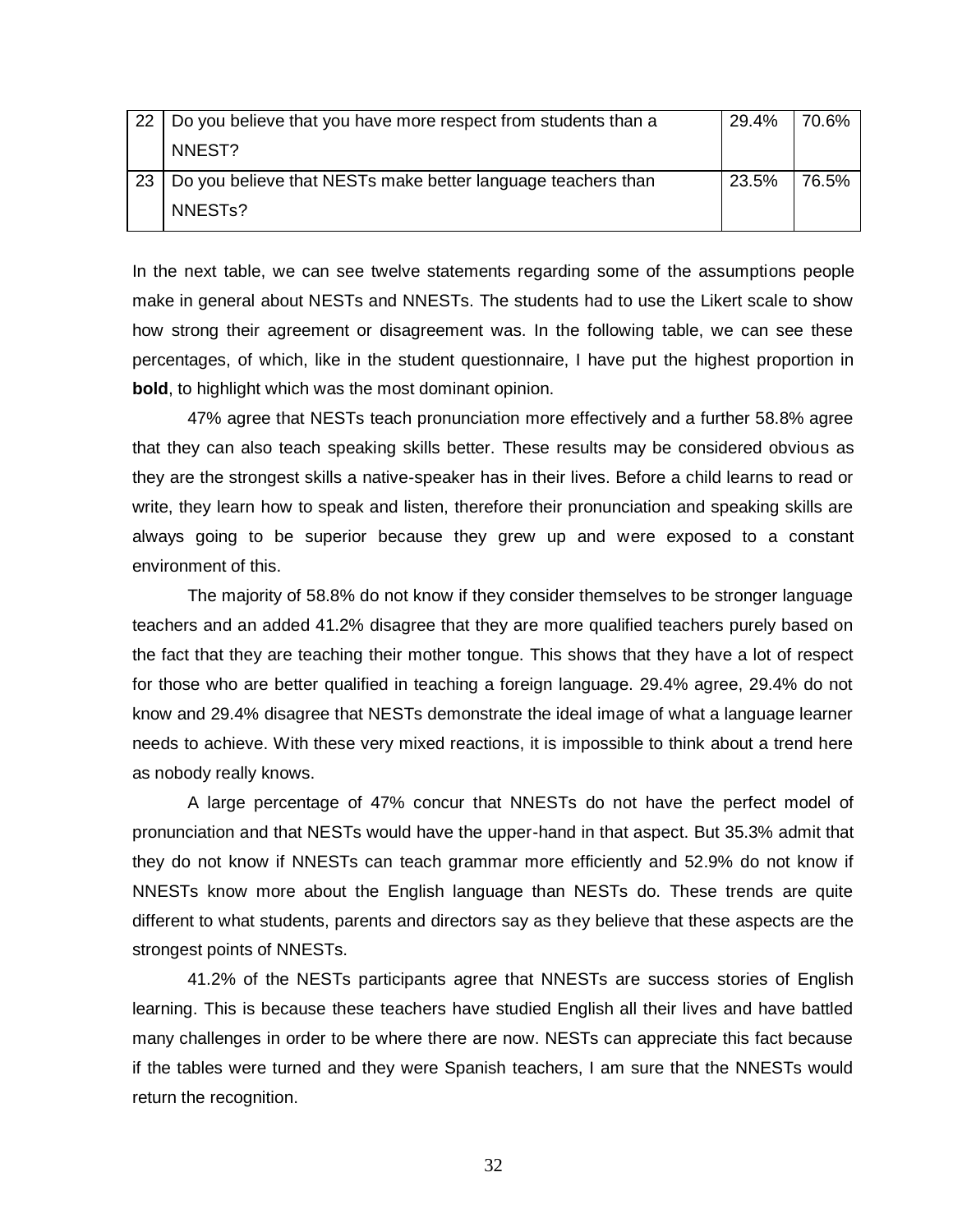| 22 | Do you believe that you have more respect from students than a NNEST? | 29.4% | 70.6% |
|---|---|---|---|
| 23 | Do you believe that NESTs make better language teachers than NNESTs? | 23.5% | 76.5% |

In the next table, we can see twelve statements regarding some of the assumptions people make in general about NESTs and NNESTs. The students had to use the Likert scale to show how strong their agreement or disagreement was. In the following table, we can see these percentages, of which, like in the student questionnaire, I have put the highest proportion in **bold**, to highlight which was the most dominant opinion.

47% agree that NESTs teach pronunciation more effectively and a further 58.8% agree that they can also teach speaking skills better. These results may be considered obvious as they are the strongest skills a native-speaker has in their lives. Before a child learns to read or write, they learn how to speak and listen, therefore their pronunciation and speaking skills are always going to be superior because they grew up and were exposed to a constant environment of this.

The majority of 58.8% do not know if they consider themselves to be stronger language teachers and an added 41.2% disagree that they are more qualified teachers purely based on the fact that they are teaching their mother tongue. This shows that they have a lot of respect for those who are better qualified in teaching a foreign language. 29.4% agree, 29.4% do not know and 29.4% disagree that NESTs demonstrate the ideal image of what a language learner needs to achieve. With these very mixed reactions, it is impossible to think about a trend here as nobody really knows.

A large percentage of 47% concur that NNESTs do not have the perfect model of pronunciation and that NESTs would have the upper-hand in that aspect. But 35.3% admit that they do not know if NNESTs can teach grammar more efficiently and 52.9% do not know if NNESTs know more about the English language than NESTs do. These trends are quite different to what students, parents and directors say as they believe that these aspects are the strongest points of NNESTs.

41.2% of the NESTs participants agree that NNESTs are success stories of English learning. This is because these teachers have studied English all their lives and have battled many challenges in order to be where there are now. NESTs can appreciate this fact because if the tables were turned and they were Spanish teachers, I am sure that the NNESTs would return the recognition.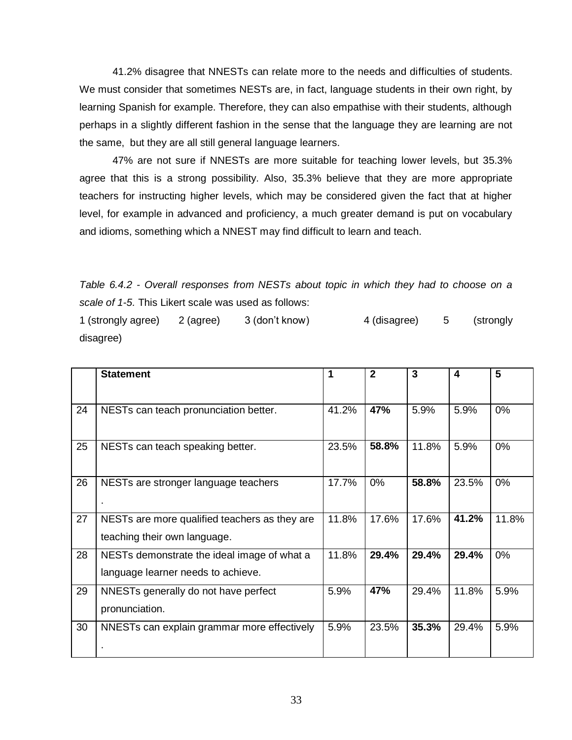41.2% disagree that NNESTs can relate more to the needs and difficulties of students. We must consider that sometimes NESTs are, in fact, language students in their own right, by learning Spanish for example. Therefore, they can also empathise with their students, although perhaps in a slightly different fashion in the sense that the language they are learning are not the same, but they are all still general language learners.

47% are not sure if NNESTs are more suitable for teaching lower levels, but 35.3% agree that this is a strong possibility. Also, 35.3% believe that they are more appropriate teachers for instructing higher levels, which may be considered given the fact that at higher level, for example in advanced and proficiency, a much greater demand is put on vocabulary and idioms, something which a NNEST may find difficult to learn and teach.

*Table 6.4.2 - Overall responses from NESTs about topic in which they had to choose on a scale of 1-5.* This Likert scale was used as follows:

1 (strongly agree) 2 (agree) 3 (don't know) 4 (disagree) 5 (strongly disagree)

| | **Statement** | **1** | **2** | **3** | **4** | **5** |
|---|---|---|---|---|---|---|
| 24 | NESTs can teach pronunciation better. | 41.2% | **47%** | 5.9% | 5.9% | 0% |
| 25 | NESTs can teach speaking better. | 23.5% | **58.8%** | 11.8% | 5.9% | 0% |
| 26 | NESTs are stronger language teachers . | 17.7% | 0% | **58.8%** | 23.5% | 0% |
| 27 | NESTs are more qualified teachers as they are teaching their own language. | 11.8% | 17.6% | 17.6% | **41.2%** | 11.8% |
| 28 | NESTs demonstrate the ideal image of what a language learner needs to achieve. | 11.8% | **29.4%** | **29.4%** | **29.4%** | 0% |
| 29 | NNESTs generally do not have perfect pronunciation. | 5.9% | **47%** | 29.4% | 11.8% | 5.9% |
| 30 | NNESTs can explain grammar more effectively . | 5.9% | 23.5% | **35.3%** | 29.4% | 5.9% |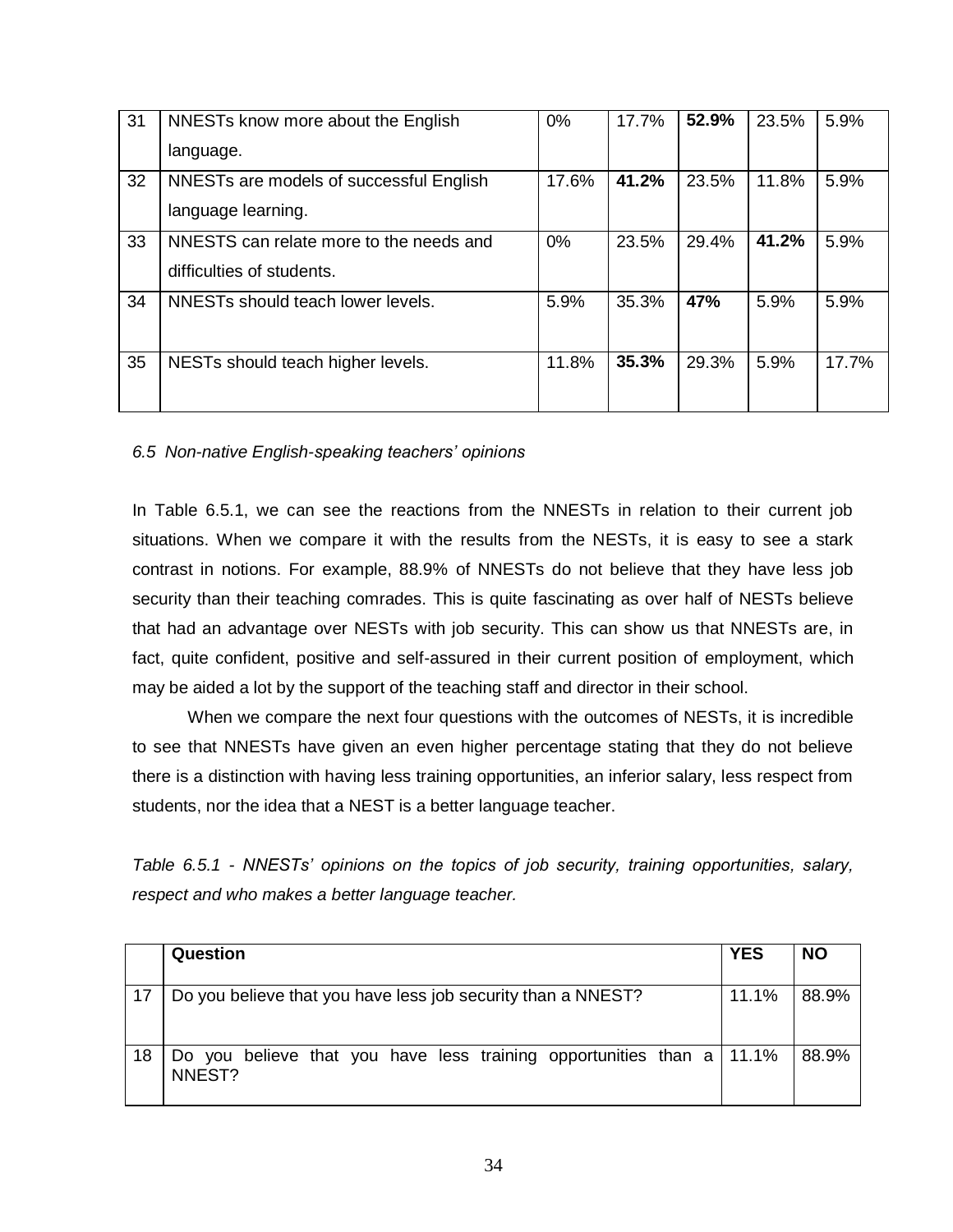| 31 | NNESTs know more about the English language. | 0% | 17.7% | **52.9%** | 23.5% | 5.9% |
|---|---|---|---|---|---|---|
| 32 | NNESTs are models of successful English language learning. | 17.6% | **41.2%** | 23.5% | 11.8% | 5.9% |
| 33 | NNESTS can relate more to the needs and difficulties of students. | 0% | 23.5% | 29.4% | **41.2%** | 5.9% |
| 34 | NNESTs should teach lower levels. | 5.9% | 35.3% | **47%** | 5.9% | 5.9% |
| 35 | NESTs should teach higher levels. | 11.8% | **35.3%** | 29.3% | 5.9% | 17.7% |

*6.5 Non-native English-speaking teachers' opinions*

In Table 6.5.1, we can see the reactions from the NNESTs in relation to their current job situations. When we compare it with the results from the NESTs, it is easy to see a stark contrast in notions. For example, 88.9% of NNESTs do not believe that they have less job security than their teaching comrades. This is quite fascinating as over half of NESTs believe that had an advantage over NESTs with job security. This can show us that NNESTs are, in fact, quite confident, positive and self-assured in their current position of employment, which may be aided a lot by the support of the teaching staff and director in their school.

When we compare the next four questions with the outcomes of NESTs, it is incredible to see that NNESTs have given an even higher percentage stating that they do not believe there is a distinction with having less training opportunities, an inferior salary, less respect from students, nor the idea that a NEST is a better language teacher.

*Table 6.5.1 - NNESTs' opinions on the topics of job security, training opportunities, salary, respect and who makes a better language teacher.*

| | **Question** | **YES** | **NO** |
|---|---|---|---|
| 17 | Do you believe that you have less job security than a NNEST? | 11.1% | 88.9% |
| 18 | Do you believe that you have less training opportunities than a NNEST? | 11.1% | 88.9% |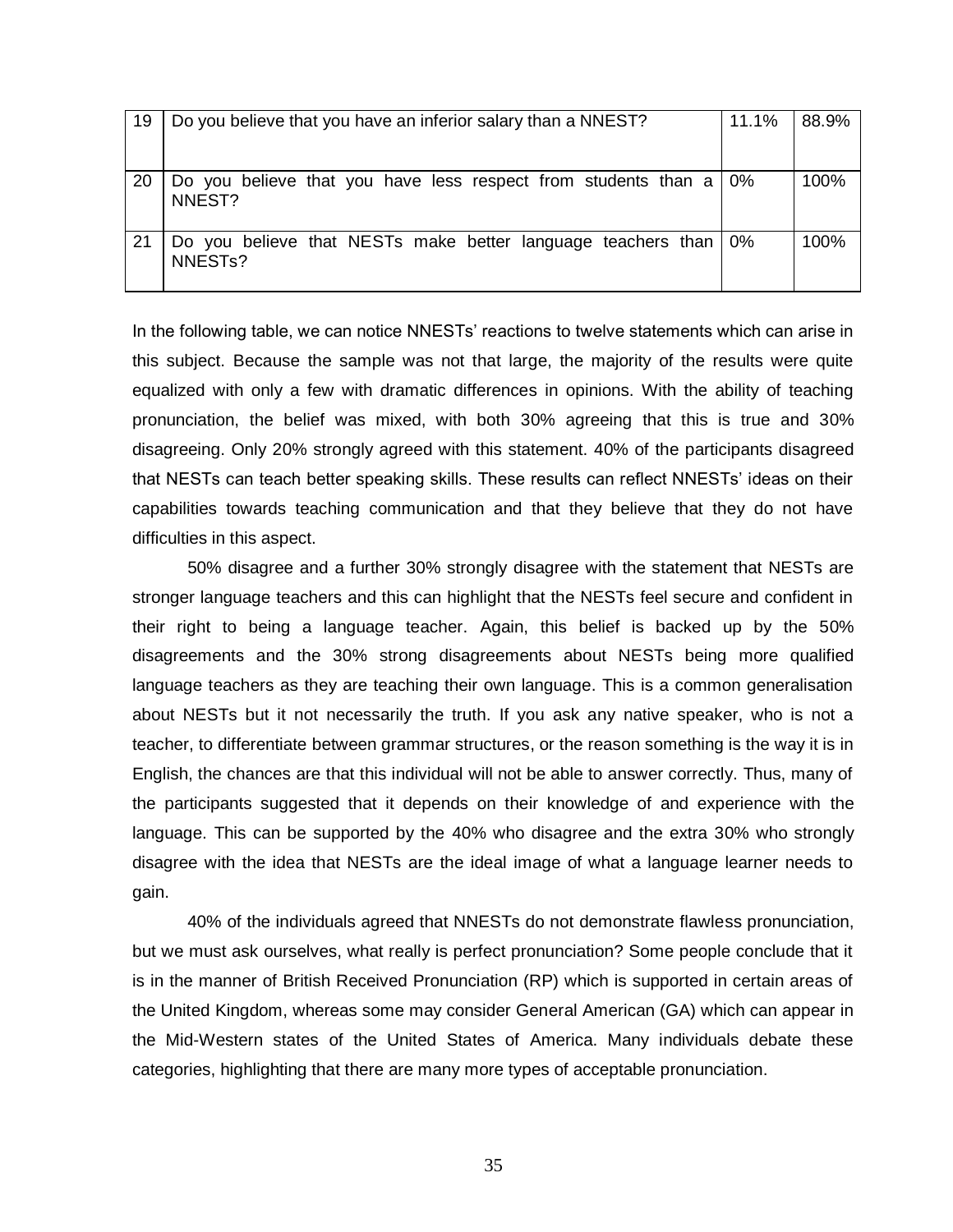| 19 | Do you believe that you have an inferior salary than a NNEST? | 11.1% | 88.9% |
|---|---|---|---|
| 20 | Do you believe that you have less respect from students than a NNEST? | 0% | 100% |
| 21 | Do you believe that NESTs make better language teachers than NNESTs? | 0% | 100% |

In the following table, we can notice NNESTs' reactions to twelve statements which can arise in this subject. Because the sample was not that large, the majority of the results were quite equalized with only a few with dramatic differences in opinions. With the ability of teaching pronunciation, the belief was mixed, with both 30% agreeing that this is true and 30% disagreeing. Only 20% strongly agreed with this statement. 40% of the participants disagreed that NESTs can teach better speaking skills. These results can reflect NNESTs' ideas on their capabilities towards teaching communication and that they believe that they do not have difficulties in this aspect.

50% disagree and a further 30% strongly disagree with the statement that NESTs are stronger language teachers and this can highlight that the NESTs feel secure and confident in their right to being a language teacher. Again, this belief is backed up by the 50% disagreements and the 30% strong disagreements about NESTs being more qualified language teachers as they are teaching their own language. This is a common generalisation about NESTs but it not necessarily the truth. If you ask any native speaker, who is not a teacher, to differentiate between grammar structures, or the reason something is the way it is in English, the chances are that this individual will not be able to answer correctly. Thus, many of the participants suggested that it depends on their knowledge of and experience with the language. This can be supported by the 40% who disagree and the extra 30% who strongly disagree with the idea that NESTs are the ideal image of what a language learner needs to gain.

40% of the individuals agreed that NNESTs do not demonstrate flawless pronunciation, but we must ask ourselves, what really is perfect pronunciation? Some people conclude that it is in the manner of British Received Pronunciation (RP) which is supported in certain areas of the United Kingdom, whereas some may consider General American (GA) which can appear in the Mid-Western states of the United States of America. Many individuals debate these categories, highlighting that there are many more types of acceptable pronunciation.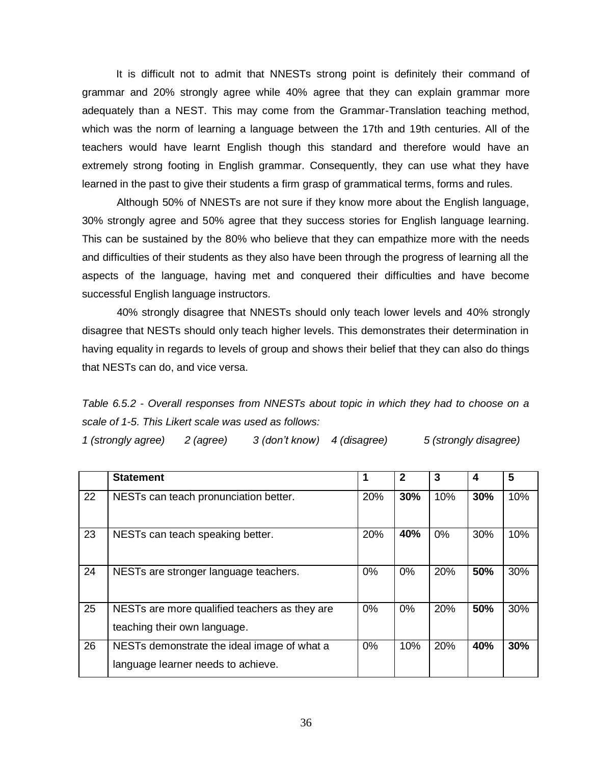It is difficult not to admit that NNESTs strong point is definitely their command of grammar and 20% strongly agree while 40% agree that they can explain grammar more adequately than a NEST. This may come from the Grammar-Translation teaching method, which was the norm of learning a language between the 17th and 19th centuries. All of the teachers would have learnt English though this standard and therefore would have an extremely strong footing in English grammar. Consequently, they can use what they have learned in the past to give their students a firm grasp of grammatical terms, forms and rules.

Although 50% of NNESTs are not sure if they know more about the English language, 30% strongly agree and 50% agree that they success stories for English language learning. This can be sustained by the 80% who believe that they can empathize more with the needs and difficulties of their students as they also have been through the progress of learning all the aspects of the language, having met and conquered their difficulties and have become successful English language instructors.

40% strongly disagree that NNESTs should only teach lower levels and 40% strongly disagree that NESTs should only teach higher levels. This demonstrates their determination in having equality in regards to levels of group and shows their belief that they can also do things that NESTs can do, and vice versa.

*Table 6.5.2 - Overall responses from NNESTs about topic in which they had to choose on a scale of 1-5. This Likert scale was used as follows:*

*1 (strongly agree) 2 (agree) 3 (don't know) 4 (disagree) 5 (strongly disagree)*

| | **Statement** | **1** | **2** | **3** | **4** | **5** |
|---|---|---|---|---|---|---|
| 22 | NESTs can teach pronunciation better. | 20% | **30%** | 10% | **30%** | 10% |
| 23 | NESTs can teach speaking better. | 20% | **40%** | 0% | 30% | 10% |
| 24 | NESTs are stronger language teachers. | 0% | 0% | 20% | **50%** | 30% |
| 25 | NESTs are more qualified teachers as they are teaching their own language. | 0% | 0% | 20% | **50%** | 30% |
| 26 | NESTs demonstrate the ideal image of what a language learner needs to achieve. | 0% | 10% | 20% | **40%** | **30%** |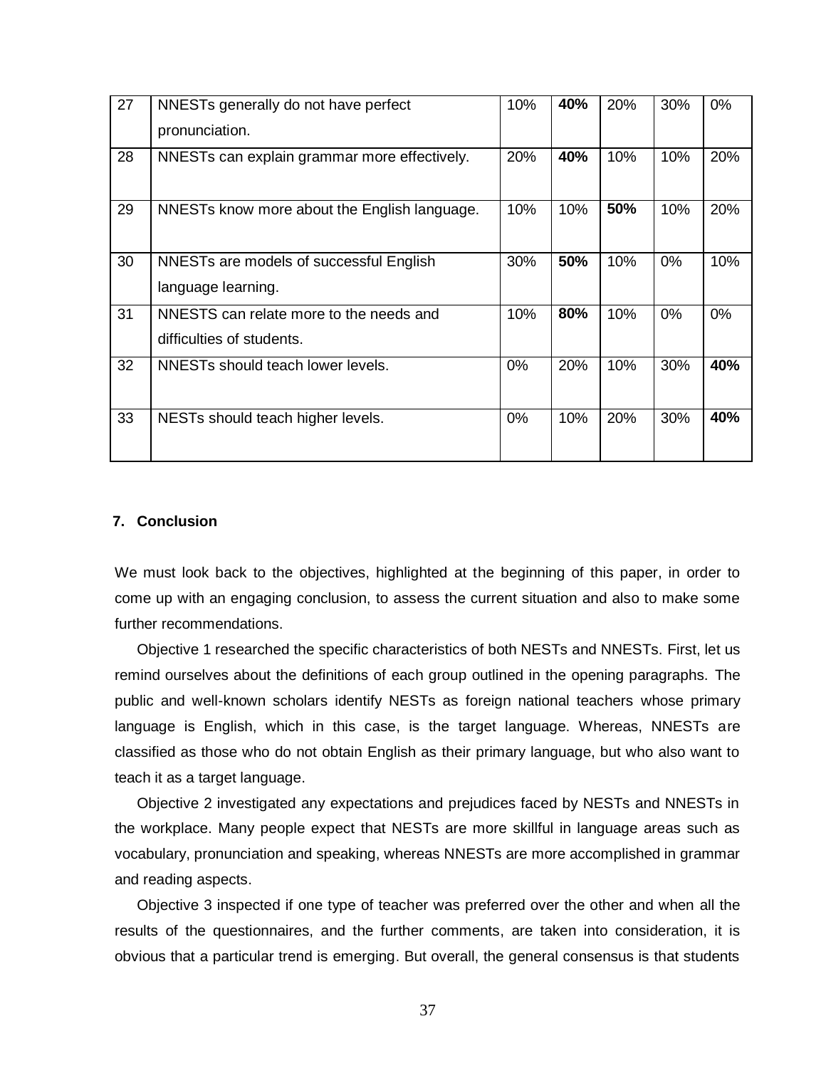| 27 | NNESTs generally do not have perfect pronunciation. | 10% | **40%** | 20% | 30% | 0% |
|---|---|---|---|---|---|---|
| 28 | NNESTs can explain grammar more effectively. | 20% | **40%** | 10% | 10% | 20% |
| 29 | NNESTs know more about the English language. | 10% | 10% | **50%** | 10% | 20% |
| 30 | NNESTs are models of successful English language learning. | 30% | **50%** | 10% | 0% | 10% |
| 31 | NNESTS can relate more to the needs and difficulties of students. | 10% | **80%** | 10% | 0% | 0% |
| 32 | NNESTs should teach lower levels. | 0% | 20% | 10% | 30% | **40%** |
| 33 | NESTs should teach higher levels. | 0% | 10% | 20% | 30% | **40%** |

## 7. Conclusion

We must look back to the objectives, highlighted at the beginning of this paper, in order to come up with an engaging conclusion, to assess the current situation and also to make some further recommendations.

Objective 1 researched the specific characteristics of both NESTs and NNESTs. First, let us remind ourselves about the definitions of each group outlined in the opening paragraphs. The public and well-known scholars identify NESTs as foreign national teachers whose primary language is English, which in this case, is the target language. Whereas, NNESTs are classified as those who do not obtain English as their primary language, but who also want to teach it as a target language.

Objective 2 investigated any expectations and prejudices faced by NESTs and NNESTs in the workplace. Many people expect that NESTs are more skillful in language areas such as vocabulary, pronunciation and speaking, whereas NNESTs are more accomplished in grammar and reading aspects.

Objective 3 inspected if one type of teacher was preferred over the other and when all the results of the questionnaires, and the further comments, are taken into consideration, it is obvious that a particular trend is emerging. But overall, the general consensus is that students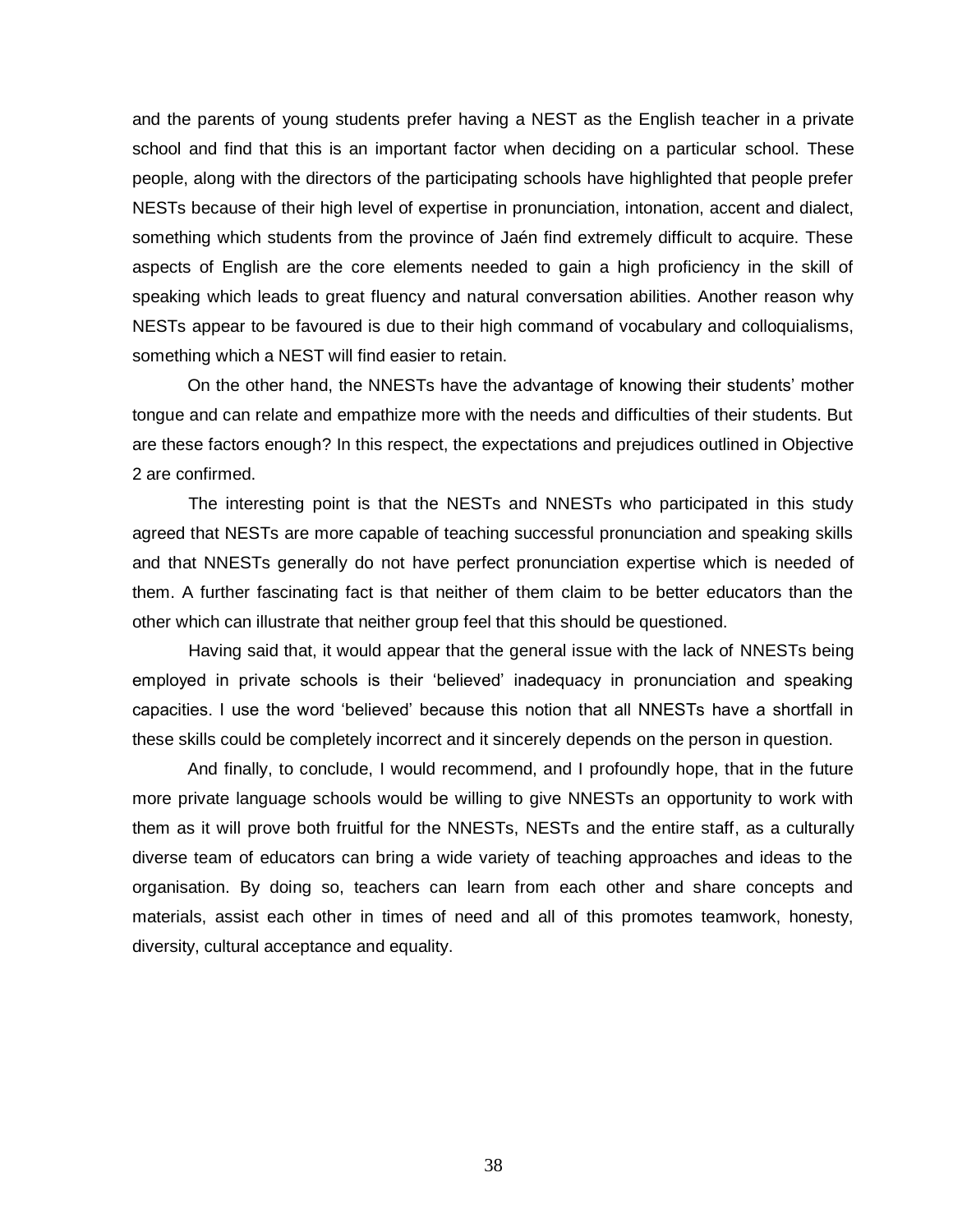and the parents of young students prefer having a NEST as the English teacher in a private school and find that this is an important factor when deciding on a particular school. These people, along with the directors of the participating schools have highlighted that people prefer NESTs because of their high level of expertise in pronunciation, intonation, accent and dialect, something which students from the province of Jaén find extremely difficult to acquire. These aspects of English are the core elements needed to gain a high proficiency in the skill of speaking which leads to great fluency and natural conversation abilities. Another reason why NESTs appear to be favoured is due to their high command of vocabulary and colloquialisms, something which a NEST will find easier to retain.

On the other hand, the NNESTs have the advantage of knowing their students' mother tongue and can relate and empathize more with the needs and difficulties of their students. But are these factors enough? In this respect, the expectations and prejudices outlined in Objective 2 are confirmed.

The interesting point is that the NESTs and NNESTs who participated in this study agreed that NESTs are more capable of teaching successful pronunciation and speaking skills and that NNESTs generally do not have perfect pronunciation expertise which is needed of them. A further fascinating fact is that neither of them claim to be better educators than the other which can illustrate that neither group feel that this should be questioned.

Having said that, it would appear that the general issue with the lack of NNESTs being employed in private schools is their 'believed' inadequacy in pronunciation and speaking capacities. I use the word 'believed' because this notion that all NNESTs have a shortfall in these skills could be completely incorrect and it sincerely depends on the person in question.

And finally, to conclude, I would recommend, and I profoundly hope, that in the future more private language schools would be willing to give NNESTs an opportunity to work with them as it will prove both fruitful for the NNESTs, NESTs and the entire staff, as a culturally diverse team of educators can bring a wide variety of teaching approaches and ideas to the organisation. By doing so, teachers can learn from each other and share concepts and materials, assist each other in times of need and all of this promotes teamwork, honesty, diversity, cultural acceptance and equality.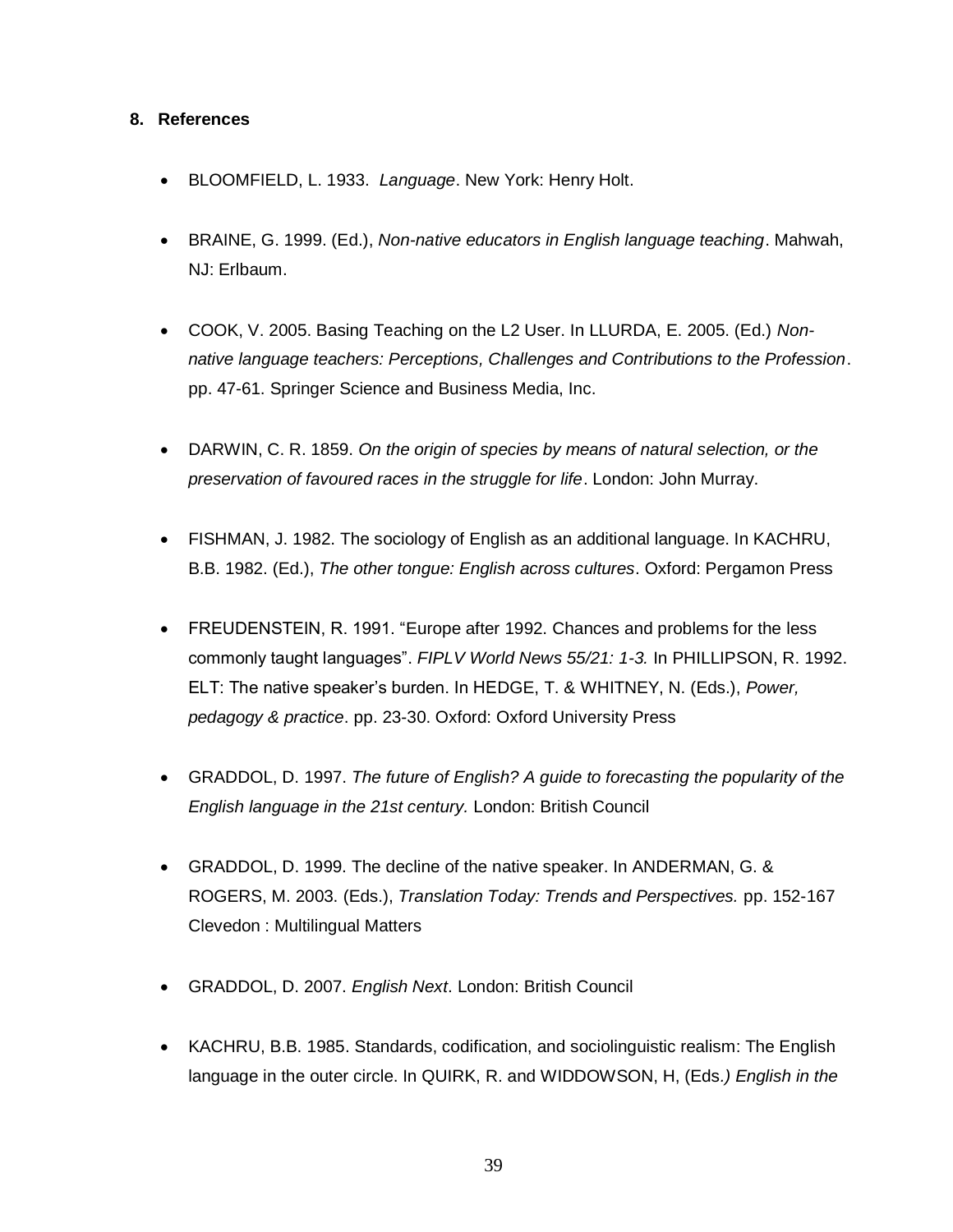## 8. References

- BLOOMFIELD, L. 1933. *Language*. New York: Henry Holt.

- BRAINE, G. 1999. (Ed.), *Non-native educators in English language teaching*. Mahwah, NJ: Erlbaum.

- COOK, V. 2005. Basing Teaching on the L2 User. In LLURDA, E. 2005. (Ed.) *Non-native language teachers: Perceptions, Challenges and Contributions to the Profession*. pp. 47-61. Springer Science and Business Media, Inc.

- DARWIN, C. R. 1859. *On the origin of species by means of natural selection, or the preservation of favoured races in the struggle for life*. London: John Murray.

- FISHMAN, J. 1982. The sociology of English as an additional language. In KACHRU, B.B. 1982. (Ed.), *The other tongue: English across cultures*. Oxford: Pergamon Press

- FREUDENSTEIN, R. 1991. "Europe after 1992. Chances and problems for the less commonly taught languages". *FIPLV World News 55/21: 1-3.* In PHILLIPSON, R. 1992. ELT: The native speaker's burden. In HEDGE, T. & WHITNEY, N. (Eds.), *Power, pedagogy & practice*. pp. 23-30. Oxford: Oxford University Press

- GRADDOL, D. 1997. *The future of English? A guide to forecasting the popularity of the English language in the 21st century.* London: British Council

- GRADDOL, D. 1999. The decline of the native speaker. In ANDERMAN, G. & ROGERS, M. 2003. (Eds.), *Translation Today: Trends and Perspectives.* pp. 152-167 Clevedon : Multilingual Matters

- GRADDOL, D. 2007. *English Next*. London: British Council

- KACHRU, B.B. 1985. Standards, codification, and sociolinguistic realism: The English language in the outer circle. In QUIRK, R. and WIDDOWSON, H, (Eds.) *English in the*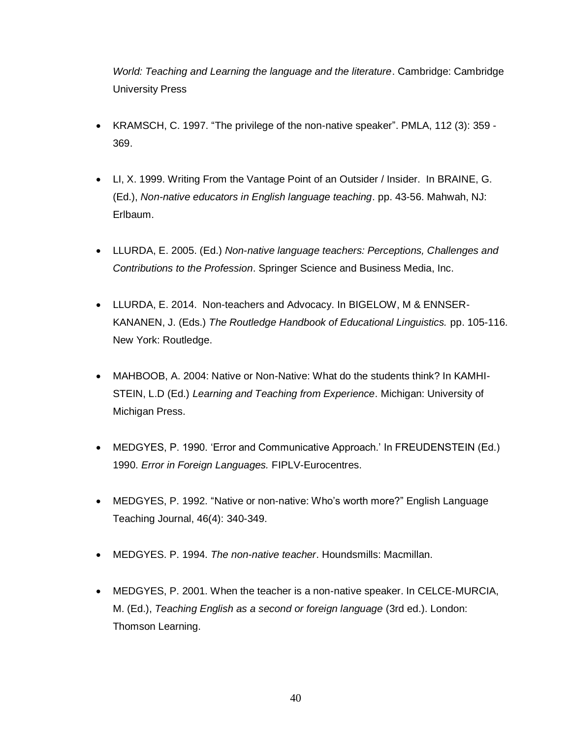*World: Teaching and Learning the language and the literature*. Cambridge: Cambridge University Press

- KRAMSCH, C. 1997. “The privilege of the non-native speaker”. PMLA, 112 (3): 359 - 369.

- LI, X. 1999. Writing From the Vantage Point of an Outsider / Insider. In BRAINE, G. (Ed.), *Non-native educators in English language teaching*. pp. 43-56. Mahwah, NJ: Erlbaum.

- LLURDA, E. 2005. (Ed.) *Non-native language teachers: Perceptions, Challenges and Contributions to the Profession*. Springer Science and Business Media, Inc.

- LLURDA, E. 2014. Non-teachers and Advocacy. In BIGELOW, M & ENNSER-KANANEN, J. (Eds.) *The Routledge Handbook of Educational Linguistics.* pp. 105-116. New York: Routledge.

- MAHBOOB, A. 2004: Native or Non-Native: What do the students think? In KAMHI-STEIN, L.D (Ed.) *Learning and Teaching from Experience*. Michigan: University of Michigan Press.

- MEDGYES, P. 1990. ‘Error and Communicative Approach.’ In FREUDENSTEIN (Ed.) 1990. *Error in Foreign Languages.* FIPLV-Eurocentres.

- MEDGYES, P. 1992. “Native or non-native: Who’s worth more?” English Language Teaching Journal, 46(4): 340-349.

- MEDGYES. P. 1994. *The non-native teacher*. Houndsmills: Macmillan.

- MEDGYES, P. 2001. When the teacher is a non-native speaker. In CELCE-MURCIA, M. (Ed.), *Teaching English as a second or foreign language* (3rd ed.). London: Thomson Learning.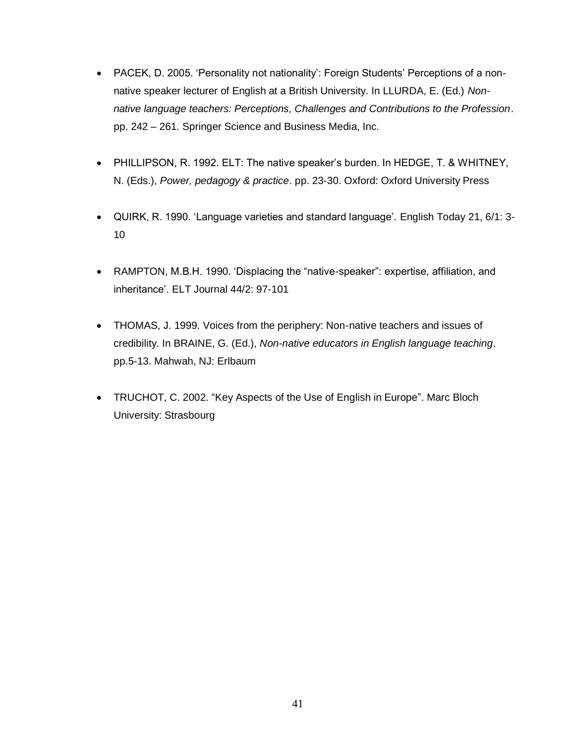- PACEK, D. 2005. 'Personality not nationality': Foreign Students' Perceptions of a non-native speaker lecturer of English at a British University. In LLURDA, E. (Ed.) *Non-native language teachers: Perceptions, Challenges and Contributions to the Profession*. pp. 242 – 261. Springer Science and Business Media, Inc.

- PHILLIPSON, R. 1992. ELT: The native speaker's burden. In HEDGE, T. & WHITNEY, N. (Eds.), *Power, pedagogy & practice*. pp. 23-30. Oxford: Oxford University Press

- QUIRK, R. 1990. 'Language varieties and standard language'. English Today 21, 6/1: 3-10

- RAMPTON, M.B.H. 1990. 'Displacing the "native-speaker": expertise, affiliation, and inheritance'. ELT Journal 44/2: 97-101

- THOMAS, J. 1999. Voices from the periphery: Non-native teachers and issues of credibility. In BRAINE, G. (Ed.), *Non-native educators in English language teaching*. pp.5-13. Mahwah, NJ: Erlbaum

- TRUCHOT, C. 2002. "Key Aspects of the Use of English in Europe". Marc Bloch University: Strasbourg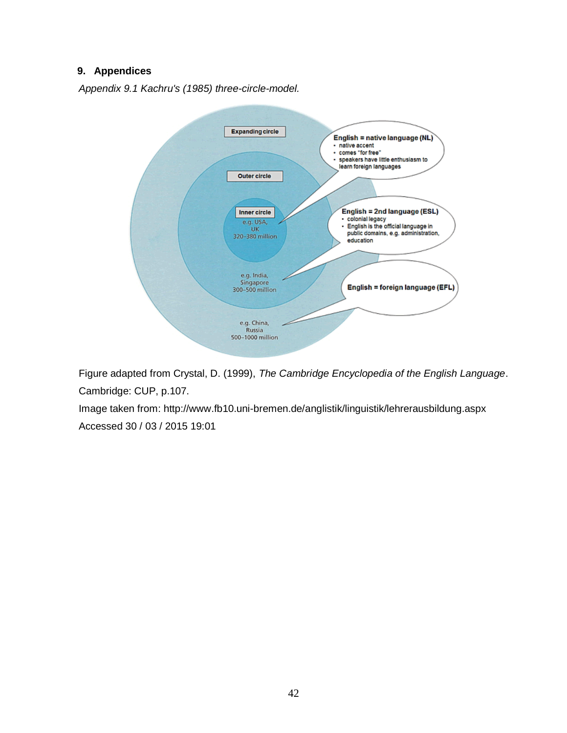## 9. Appendices

*Appendix 9.1 Kachru's (1985) three-circle-model.*

Expanding circle

Outer circle

Inner circle
e.g. USA,
UK
320–380 million

e.g. India,
Singapore
300–500 million

e.g. China,
Russia
500–1000 million

**English = native language (NL)**
- native accent
- comes "for free"
- speakers have little enthusiasm to learn foreign languages

**English = 2nd language (ESL)**
- colonial legacy
- English is the official language in public domains, e.g. administration, education

**English = foreign language (EFL)**

Figure adapted from Crystal, D. (1999), *The Cambridge Encyclopedia of the English Language*. Cambridge: CUP, p.107.

Image taken from: http://www.fb10.uni-bremen.de/anglistik/linguistik/lehrerausbildung.aspx
Accessed 30 / 03 / 2015 19:01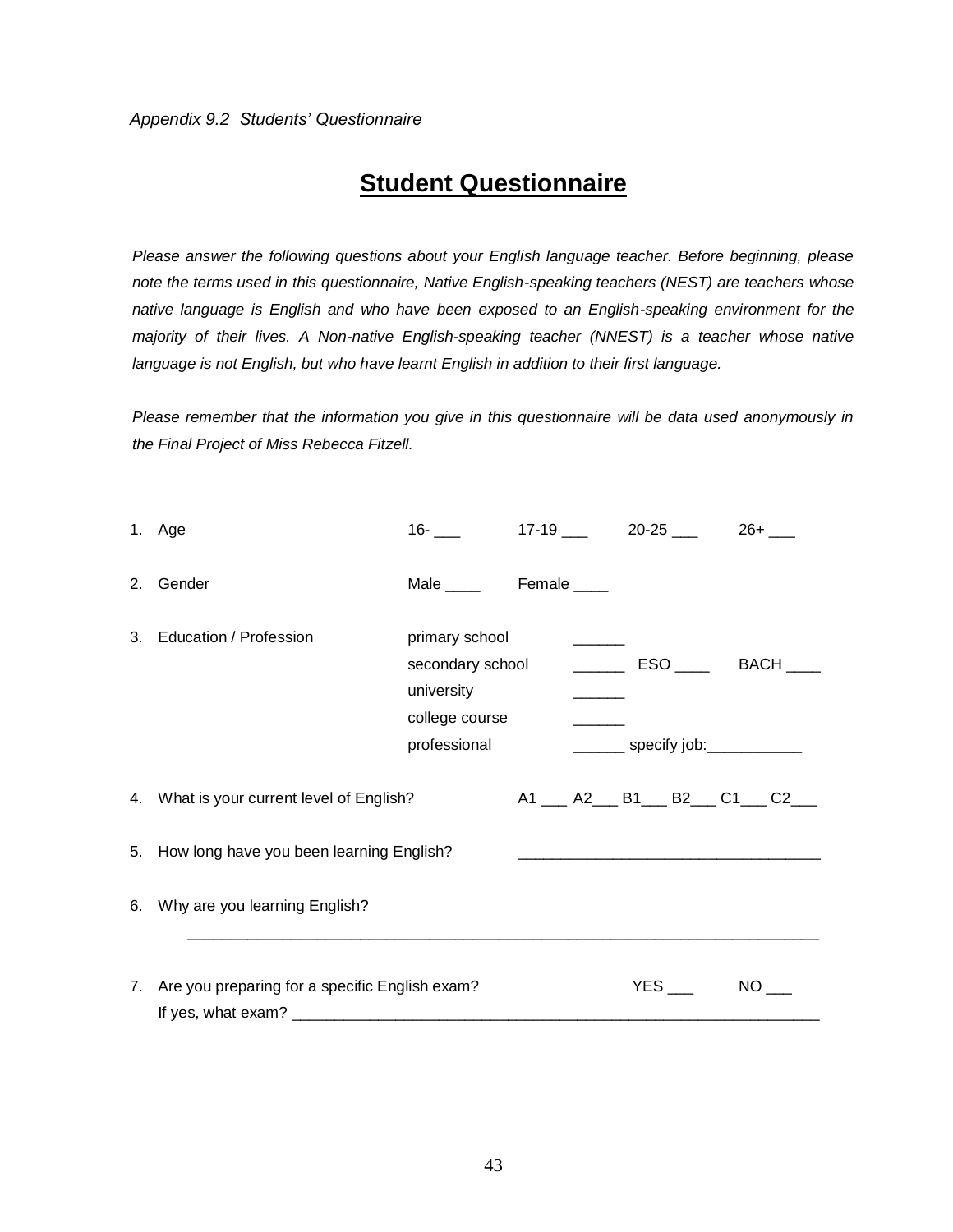*Appendix 9.2 Students' Questionnaire*

# Student Questionnaire

*Please answer the following questions about your English language teacher. Before beginning, please note the terms used in this questionnaire, Native English-speaking teachers (NEST) are teachers whose native language is English and who have been exposed to an English-speaking environment for the majority of their lives. A Non-native English-speaking teacher (NNEST) is a teacher whose native language is not English, but who have learnt English in addition to their first language.*

*Please remember that the information you give in this questionnaire will be data used anonymously in the Final Project of Miss Rebecca Fitzell.*

1. Age 16- ___ 17-19 ___ 20-25 ___ 26+ ___

2. Gender Male ____ Female ____

3. Education / Profession
   - primary school ______
   - secondary school ______ ESO ____ BACH ____
   - university ______
   - college course ______
   - professional ______ specify job:___________

4. What is your current level of English? A1 ___ A2___ B1___ B2___ C1___ C2___

5. How long have you been learning English? ___________________________________

6. Why are you learning English?

   ___________________________________________________________________________

7. Are you preparing for a specific English exam? YES ___ NO ___

   If yes, what exam? ______________________________________________________________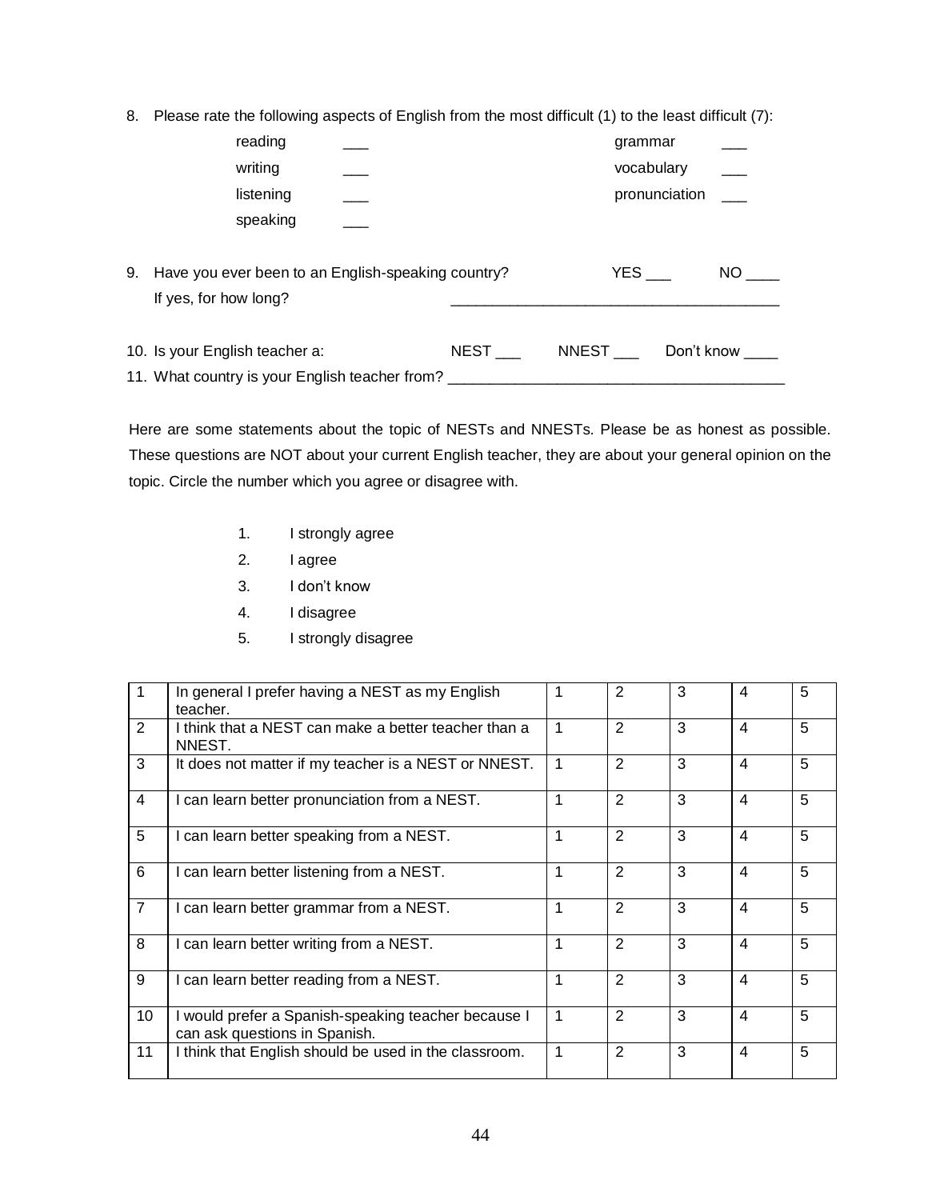8. Please rate the following aspects of English from the most difficult (1) to the least difficult (7):

   - reading ___
   - writing ___
   - listening ___
   - speaking ___
   - grammar ___
   - vocabulary ___
   - pronunciation ___

9. Have you ever been to an English-speaking country? YES ___ NO ____
   If yes, for how long? ________________________________________

10. Is your English teacher a: NEST ___ NNEST ___ Don't know ____

11. What country is your English teacher from? ________________________________________

Here are some statements about the topic of NESTs and NNESTs. Please be as honest as possible. These questions are NOT about your current English teacher, they are about your general opinion on the topic. Circle the number which you agree or disagree with.

1. I strongly agree
2. I agree
3. I don't know
4. I disagree
5. I strongly disagree

| | | | | | | |
|---|---|---|---|---|---|---|
| 1 | In general I prefer having a NEST as my English teacher. | 1 | 2 | 3 | 4 | 5 |
| 2 | I think that a NEST can make a better teacher than a NNEST. | 1 | 2 | 3 | 4 | 5 |
| 3 | It does not matter if my teacher is a NEST or NNEST. | 1 | 2 | 3 | 4 | 5 |
| 4 | I can learn better pronunciation from a NEST. | 1 | 2 | 3 | 4 | 5 |
| 5 | I can learn better speaking from a NEST. | 1 | 2 | 3 | 4 | 5 |
| 6 | I can learn better listening from a NEST. | 1 | 2 | 3 | 4 | 5 |
| 7 | I can learn better grammar from a NEST. | 1 | 2 | 3 | 4 | 5 |
| 8 | I can learn better writing from a NEST. | 1 | 2 | 3 | 4 | 5 |
| 9 | I can learn better reading from a NEST. | 1 | 2 | 3 | 4 | 5 |
| 10 | I would prefer a Spanish-speaking teacher because I can ask questions in Spanish. | 1 | 2 | 3 | 4 | 5 |
| 11 | I think that English should be used in the classroom. | 1 | 2 | 3 | 4 | 5 |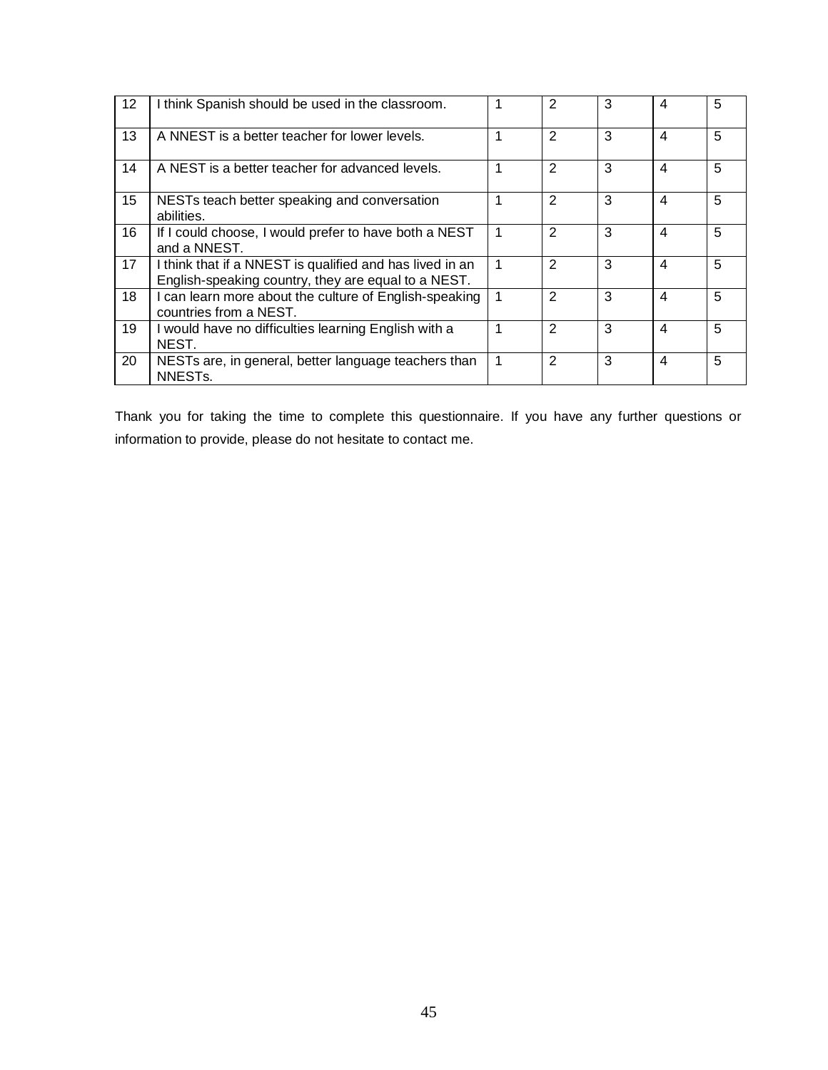| | | | | | | |
|---|---|---|---|---|---|---|
| 12 | I think Spanish should be used in the classroom. | 1 | 2 | 3 | 4 | 5 |
| 13 | A NNEST is a better teacher for lower levels. | 1 | 2 | 3 | 4 | 5 |
| 14 | A NEST is a better teacher for advanced levels. | 1 | 2 | 3 | 4 | 5 |
| 15 | NESTs teach better speaking and conversation abilities. | 1 | 2 | 3 | 4 | 5 |
| 16 | If I could choose, I would prefer to have both a NEST and a NNEST. | 1 | 2 | 3 | 4 | 5 |
| 17 | I think that if a NNEST is qualified and has lived in an English-speaking country, they are equal to a NEST. | 1 | 2 | 3 | 4 | 5 |
| 18 | I can learn more about the culture of English-speaking countries from a NEST. | 1 | 2 | 3 | 4 | 5 |
| 19 | I would have no difficulties learning English with a NEST. | 1 | 2 | 3 | 4 | 5 |
| 20 | NESTs are, in general, better language teachers than NNESTs. | 1 | 2 | 3 | 4 | 5 |

Thank you for taking the time to complete this questionnaire. If you have any further questions or information to provide, please do not hesitate to contact me.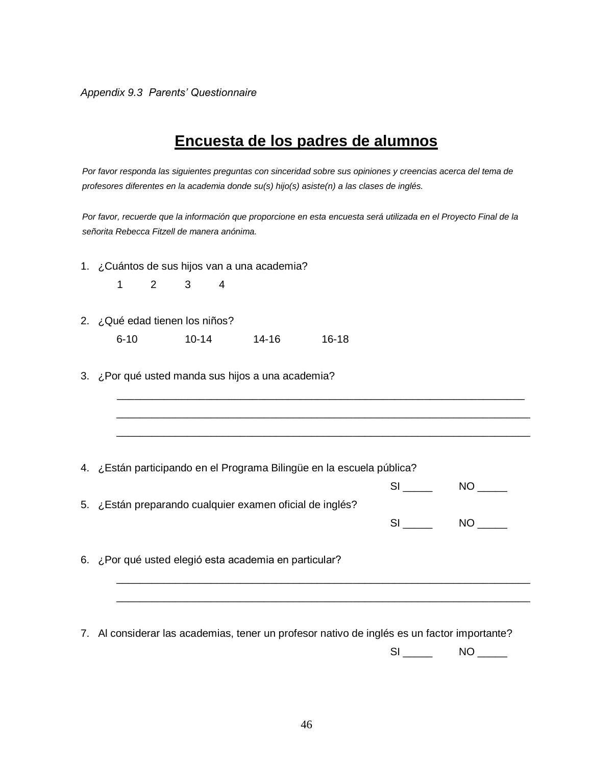*Appendix 9.3 Parents' Questionnaire*

# Encuesta de los padres de alumnos

*Por favor responda las siguientes preguntas con sinceridad sobre sus opiniones y creencias acerca del tema de profesores diferentes en la academia donde su(s) hijo(s) asiste(n) a las clases de inglés.*

*Por favor, recuerde que la información que proporcione en esta encuesta será utilizada en el Proyecto Final de la señorita Rebecca Fitzell de manera anónima.*

1. ¿Cuántos de sus hijos van a una academia?

   1 &nbsp;&nbsp;&nbsp; 2 &nbsp;&nbsp;&nbsp; 3 &nbsp;&nbsp;&nbsp; 4

2. ¿Qué edad tienen los niños?

   6-10 &nbsp;&nbsp;&nbsp; 10-14 &nbsp;&nbsp;&nbsp; 14-16 &nbsp;&nbsp;&nbsp; 16-18

3. ¿Por qué usted manda sus hijos a una academia?

   ______________________________________________________________________

   ______________________________________________________________________

   ______________________________________________________________________

4. ¿Están participando en el Programa Bilingüe en la escuela pública?

   SI _____ &nbsp;&nbsp;&nbsp; NO _____

5. ¿Están preparando cualquier examen oficial de inglés?

   SI _____ &nbsp;&nbsp;&nbsp; NO _____

6. ¿Por qué usted eligió esta academia en particular?

   ______________________________________________________________________

   ______________________________________________________________________

7. Al considerar las academias, tener un profesor nativo de inglés es un factor importante?

   SI _____ &nbsp;&nbsp;&nbsp; NO _____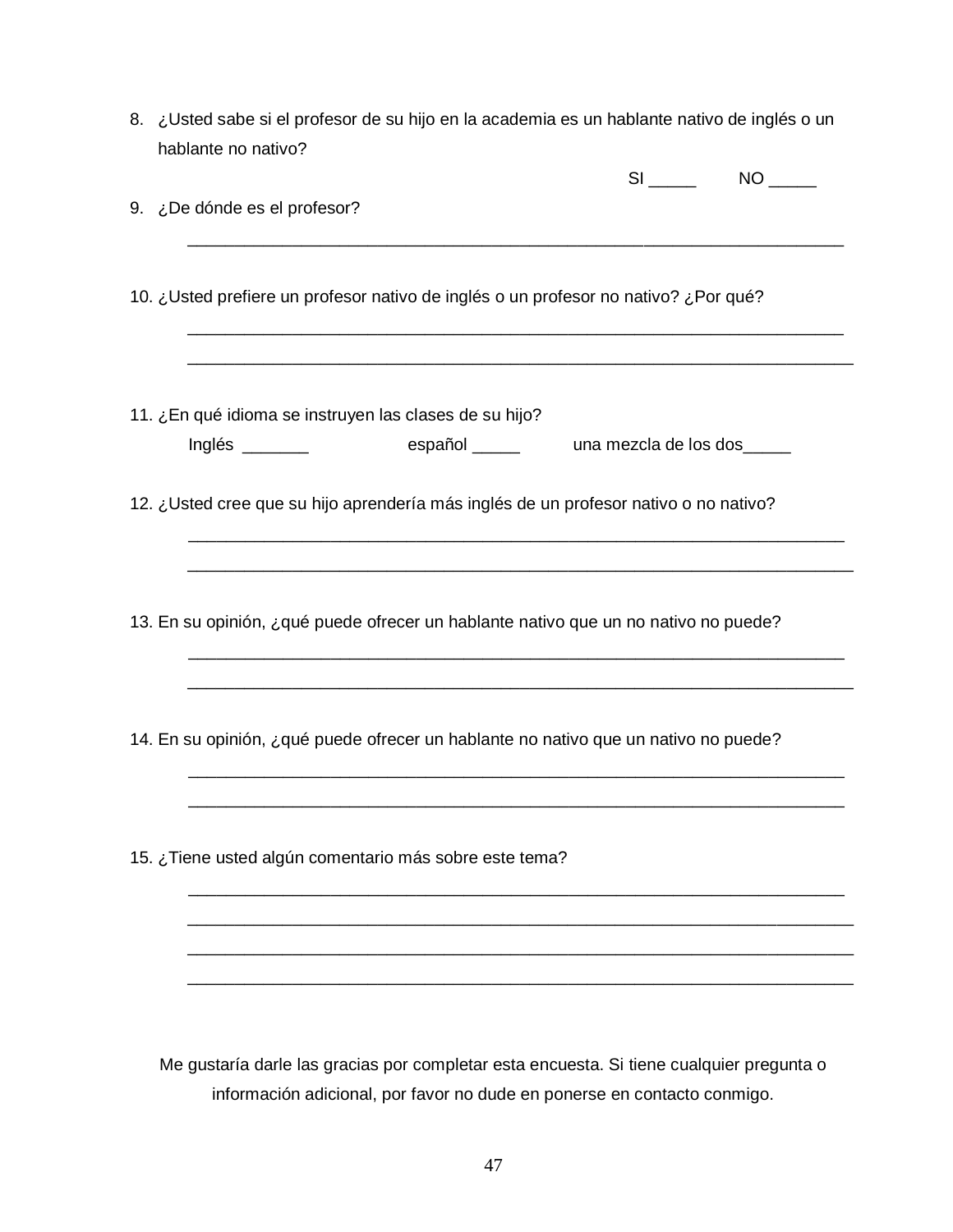8. ¿Usted sabe si el profesor de su hijo en la academia es un hablante nativo de inglés o un hablante no nativo?

   SI _____ NO _____

9. ¿De dónde es el profesor?

   ________________________________________________________________________

10. ¿Usted prefiere un profesor nativo de inglés o un profesor no nativo? ¿Por qué?

    ________________________________________________________________________
    ________________________________________________________________________

11. ¿En qué idioma se instruyen las clases de su hijo?

    Inglés _______ español _____ una mezcla de los dos_____

12. ¿Usted cree que su hijo aprendería más inglés de un profesor nativo o no nativo?

    ________________________________________________________________________
    ________________________________________________________________________

13. En su opinión, ¿qué puede ofrecer un hablante nativo que un no nativo no puede?

    ________________________________________________________________________
    ________________________________________________________________________

14. En su opinión, ¿qué puede ofrecer un hablante no nativo que un nativo no puede?

    ________________________________________________________________________
    ________________________________________________________________________

15. ¿Tiene usted algún comentario más sobre este tema?

    ________________________________________________________________________
    ________________________________________________________________________
    ________________________________________________________________________
    ________________________________________________________________________

Me gustaría darle las gracias por completar esta encuesta. Si tiene cualquier pregunta o información adicional, por favor no dude en ponerse en contacto conmigo.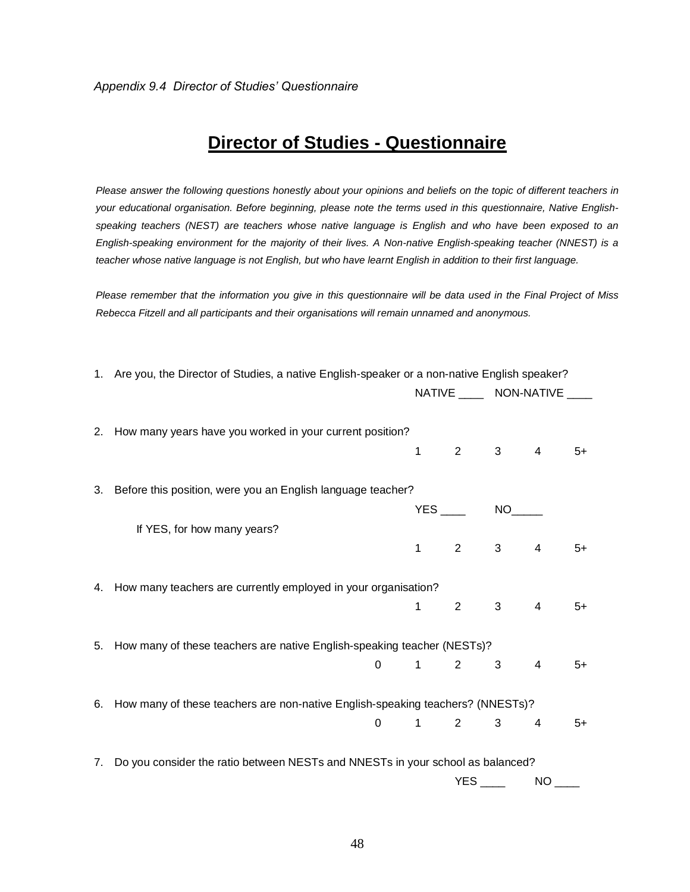*Appendix 9.4 Director of Studies' Questionnaire*

# **Director of Studies - Questionnaire**

*Please answer the following questions honestly about your opinions and beliefs on the topic of different teachers in your educational organisation. Before beginning, please note the terms used in this questionnaire, Native English-speaking teachers (NEST) are teachers whose native language is English and who have been exposed to an English-speaking environment for the majority of their lives. A Non-native English-speaking teacher (NNEST) is a teacher whose native language is not English, but who have learnt English in addition to their first language.*

*Please remember that the information you give in this questionnaire will be data used in the Final Project of Miss Rebecca Fitzell and all participants and their organisations will remain unnamed and anonymous.*

1. Are you, the Director of Studies, a native English-speaker or a non-native English speaker?

   NATIVE ____ NON-NATIVE ____

2. How many years have you worked in your current position?

   1 2 3 4 5+

3. Before this position, were you an English language teacher?

   YES ____ NO_____

   If YES, for how many years?

   1 2 3 4 5+

4. How many teachers are currently employed in your organisation?

   1 2 3 4 5+

5. How many of these teachers are native English-speaking teacher (NESTs)?

   0 1 2 3 4 5+

6. How many of these teachers are non-native English-speaking teachers? (NNESTs)?

   0 1 2 3 4 5+

7. Do you consider the ratio between NESTs and NNESTs in your school as balanced?

   YES ____ NO ____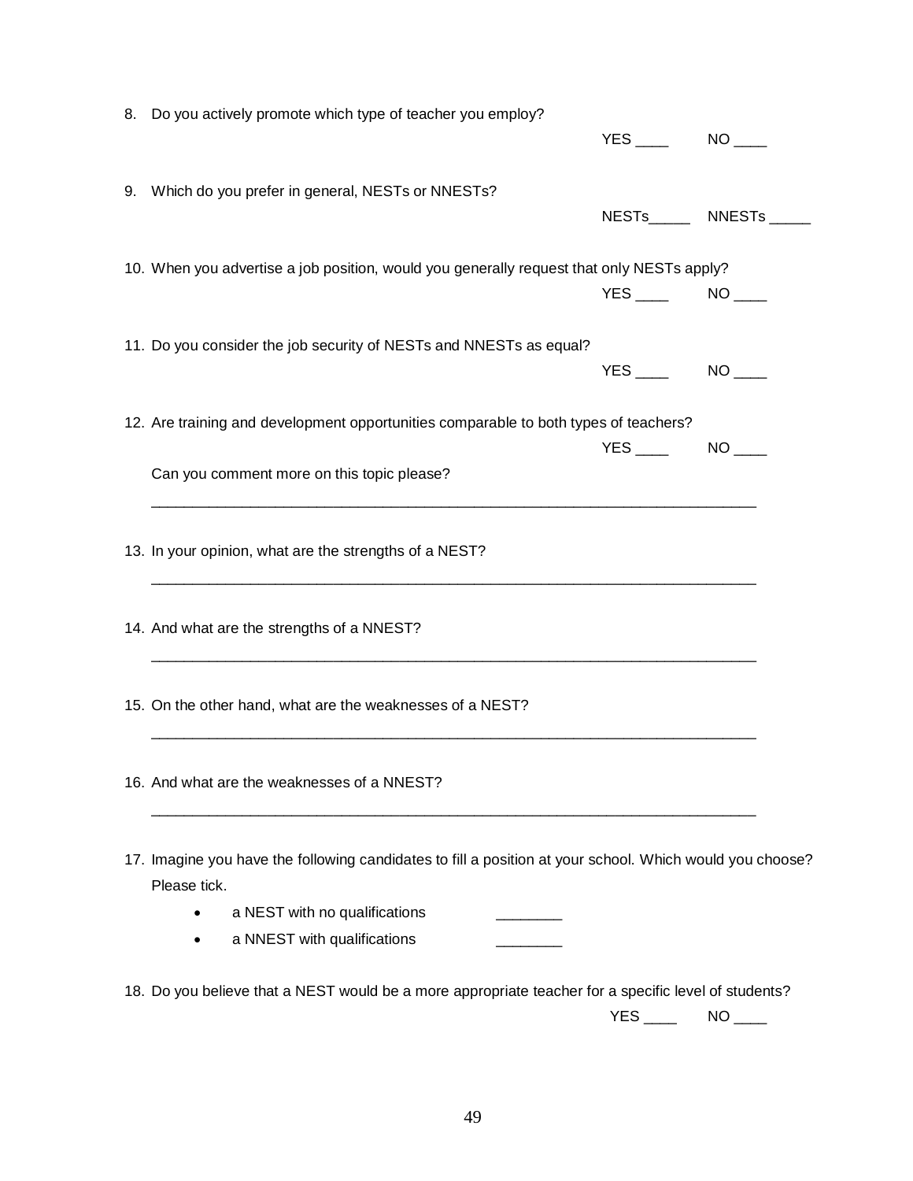8. Do you actively promote which type of teacher you employ?

   YES ____ NO ____

9. Which do you prefer in general, NESTs or NNESTs?

   NESTs_____ NNESTs _____

10. When you advertise a job position, would you generally request that only NESTs apply?

    YES ____ NO ____

11. Do you consider the job security of NESTs and NNESTs as equal?

    YES ____ NO ____

12. Are training and development opportunities comparable to both types of teachers?

    YES ____ NO ____

    Can you comment more on this topic please?

    ______________________________________________________________________________

13. In your opinion, what are the strengths of a NEST?

    ______________________________________________________________________________

14. And what are the strengths of a NNEST?

    ______________________________________________________________________________

15. On the other hand, what are the weaknesses of a NEST?

    ______________________________________________________________________________

16. And what are the weaknesses of a NNEST?

    ______________________________________________________________________________

17. Imagine you have the following candidates to fill a position at your school. Which would you choose? Please tick.

    - a NEST with no qualifications ________
    - a NNEST with qualifications ________

18. Do you believe that a NEST would be a more appropriate teacher for a specific level of students?

    YES ____ NO ____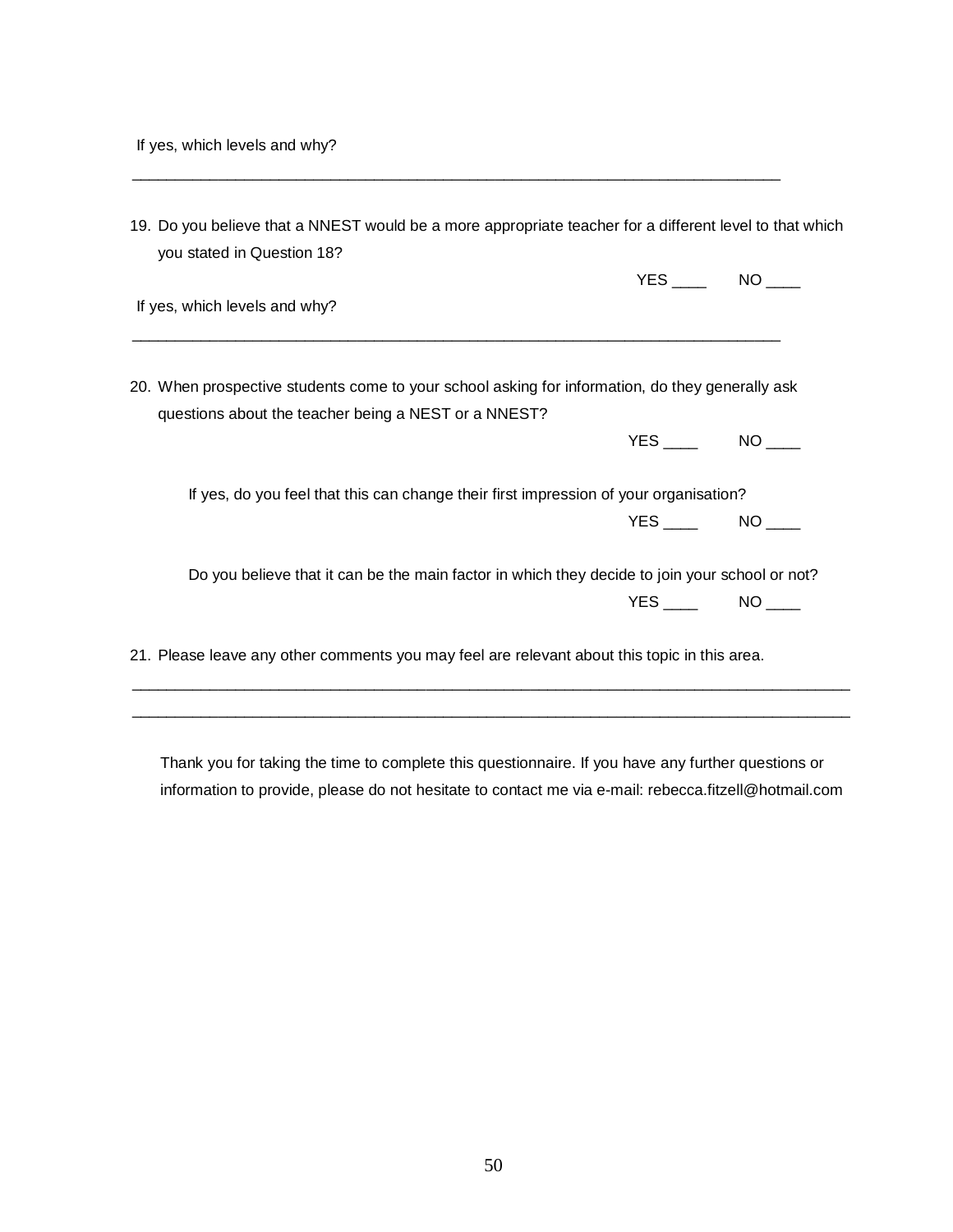If yes, which levels and why?

________________________________________________________________________________

19. Do you believe that a NNEST would be a more appropriate teacher for a different level to that which you stated in Question 18?

YES ____ NO ____

If yes, which levels and why?

________________________________________________________________________________

20. When prospective students come to your school asking for information, do they generally ask questions about the teacher being a NEST or a NNEST?

YES ____ NO ____

If yes, do you feel that this can change their first impression of your organisation?

YES ____ NO ____

Do you believe that it can be the main factor in which they decide to join your school or not?

YES ____ NO ____

21. Please leave any other comments you may feel are relevant about this topic in this area.

________________________________________________________________________________

________________________________________________________________________________

Thank you for taking the time to complete this questionnaire. If you have any further questions or information to provide, please do not hesitate to contact me via e-mail: rebecca.fitzell@hotmail.com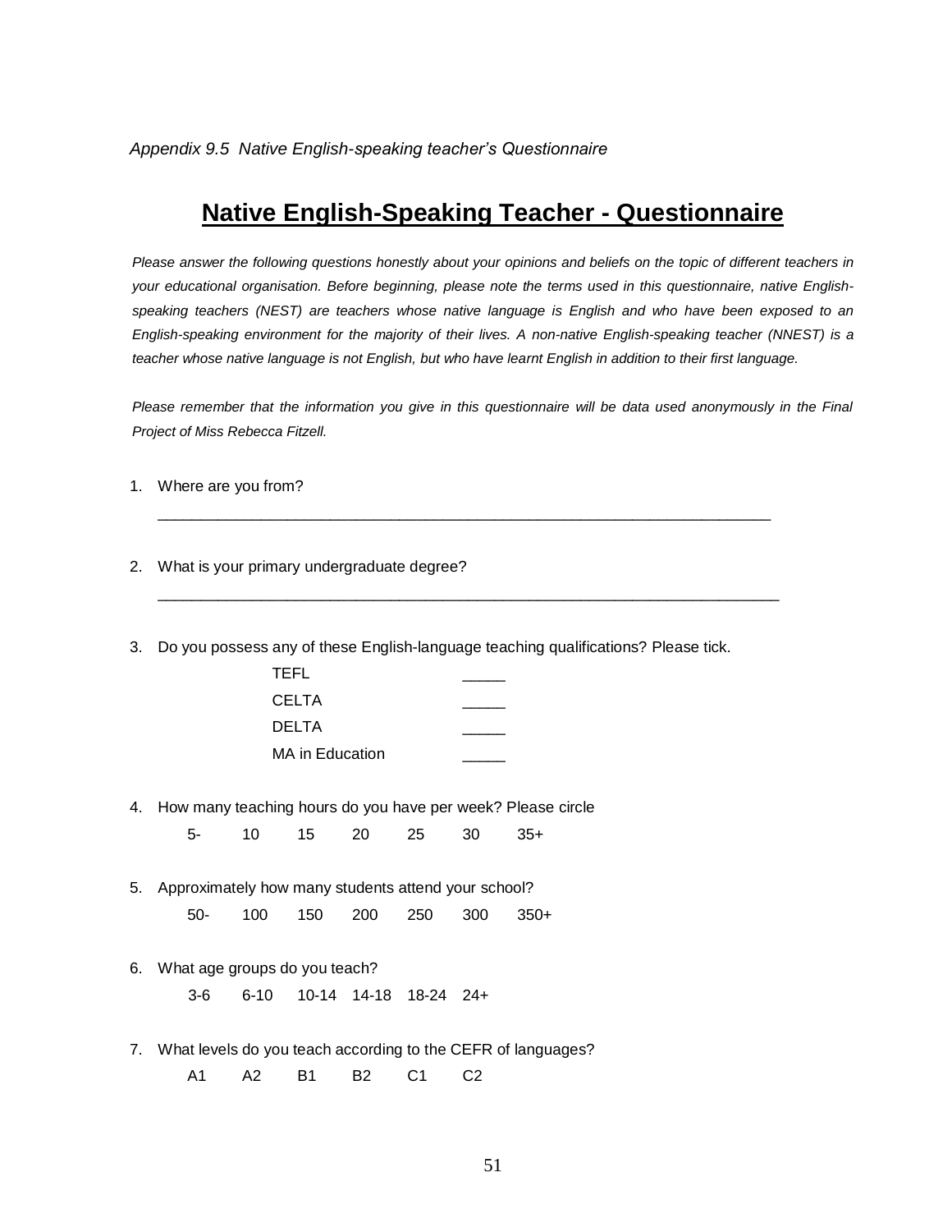*Appendix 9.5 Native English-speaking teacher's Questionnaire*

# Native English-Speaking Teacher - Questionnaire

*Please answer the following questions honestly about your opinions and beliefs on the topic of different teachers in your educational organisation. Before beginning, please note the terms used in this questionnaire, native English-speaking teachers (NEST) are teachers whose native language is English and who have been exposed to an English-speaking environment for the majority of their lives. A non-native English-speaking teacher (NNEST) is a teacher whose native language is not English, but who have learnt English in addition to their first language.*

*Please remember that the information you give in this questionnaire will be data used anonymously in the Final Project of Miss Rebecca Fitzell.*

1. Where are you from?

   ___________________________________________________________________________

2. What is your primary undergraduate degree?

   ___________________________________________________________________________

3. Do you possess any of these English-language teaching qualifications? Please tick.

   TEFL _____
   CELTA _____
   DELTA _____
   MA in Education _____

4. How many teaching hours do you have per week? Please circle

   5- 10 15 20 25 30 35+

5. Approximately how many students attend your school?

   50- 100 150 200 250 300 350+

6. What age groups do you teach?

   3-6 6-10 10-14 14-18 18-24 24+

7. What levels do you teach according to the CEFR of languages?

   A1 A2 B1 B2 C1 C2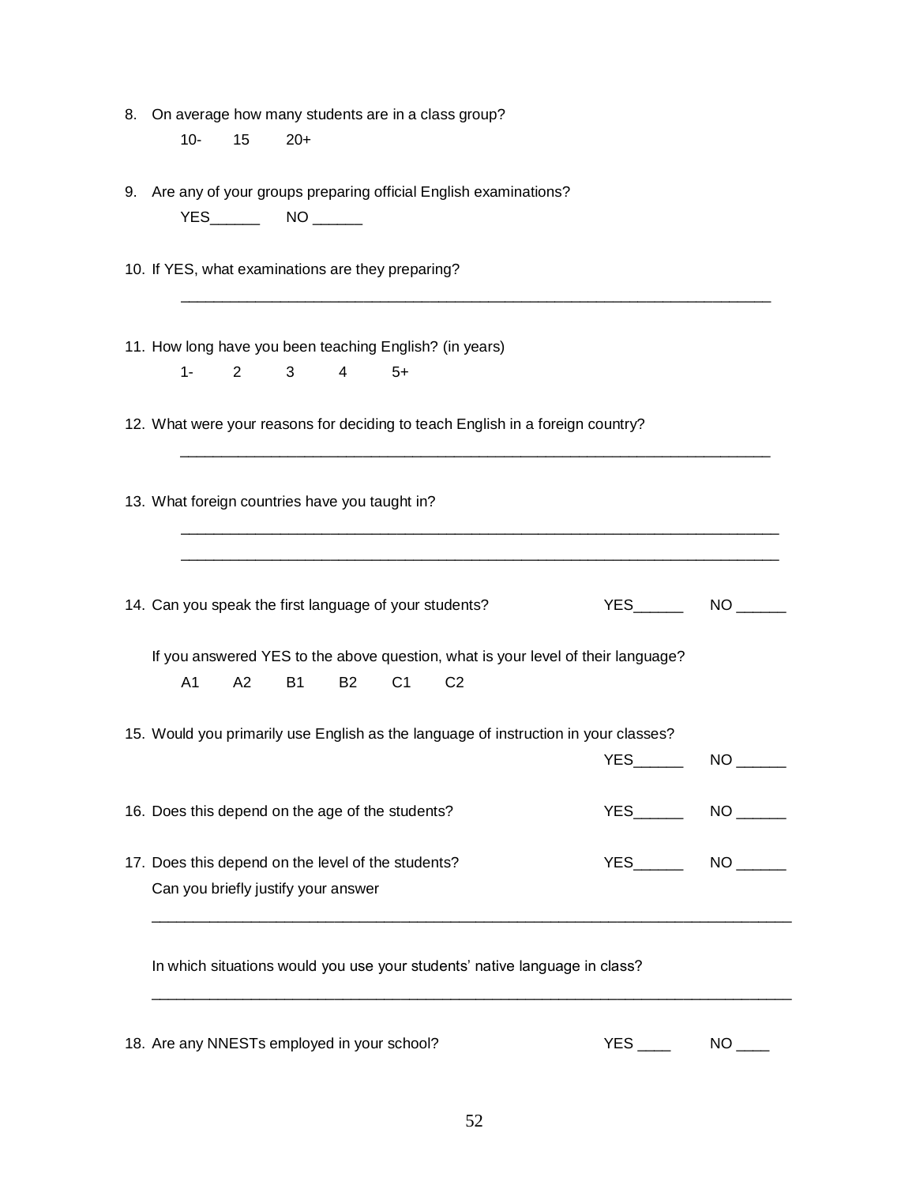8. On average how many students are in a class group?

   10-     15     20+

9. Are any of your groups preparing official English examinations?

   YES______     NO ______

10. If YES, what examinations are they preparing?

    ______________________________________________________________________

11. How long have you been teaching English? (in years)

    1-     2     3     4     5+

12. What were your reasons for deciding to teach English in a foreign country?

    ______________________________________________________________________

13. What foreign countries have you taught in?

    ______________________________________________________________________

    ______________________________________________________________________

14. Can you speak the first language of your students?     YES______     NO ______

    If you answered YES to the above question, what is your level of their language?

    A1     A2     B1     B2     C1     C2

15. Would you primarily use English as the language of instruction in your classes?

    YES______     NO ______

16. Does this depend on the age of the students?     YES______     NO ______

17. Does this depend on the level of the students?     YES______     NO ______

    Can you briefly justify your answer

    ______________________________________________________________________

    In which situations would you use your students' native language in class?

    ______________________________________________________________________

18. Are any NNESTs employed in your school?     YES ____     NO ____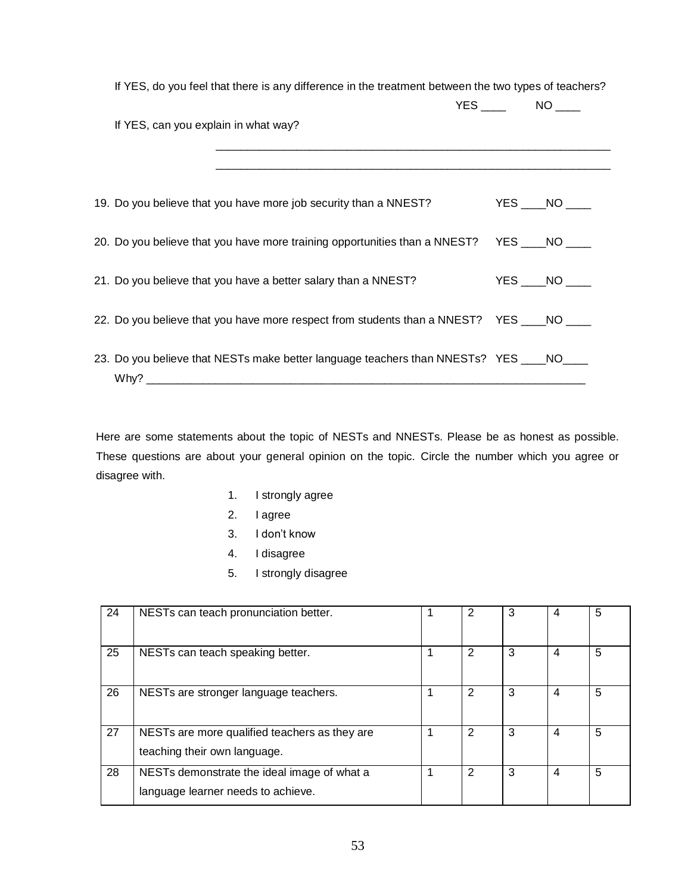If YES, do you feel that there is any difference in the treatment between the two types of teachers?

YES ____ NO ____

If YES, can you explain in what way?

_______________________________________________________________

_______________________________________________________________

19. Do you believe that you have more job security than a NNEST? YES ____NO ____

20. Do you believe that you have more training opportunities than a NNEST? YES ____NO ____

21. Do you believe that you have a better salary than a NNEST? YES ____NO ____

22. Do you believe that you have more respect from students than a NNEST? YES ____NO ____

23. Do you believe that NESTs make better language teachers than NNESTs? YES ____NO____
    Why? ________________________________________________________________________

Here are some statements about the topic of NESTs and NNESTs. Please be as honest as possible. These questions are about your general opinion on the topic. Circle the number which you agree or disagree with.

1. I strongly agree
2. I agree
3. I don't know
4. I disagree
5. I strongly disagree

| | | | | | | |
|---|---|---|---|---|---|---|
| 24 | NESTs can teach pronunciation better. | 1 | 2 | 3 | 4 | 5 |
| 25 | NESTs can teach speaking better. | 1 | 2 | 3 | 4 | 5 |
| 26 | NESTs are stronger language teachers. | 1 | 2 | 3 | 4 | 5 |
| 27 | NESTs are more qualified teachers as they are teaching their own language. | 1 | 2 | 3 | 4 | 5 |
| 28 | NESTs demonstrate the ideal image of what a language learner needs to achieve. | 1 | 2 | 3 | 4 | 5 |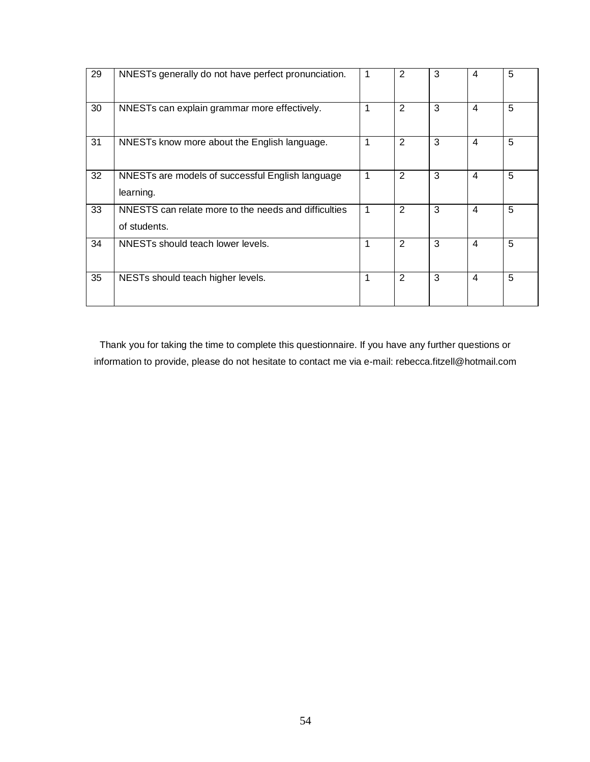| 29 | NNESTs generally do not have perfect pronunciation. | 1 | 2 | 3 | 4 | 5 |
|---|---|---|---|---|---|---|
| 30 | NNESTs can explain grammar more effectively. | 1 | 2 | 3 | 4 | 5 |
| 31 | NNESTs know more about the English language. | 1 | 2 | 3 | 4 | 5 |
| 32 | NNESTs are models of successful English language learning. | 1 | 2 | 3 | 4 | 5 |
| 33 | NNESTS can relate more to the needs and difficulties of students. | 1 | 2 | 3 | 4 | 5 |
| 34 | NNESTs should teach lower levels. | 1 | 2 | 3 | 4 | 5 |
| 35 | NESTs should teach higher levels. | 1 | 2 | 3 | 4 | 5 |

Thank you for taking the time to complete this questionnaire. If you have any further questions or information to provide, please do not hesitate to contact me via e-mail: rebecca.fitzell@hotmail.com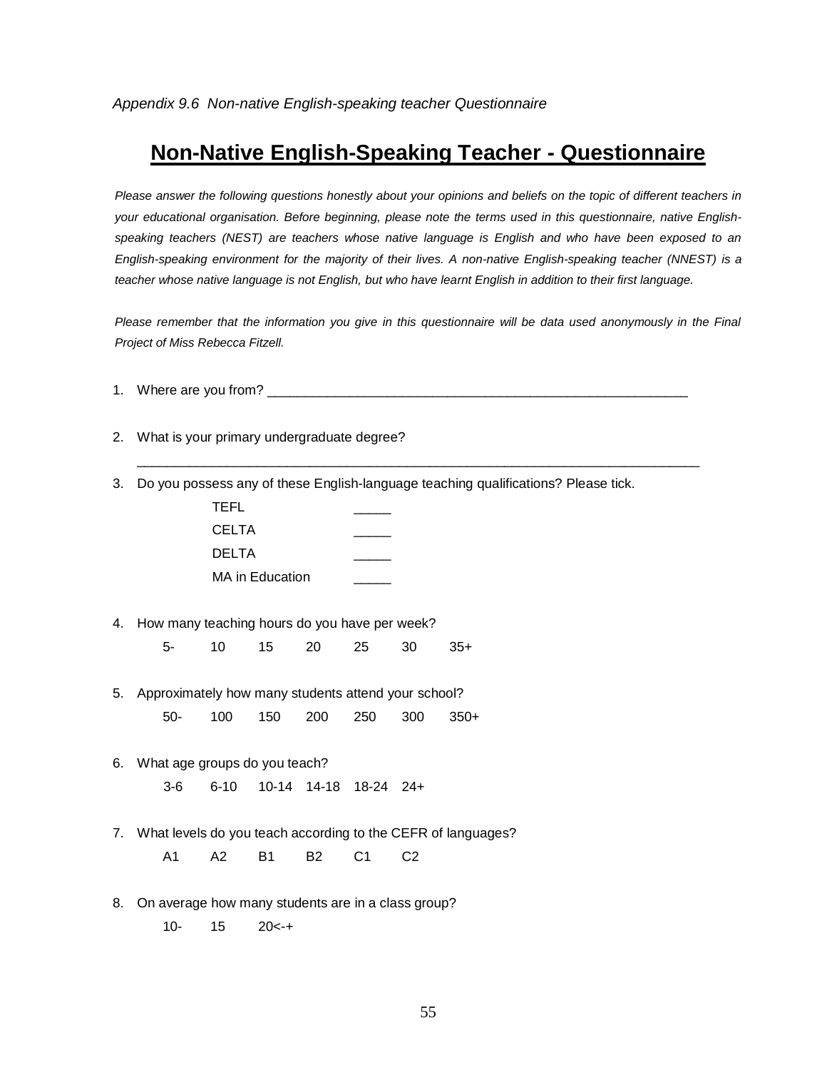*Appendix 9.6 Non-native English-speaking teacher Questionnaire*

# Non-Native English-Speaking Teacher - Questionnaire

*Please answer the following questions honestly about your opinions and beliefs on the topic of different teachers in your educational organisation. Before beginning, please note the terms used in this questionnaire, native English-speaking teachers (NEST) are teachers whose native language is English and who have been exposed to an English-speaking environment for the majority of their lives. A non-native English-speaking teacher (NNEST) is a teacher whose native language is not English, but who have learnt English in addition to their first language.*

*Please remember that the information you give in this questionnaire will be data used anonymously in the Final Project of Miss Rebecca Fitzell.*

1. Where are you from? ___________________________________________________________

2. What is your primary undergraduate degree?

   ___________________________________________________________________________

3. Do you possess any of these English-language teaching qualifications? Please tick.

   TEFL _____

   CELTA _____

   DELTA _____

   MA in Education _____

4. How many teaching hours do you have per week?

   5- 10 15 20 25 30 35+

5. Approximately how many students attend your school?

   50- 100 150 200 250 300 350+

6. What age groups do you teach?

   3-6 6-10 10-14 14-18 18-24 24+

7. What levels do you teach according to the CEFR of languages?

   A1 A2 B1 B2 C1 C2

8. On average how many students are in a class group?

   10- 15 20<-+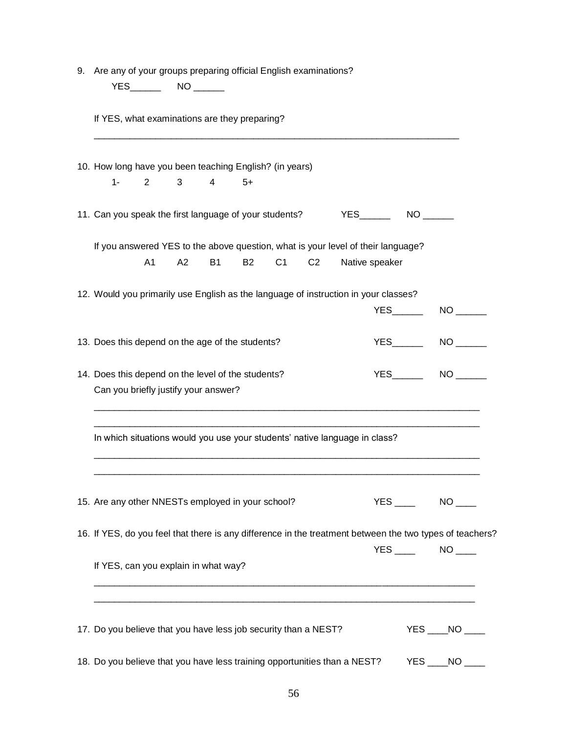9. Are any of your groups preparing official English examinations?

   YES______ NO ______

   If YES, what examinations are they preparing?

   ___________________________________________________________________________

10. How long have you been teaching English? (in years)

    1- 2 3 4 5+

11. Can you speak the first language of your students? YES______ NO ______

    If you answered YES to the above question, what is your level of their language?

    A1 A2 B1 B2 C1 C2 Native speaker

12. Would you primarily use English as the language of instruction in your classes?

    YES______ NO ______

13. Does this depend on the age of the students? YES______ NO ______

14. Does this depend on the level of the students? YES______ NO ______

    Can you briefly justify your answer?

    ________________________________________________________________________________

    ________________________________________________________________________________

    In which situations would you use your students' native language in class?

    ________________________________________________________________________________

    ________________________________________________________________________________

15. Are any other NNESTs employed in your school? YES ____ NO ____

16. If YES, do you feel that there is any difference in the treatment between the two types of teachers?

    YES ____ NO ____

    If YES, can you explain in what way?

    ________________________________________________________________________________

    ________________________________________________________________________________

17. Do you believe that you have less job security than a NEST? YES ____NO ____

18. Do you believe that you have less training opportunities than a NEST? YES ____NO ____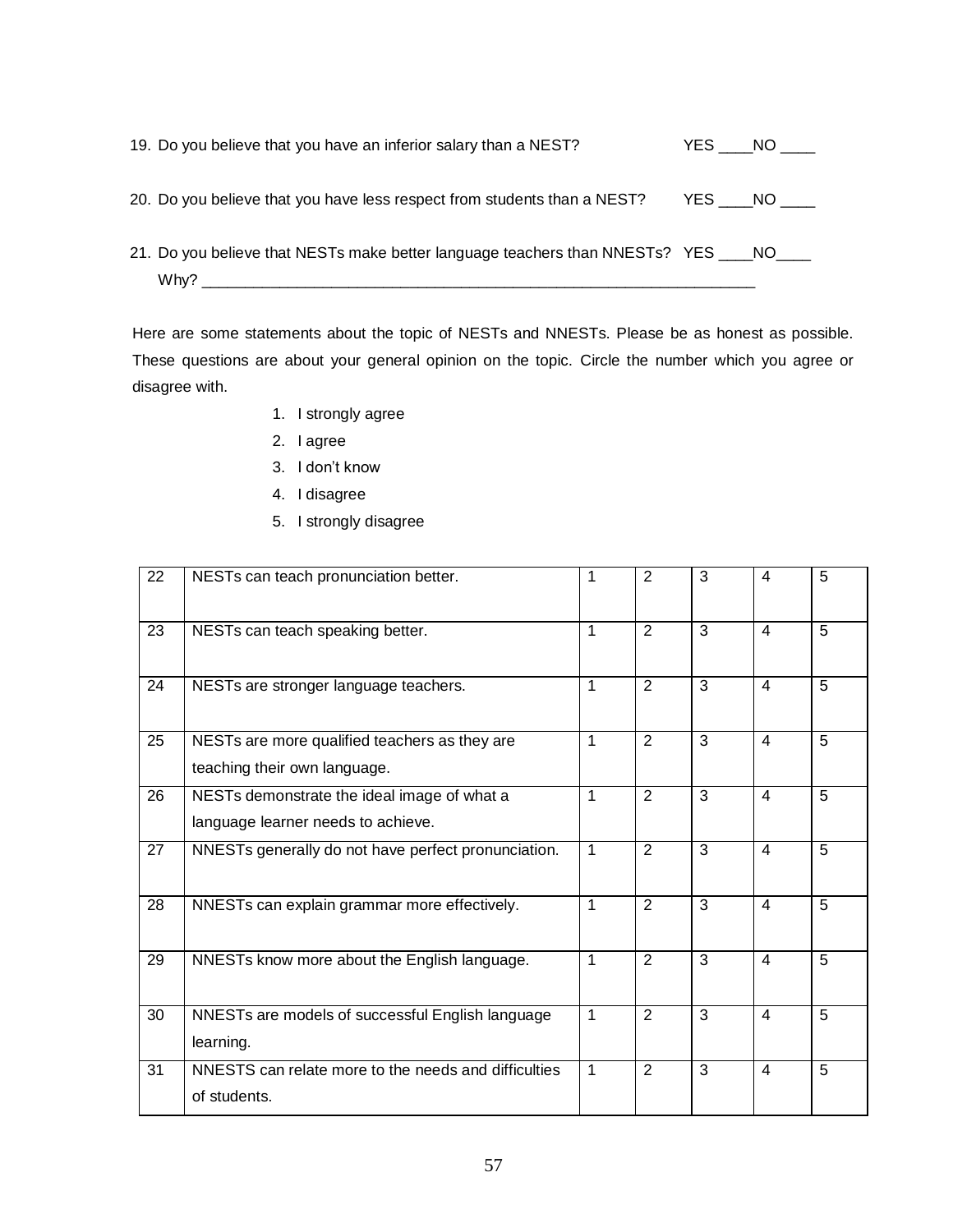19. Do you believe that you have an inferior salary than a NEST? YES ____NO ____

20. Do you believe that you have less respect from students than a NEST? YES ____NO ____

21. Do you believe that NESTs make better language teachers than NNESTs? YES ____NO____
    Why? ____________________________________________________________________

Here are some statements about the topic of NESTs and NNESTs. Please be as honest as possible. These questions are about your general opinion on the topic. Circle the number which you agree or disagree with.

1. I strongly agree
2. I agree
3. I don't know
4. I disagree
5. I strongly disagree

| | | | | | | |
|---|---|---|---|---|---|---|
| 22 | NESTs can teach pronunciation better. | 1 | 2 | 3 | 4 | 5 |
| 23 | NESTs can teach speaking better. | 1 | 2 | 3 | 4 | 5 |
| 24 | NESTs are stronger language teachers. | 1 | 2 | 3 | 4 | 5 |
| 25 | NESTs are more qualified teachers as they are teaching their own language. | 1 | 2 | 3 | 4 | 5 |
| 26 | NESTs demonstrate the ideal image of what a language learner needs to achieve. | 1 | 2 | 3 | 4 | 5 |
| 27 | NNESTs generally do not have perfect pronunciation. | 1 | 2 | 3 | 4 | 5 |
| 28 | NNESTs can explain grammar more effectively. | 1 | 2 | 3 | 4 | 5 |
| 29 | NNESTs know more about the English language. | 1 | 2 | 3 | 4 | 5 |
| 30 | NNESTs are models of successful English language learning. | 1 | 2 | 3 | 4 | 5 |
| 31 | NNESTS can relate more to the needs and difficulties of students. | 1 | 2 | 3 | 4 | 5 |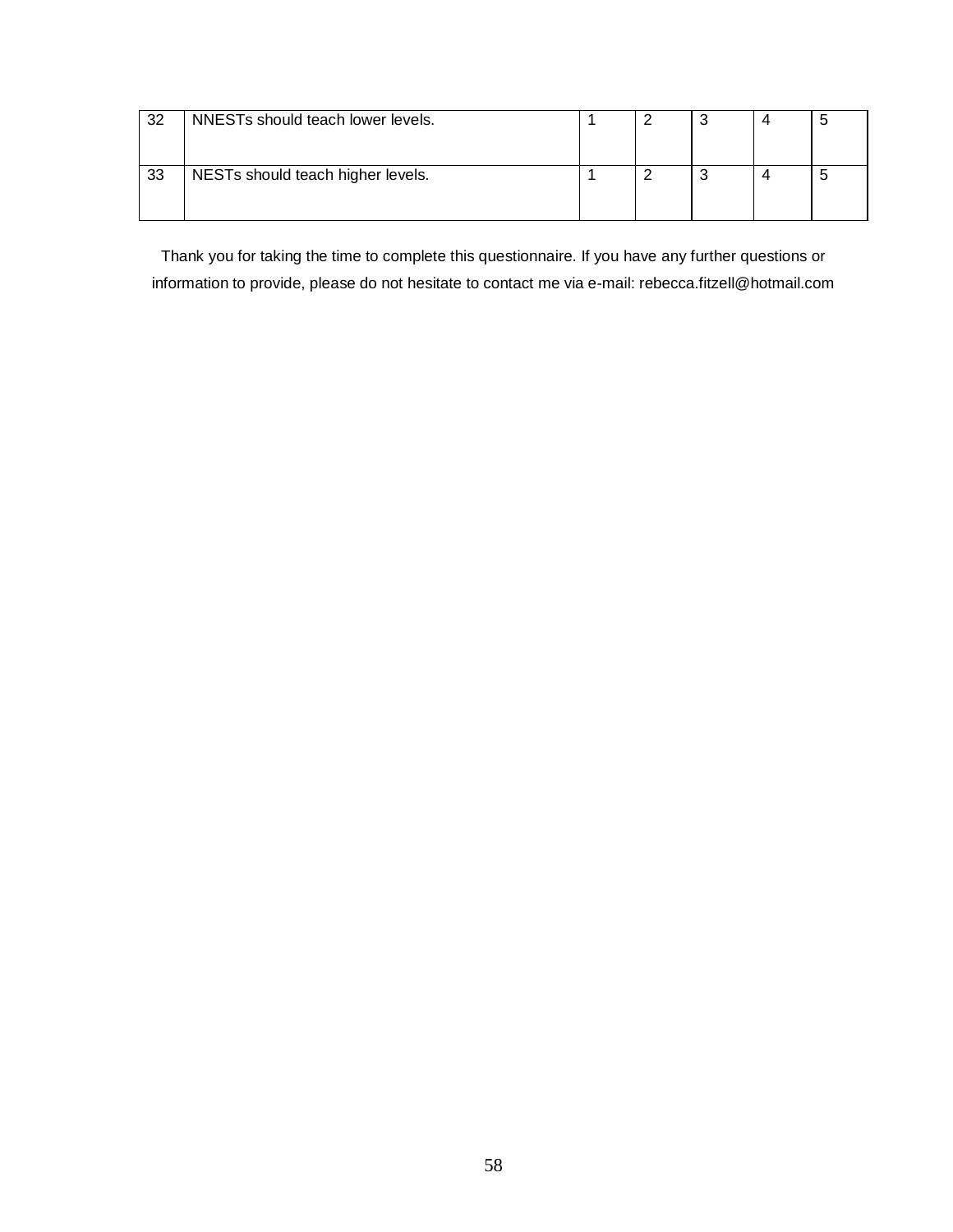| | | | | | | |
|---|---|---|---|---|---|---|
| 32 | NNESTs should teach lower levels. | 1 | 2 | 3 | 4 | 5 |
| 33 | NESTs should teach higher levels. | 1 | 2 | 3 | 4 | 5 |

Thank you for taking the time to complete this questionnaire. If you have any further questions or information to provide, please do not hesitate to contact me via e-mail: rebecca.fitzell@hotmail.com